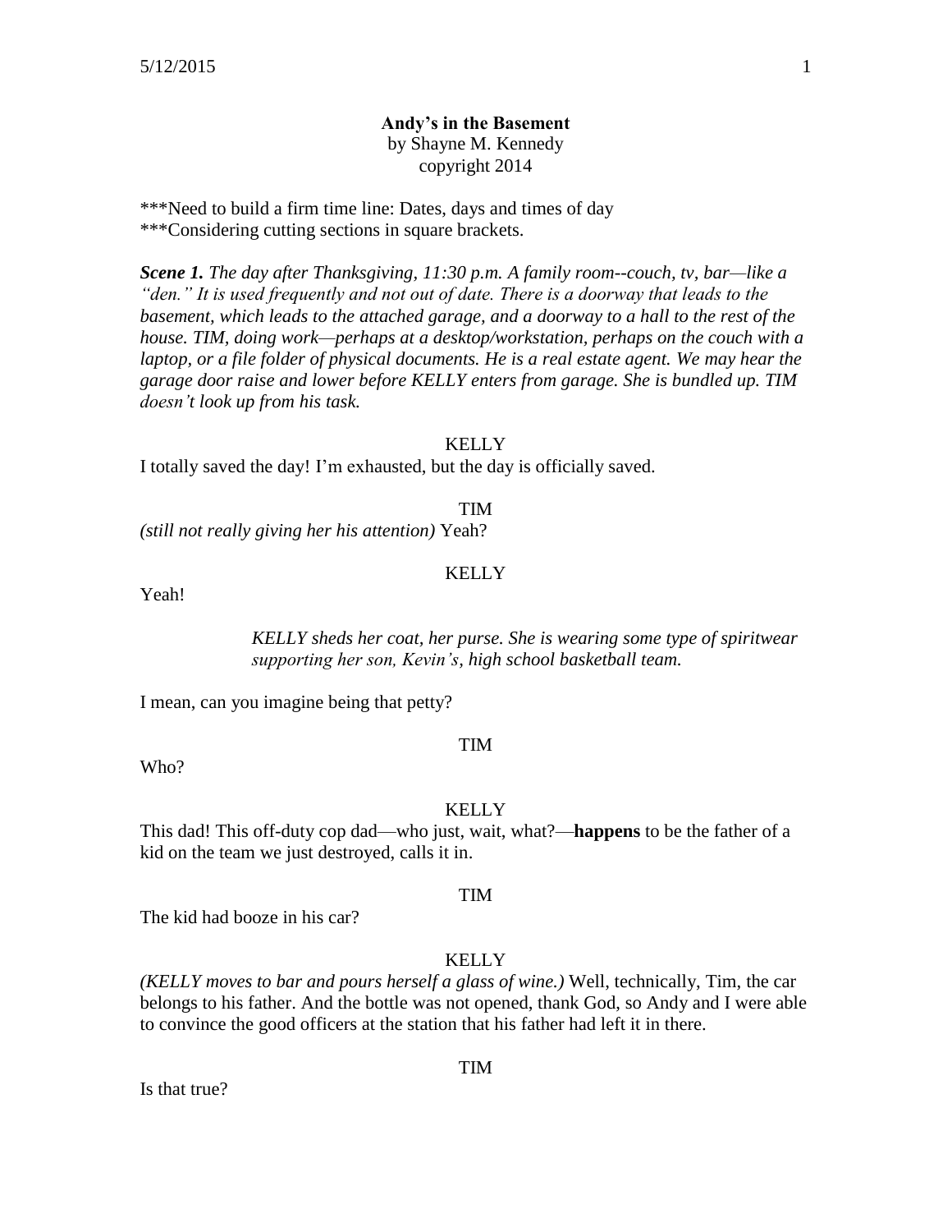**Andy's in the Basement**
by Shayne M. Kennedy
copyright 2014

***Need to build a firm time line: Dates, days and times of day
***Considering cutting sections in square brackets.

***Scene 1.*** *The day after Thanksgiving, 11:30 p.m. A family room--couch, tv, bar—like a "den." It is used frequently and not out of date. There is a doorway that leads to the basement, which leads to the attached garage, and a doorway to a hall to the rest of the house. TIM, doing work—perhaps at a desktop/workstation, perhaps on the couch with a laptop, or a file folder of physical documents. He is a real estate agent. We may hear the garage door raise and lower before KELLY enters from garage. She is bundled up. TIM doesn't look up from his task.*

KELLY

I totally saved the day! I'm exhausted, but the day is officially saved.

TIM

*(still not really giving her his attention)* Yeah?

KELLY

Yeah!

> *KELLY sheds her coat, her purse. She is wearing some type of spiritwear supporting her son, Kevin's, high school basketball team.*

I mean, can you imagine being that petty?

TIM

Who?

KELLY

This dad! This off-duty cop dad—who just, wait, what?—**happens** to be the father of a kid on the team we just destroyed, calls it in.

TIM

The kid had booze in his car?

KELLY

*(KELLY moves to bar and pours herself a glass of wine.)* Well, technically, Tim, the car belongs to his father. And the bottle was not opened, thank God, so Andy and I were able to convince the good officers at the station that his father had left it in there.

TIM

Is that true?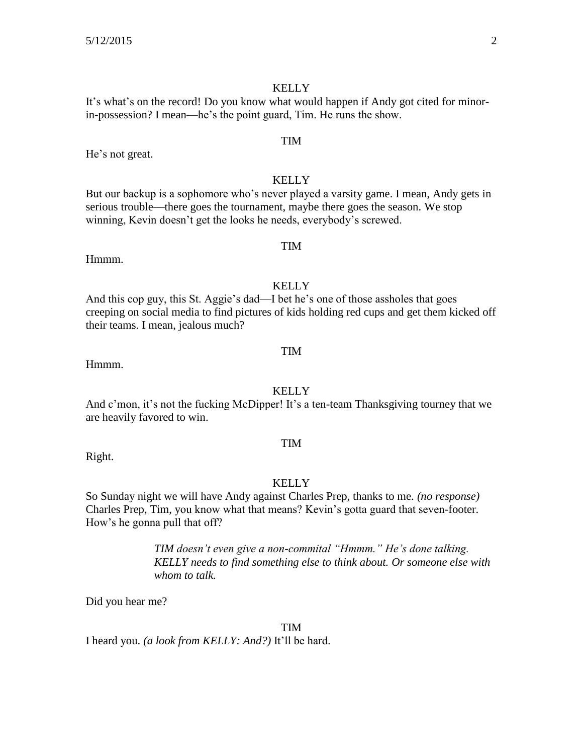KELLY

It's what's on the record! Do you know what would happen if Andy got cited for minor-in-possession? I mean—he's the point guard, Tim. He runs the show.

TIM

He's not great.

KELLY

But our backup is a sophomore who's never played a varsity game. I mean, Andy gets in serious trouble—there goes the tournament, maybe there goes the season. We stop winning, Kevin doesn't get the looks he needs, everybody's screwed.

TIM

Hmmm.

KELLY

And this cop guy, this St. Aggie's dad—I bet he's one of those assholes that goes creeping on social media to find pictures of kids holding red cups and get them kicked off their teams. I mean, jealous much?

TIM

Hmmm.

KELLY

And c'mon, it's not the fucking McDipper! It's a ten-team Thanksgiving tourney that we are heavily favored to win.

TIM

Right.

KELLY

So Sunday night we will have Andy against Charles Prep, thanks to me. *(no response)* Charles Prep, Tim, you know what that means? Kevin's gotta guard that seven-footer. How's he gonna pull that off?

*TIM doesn't even give a non-commital "Hmmm." He's done talking. KELLY needs to find something else to think about. Or someone else with whom to talk.*

Did you hear me?

TIM

I heard you. *(a look from KELLY: And?)* It'll be hard.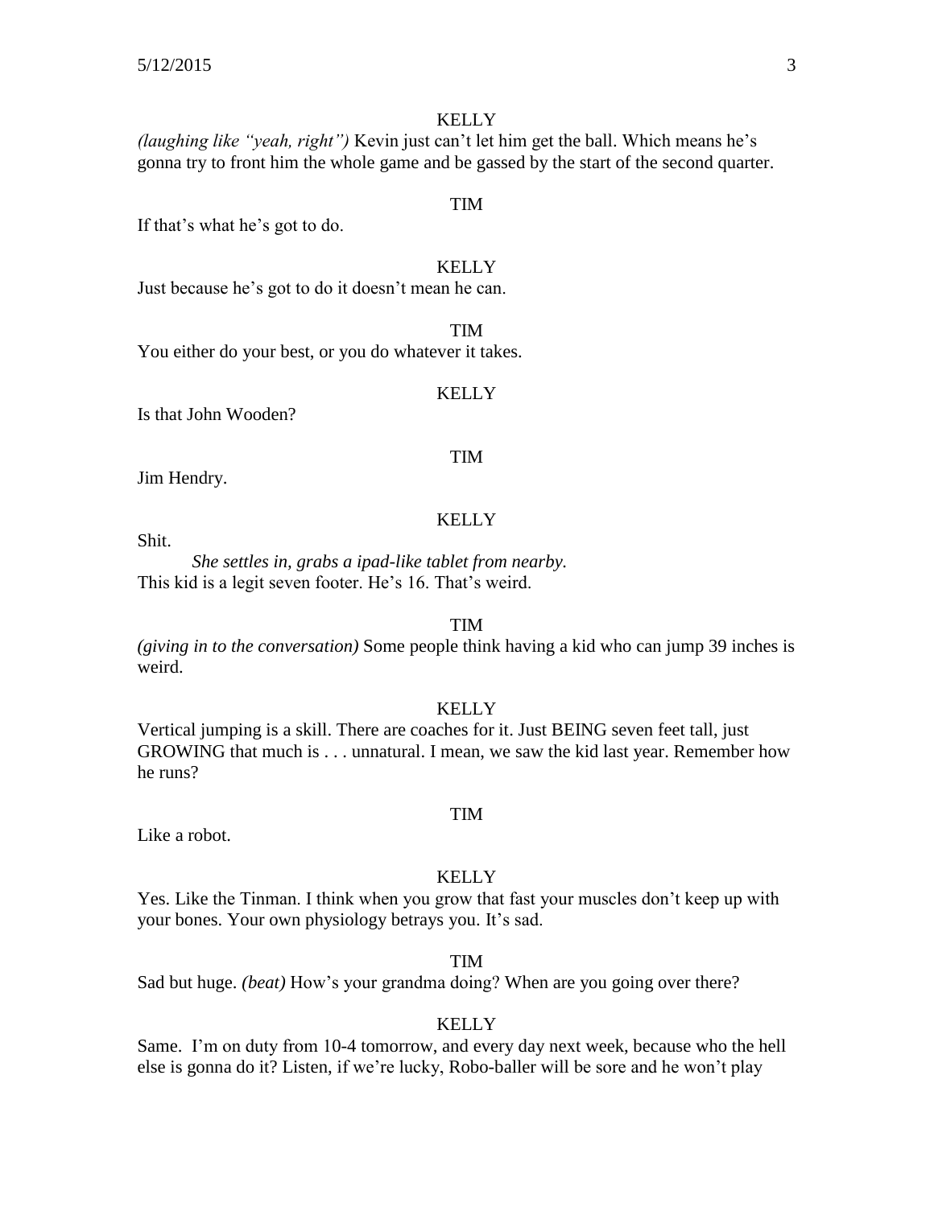KELLY

*(laughing like "yeah, right")* Kevin just can't let him get the ball. Which means he's gonna try to front him the whole game and be gassed by the start of the second quarter.

TIM

If that's what he's got to do.

KELLY

Just because he's got to do it doesn't mean he can.

TIM

You either do your best, or you do whatever it takes.

KELLY

Is that John Wooden?

TIM

Jim Hendry.

KELLY

Shit.

*She settles in, grabs a ipad-like tablet from nearby.*

This kid is a legit seven footer. He's 16. That's weird.

TIM

*(giving in to the conversation)* Some people think having a kid who can jump 39 inches is weird.

KELLY

Vertical jumping is a skill. There are coaches for it. Just BEING seven feet tall, just GROWING that much is . . . unnatural. I mean, we saw the kid last year. Remember how he runs?

TIM

Like a robot.

KELLY

Yes. Like the Tinman. I think when you grow that fast your muscles don't keep up with your bones. Your own physiology betrays you. It's sad.

TIM

Sad but huge. *(beat)* How's your grandma doing? When are you going over there?

KELLY

Same. I'm on duty from 10-4 tomorrow, and every day next week, because who the hell else is gonna do it? Listen, if we're lucky, Robo-baller will be sore and he won't play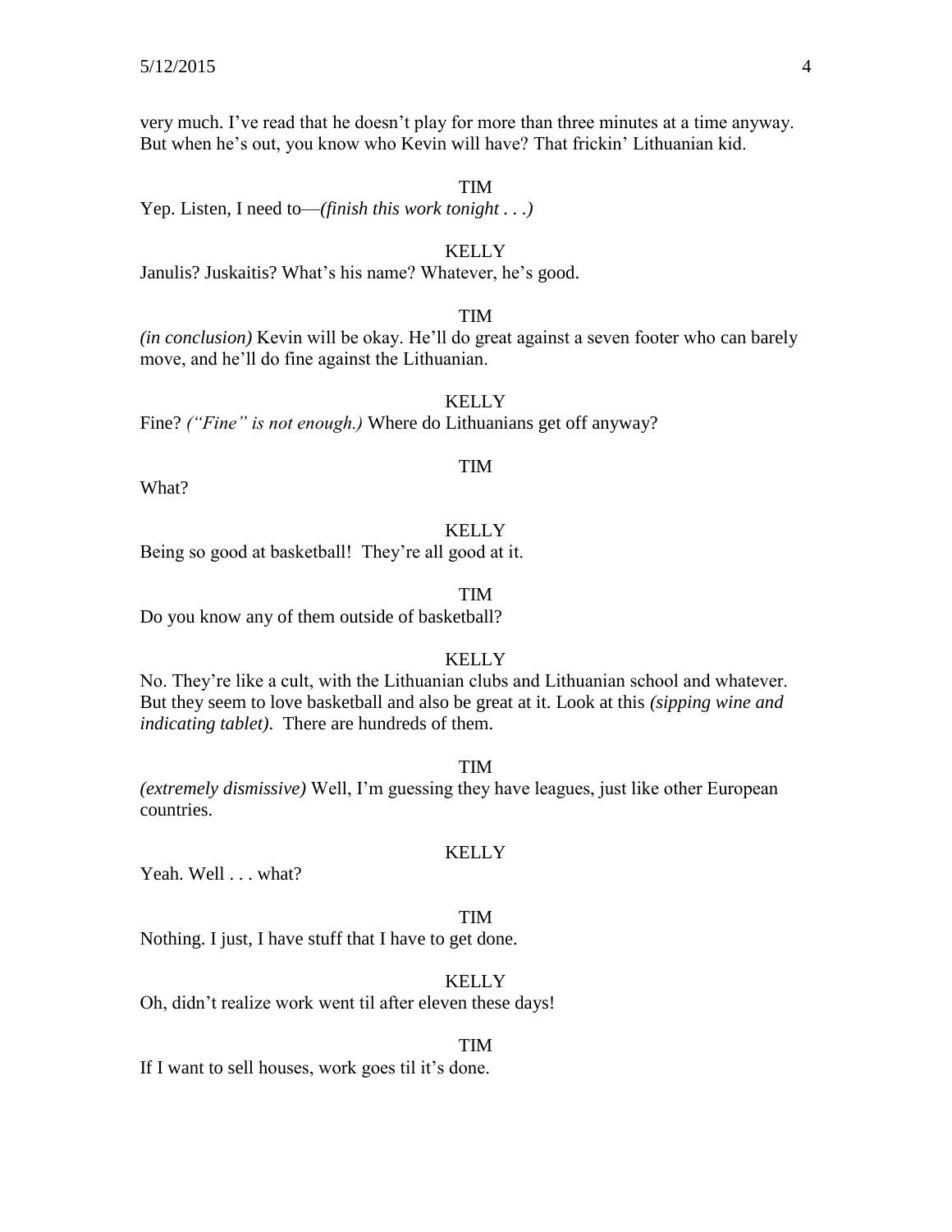very much. I've read that he doesn't play for more than three minutes at a time anyway. But when he's out, you know who Kevin will have? That frickin' Lithuanian kid.

TIM

Yep. Listen, I need to—*(finish this work tonight . . .)*

KELLY

Janulis? Juskaitis? What's his name? Whatever, he's good.

TIM

*(in conclusion)* Kevin will be okay. He'll do great against a seven footer who can barely move, and he'll do fine against the Lithuanian.

KELLY

Fine? *("Fine" is not enough.)* Where do Lithuanians get off anyway?

TIM

What?

KELLY

Being so good at basketball! They're all good at it.

TIM

Do you know any of them outside of basketball?

KELLY

No. They're like a cult, with the Lithuanian clubs and Lithuanian school and whatever. But they seem to love basketball and also be great at it. Look at this *(sipping wine and indicating tablet)*. There are hundreds of them.

TIM

*(extremely dismissive)* Well, I'm guessing they have leagues, just like other European countries.

KELLY

Yeah. Well . . . what?

TIM

Nothing. I just, I have stuff that I have to get done.

KELLY

Oh, didn't realize work went til after eleven these days!

TIM

If I want to sell houses, work goes til it's done.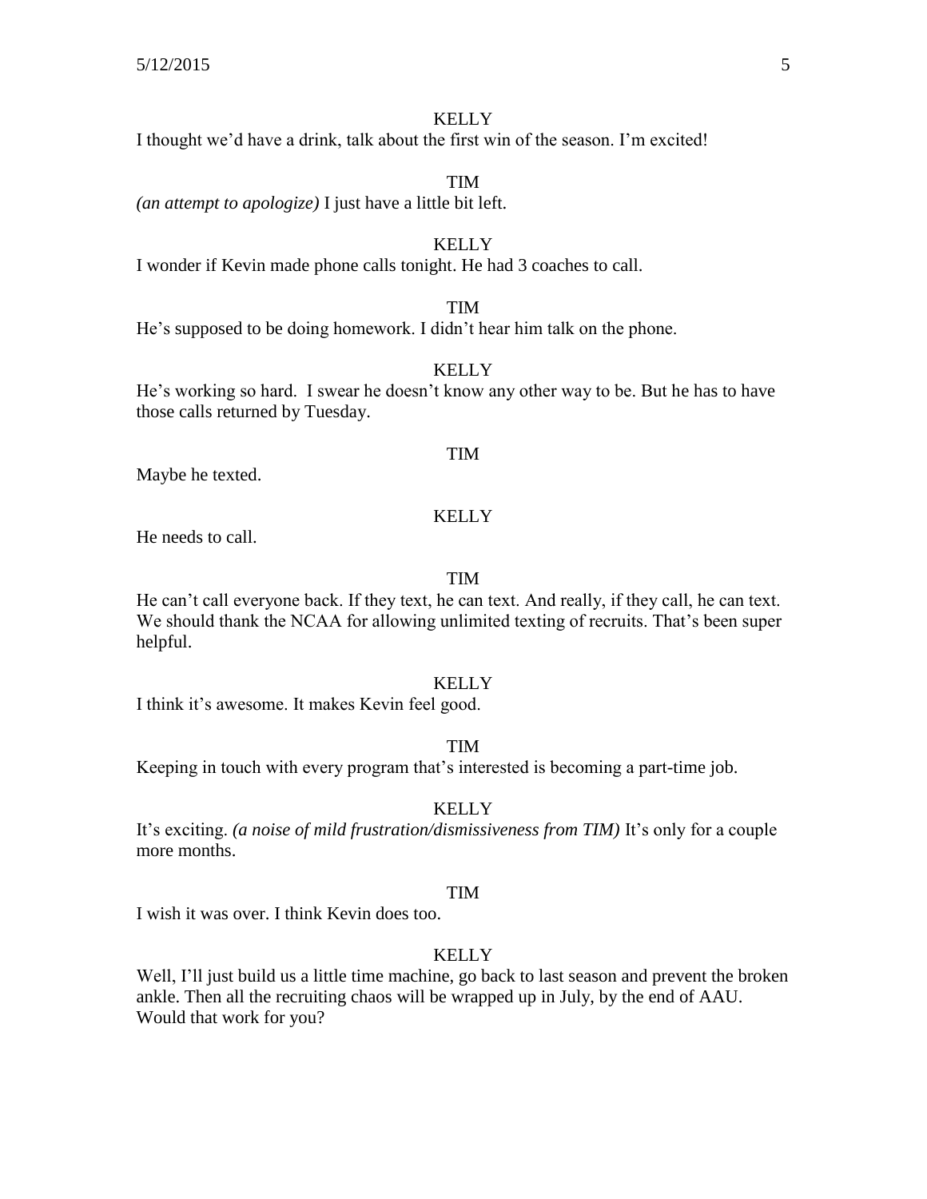KELLY

I thought we'd have a drink, talk about the first win of the season. I'm excited!

TIM

*(an attempt to apologize)* I just have a little bit left.

KELLY

I wonder if Kevin made phone calls tonight. He had 3 coaches to call.

TIM

He's supposed to be doing homework. I didn't hear him talk on the phone.

KELLY

He's working so hard. I swear he doesn't know any other way to be. But he has to have those calls returned by Tuesday.

TIM

Maybe he texted.

KELLY

He needs to call.

TIM

He can't call everyone back. If they text, he can text. And really, if they call, he can text. We should thank the NCAA for allowing unlimited texting of recruits. That's been super helpful.

KELLY

I think it's awesome. It makes Kevin feel good.

TIM

Keeping in touch with every program that's interested is becoming a part-time job.

KELLY

It's exciting. *(a noise of mild frustration/dismissiveness from TIM)* It's only for a couple more months.

TIM

I wish it was over. I think Kevin does too.

KELLY

Well, I'll just build us a little time machine, go back to last season and prevent the broken ankle. Then all the recruiting chaos will be wrapped up in July, by the end of AAU. Would that work for you?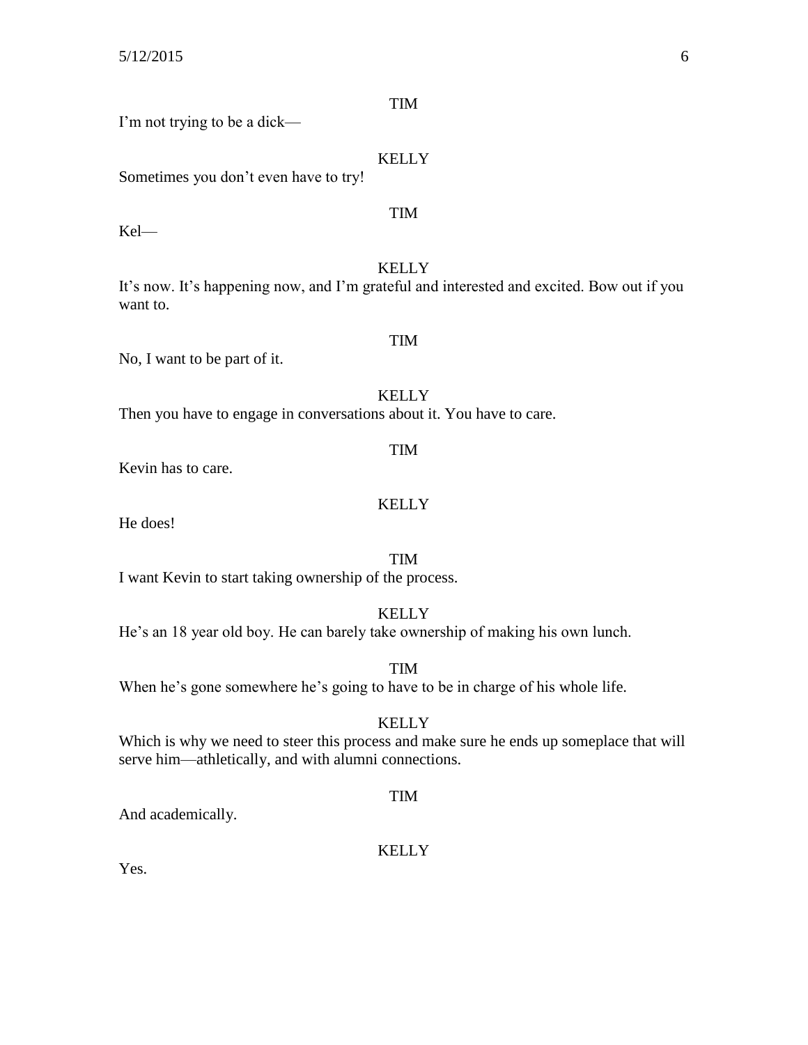TIM

I'm not trying to be a dick—

KELLY

Sometimes you don't even have to try!

TIM

Kel—

KELLY

It's now. It's happening now, and I'm grateful and interested and excited. Bow out if you want to.

TIM

No, I want to be part of it.

KELLY

Then you have to engage in conversations about it. You have to care.

TIM

Kevin has to care.

KELLY

He does!

TIM

I want Kevin to start taking ownership of the process.

KELLY

He's an 18 year old boy. He can barely take ownership of making his own lunch.

TIM

When he's gone somewhere he's going to have to be in charge of his whole life.

KELLY

Which is why we need to steer this process and make sure he ends up someplace that will serve him—athletically, and with alumni connections.

TIM

And academically.

KELLY

Yes.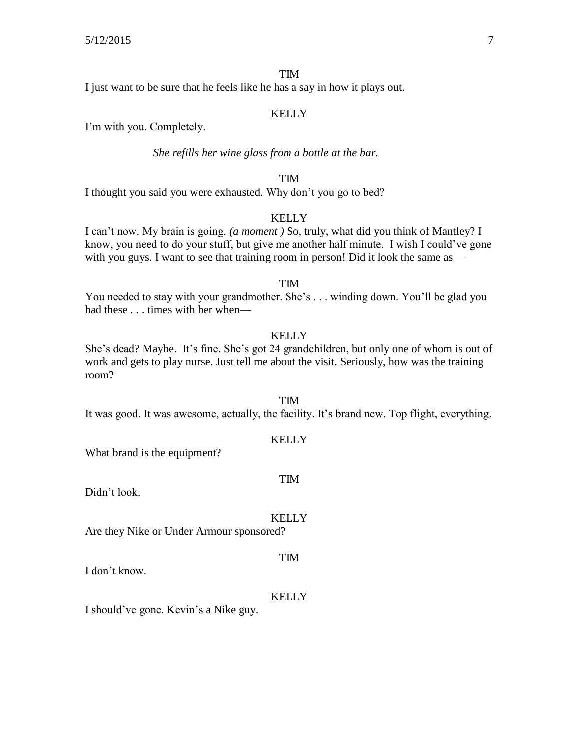TIM

I just want to be sure that he feels like he has a say in how it plays out.

KELLY

I'm with you. Completely.

*She refills her wine glass from a bottle at the bar.*

TIM

I thought you said you were exhausted. Why don't you go to bed?

KELLY

I can't now. My brain is going. *(a moment )* So, truly, what did you think of Mantley? I know, you need to do your stuff, but give me another half minute. I wish I could've gone with you guys. I want to see that training room in person! Did it look the same as—

TIM

You needed to stay with your grandmother. She's . . . winding down. You'll be glad you had these . . . times with her when—

KELLY

She's dead? Maybe. It's fine. She's got 24 grandchildren, but only one of whom is out of work and gets to play nurse. Just tell me about the visit. Seriously, how was the training room?

TIM

It was good. It was awesome, actually, the facility. It's brand new. Top flight, everything.

KELLY

What brand is the equipment?

TIM

Didn't look.

KELLY

Are they Nike or Under Armour sponsored?

TIM

I don't know.

KELLY

I should've gone. Kevin's a Nike guy.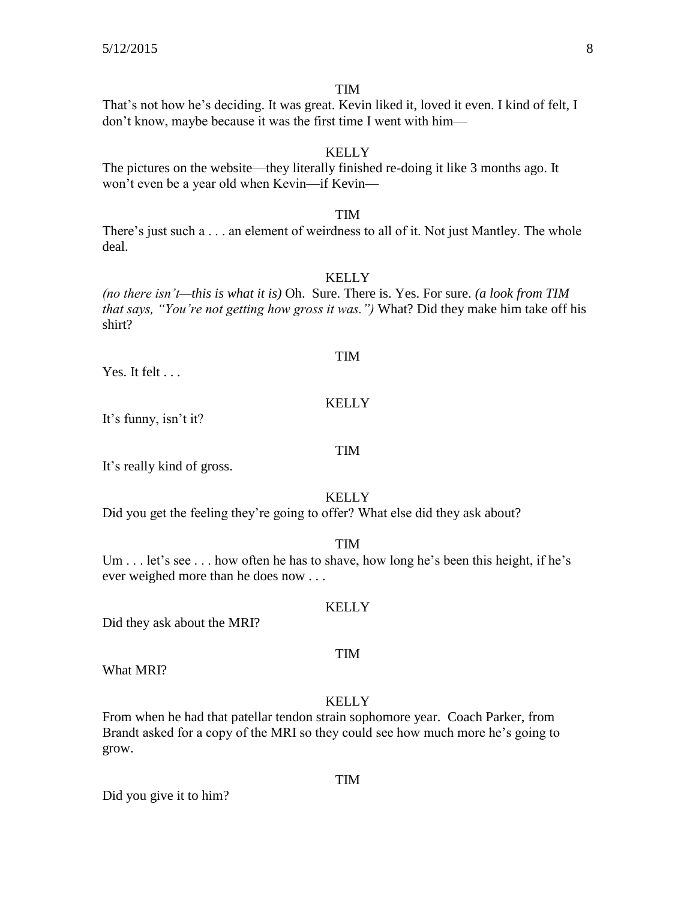TIM

That's not how he's deciding. It was great. Kevin liked it, loved it even. I kind of felt, I don't know, maybe because it was the first time I went with him—

KELLY

The pictures on the website—they literally finished re-doing it like 3 months ago. It won't even be a year old when Kevin—if Kevin—

TIM

There's just such a . . . an element of weirdness to all of it. Not just Mantley. The whole deal.

KELLY

*(no there isn't—this is what it is)* Oh. Sure. There is. Yes. For sure. *(a look from TIM that says, "You're not getting how gross it was.")* What? Did they make him take off his shirt?

TIM

Yes. It felt . . .

KELLY

It's funny, isn't it?

TIM

It's really kind of gross.

KELLY

Did you get the feeling they're going to offer? What else did they ask about?

TIM

Um . . . let's see . . . how often he has to shave, how long he's been this height, if he's ever weighed more than he does now . . .

KELLY

Did they ask about the MRI?

TIM

What MRI?

KELLY

From when he had that patellar tendon strain sophomore year. Coach Parker, from Brandt asked for a copy of the MRI so they could see how much more he's going to grow.

TIM

Did you give it to him?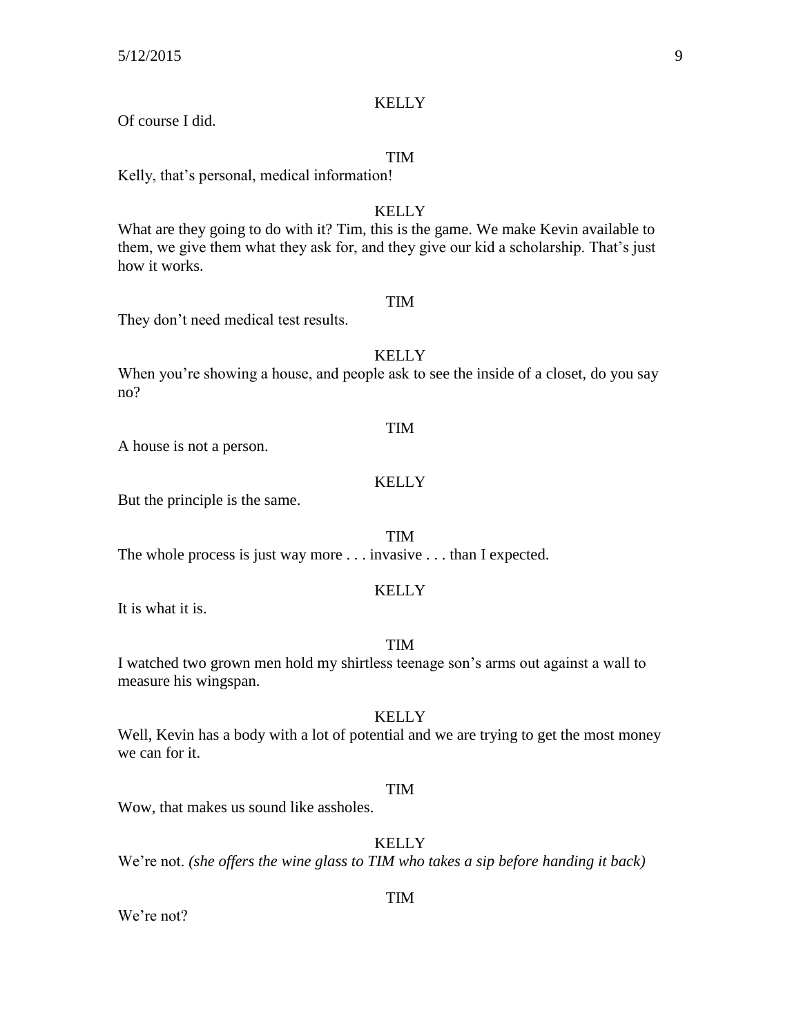KELLY

Of course I did.

TIM

Kelly, that's personal, medical information!

KELLY

What are they going to do with it? Tim, this is the game. We make Kevin available to them, we give them what they ask for, and they give our kid a scholarship. That's just how it works.

TIM

They don't need medical test results.

KELLY

When you're showing a house, and people ask to see the inside of a closet, do you say no?

TIM

A house is not a person.

KELLY

But the principle is the same.

TIM

The whole process is just way more . . . invasive . . . than I expected.

KELLY

It is what it is.

TIM

I watched two grown men hold my shirtless teenage son's arms out against a wall to measure his wingspan.

KELLY

Well, Kevin has a body with a lot of potential and we are trying to get the most money we can for it.

TIM

Wow, that makes us sound like assholes.

KELLY

We're not. *(she offers the wine glass to TIM who takes a sip before handing it back)*

TIM

We're not?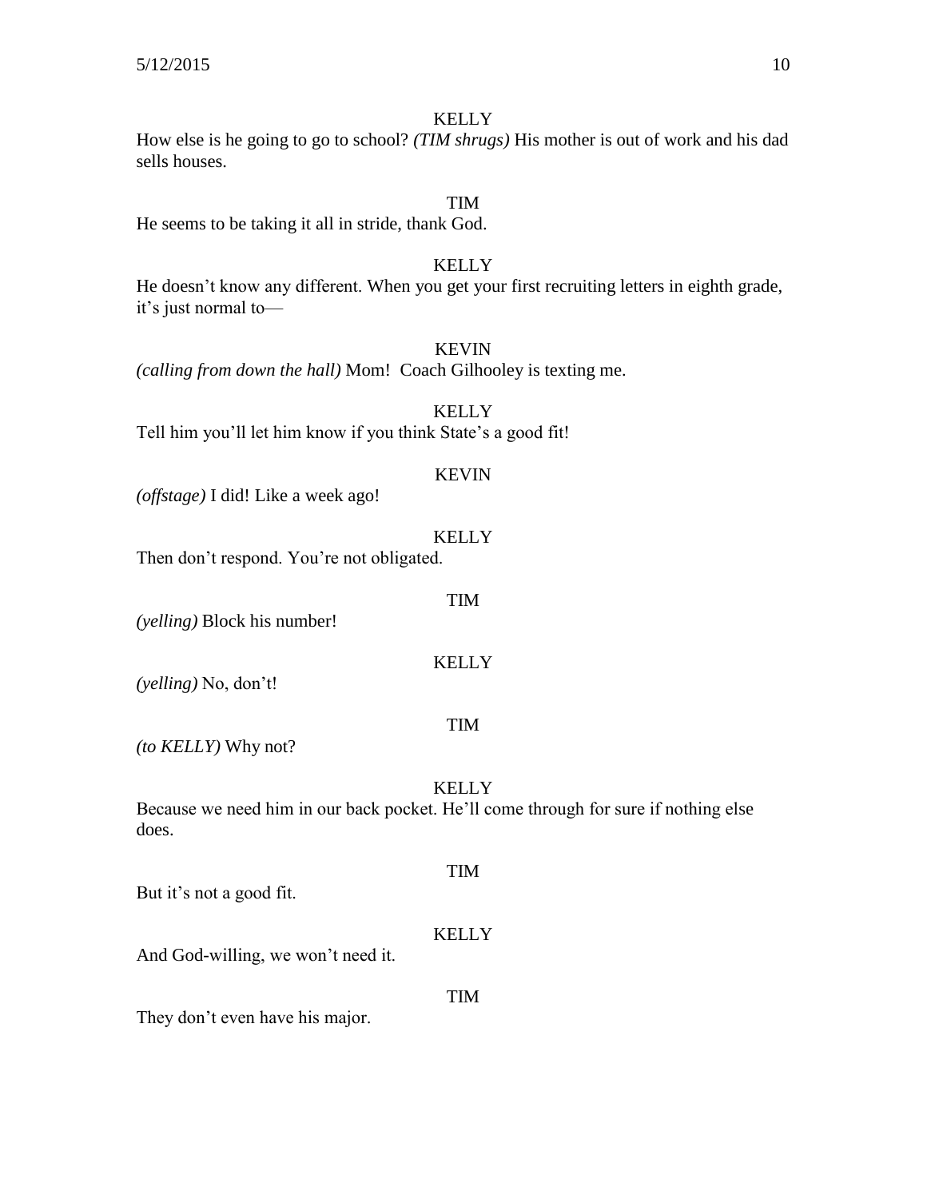KELLY

How else is he going to go to school? *(TIM shrugs)* His mother is out of work and his dad sells houses.

TIM

He seems to be taking it all in stride, thank God.

KELLY

He doesn't know any different. When you get your first recruiting letters in eighth grade, it's just normal to—

KEVIN

*(calling from down the hall)* Mom! Coach Gilhooley is texting me.

KELLY

Tell him you'll let him know if you think State's a good fit!

KEVIN

*(offstage)* I did! Like a week ago!

KELLY

Then don't respond. You're not obligated.

TIM

*(yelling)* Block his number!

KELLY

*(yelling)* No, don't!

TIM

*(to KELLY)* Why not?

KELLY

Because we need him in our back pocket. He'll come through for sure if nothing else does.

TIM

But it's not a good fit.

KELLY

And God-willing, we won't need it.

TIM

They don't even have his major.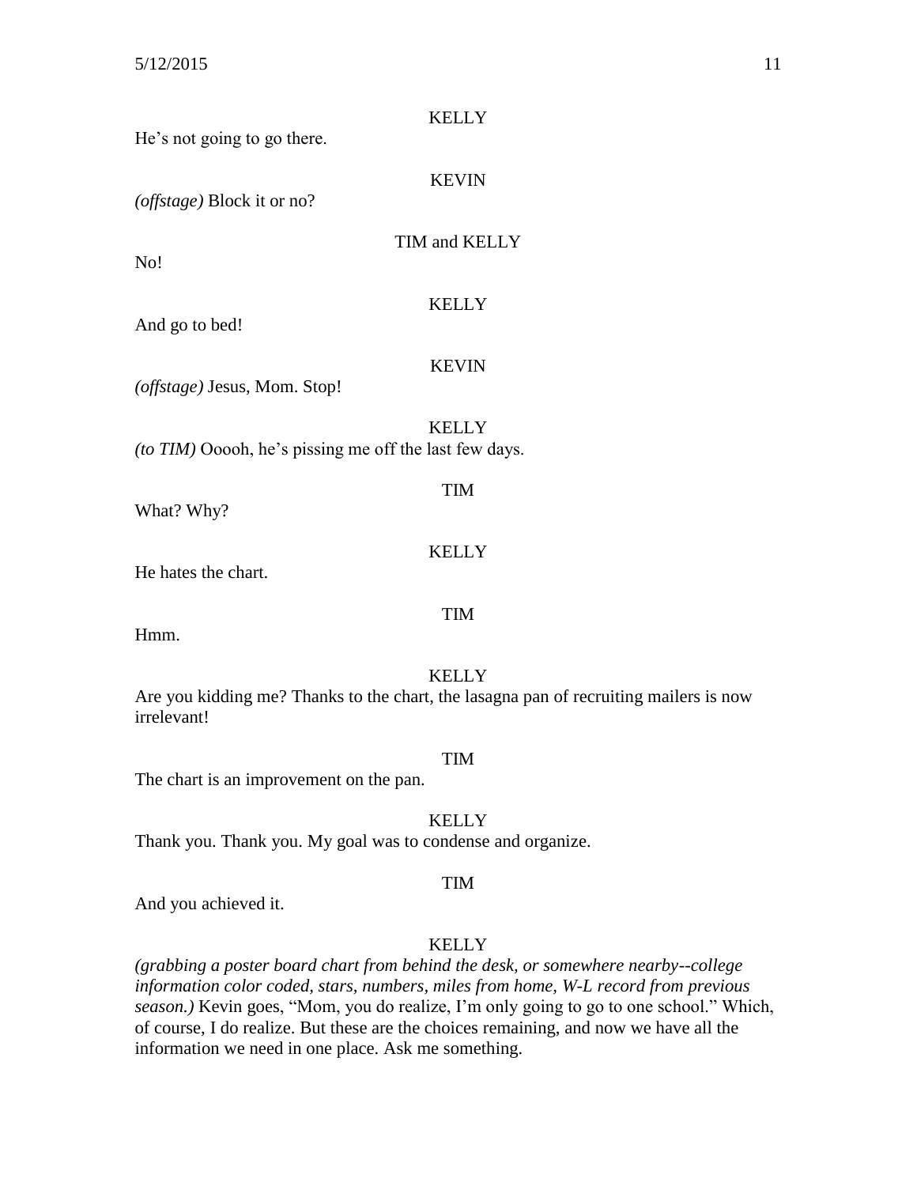KELLY

He's not going to go there.

KEVIN

*(offstage)* Block it or no?

TIM and KELLY

No!

KELLY

And go to bed!

KEVIN

*(offstage)* Jesus, Mom. Stop!

KELLY

*(to TIM)* Ooooh, he's pissing me off the last few days.

TIM

What? Why?

KELLY

He hates the chart.

TIM

Hmm.

KELLY

Are you kidding me? Thanks to the chart, the lasagna pan of recruiting mailers is now irrelevant!

TIM

The chart is an improvement on the pan.

KELLY

Thank you. Thank you. My goal was to condense and organize.

TIM

And you achieved it.

KELLY

*(grabbing a poster board chart from behind the desk, or somewhere nearby--college information color coded, stars, numbers, miles from home, W-L record from previous season.)* Kevin goes, "Mom, you do realize, I'm only going to go to one school." Which, of course, I do realize. But these are the choices remaining, and now we have all the information we need in one place. Ask me something.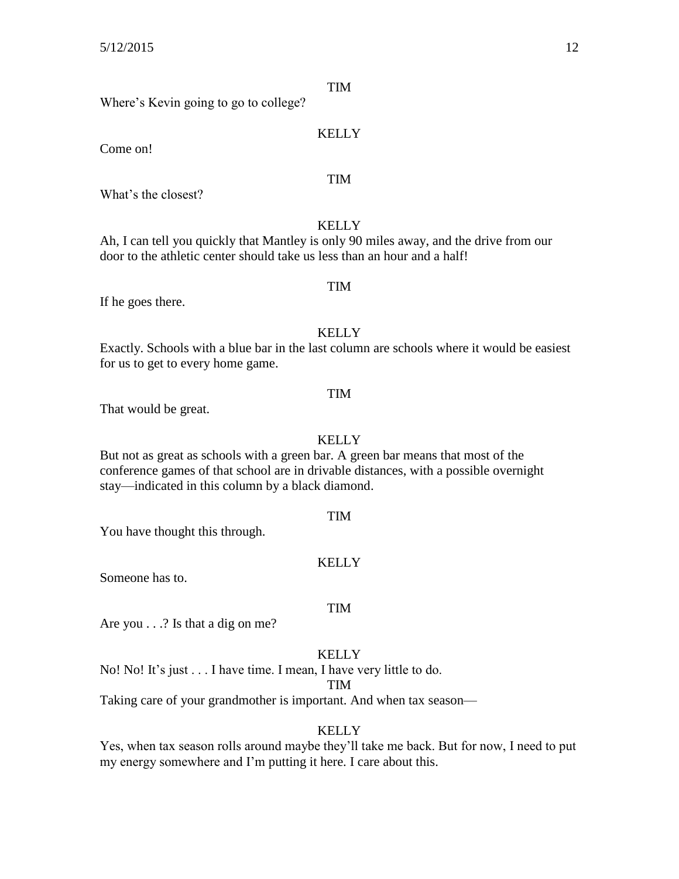TIM

Where's Kevin going to go to college?

KELLY

Come on!

TIM

What's the closest?

KELLY

Ah, I can tell you quickly that Mantley is only 90 miles away, and the drive from our door to the athletic center should take us less than an hour and a half!

TIM

If he goes there.

KELLY

Exactly. Schools with a blue bar in the last column are schools where it would be easiest for us to get to every home game.

TIM

That would be great.

KELLY

But not as great as schools with a green bar. A green bar means that most of the conference games of that school are in drivable distances, with a possible overnight stay—indicated in this column by a black diamond.

TIM

You have thought this through.

KELLY

Someone has to.

TIM

Are you . . .? Is that a dig on me?

KELLY

No! No! It's just . . . I have time. I mean, I have very little to do.

TIM

Taking care of your grandmother is important. And when tax season—

KELLY

Yes, when tax season rolls around maybe they'll take me back. But for now, I need to put my energy somewhere and I'm putting it here. I care about this.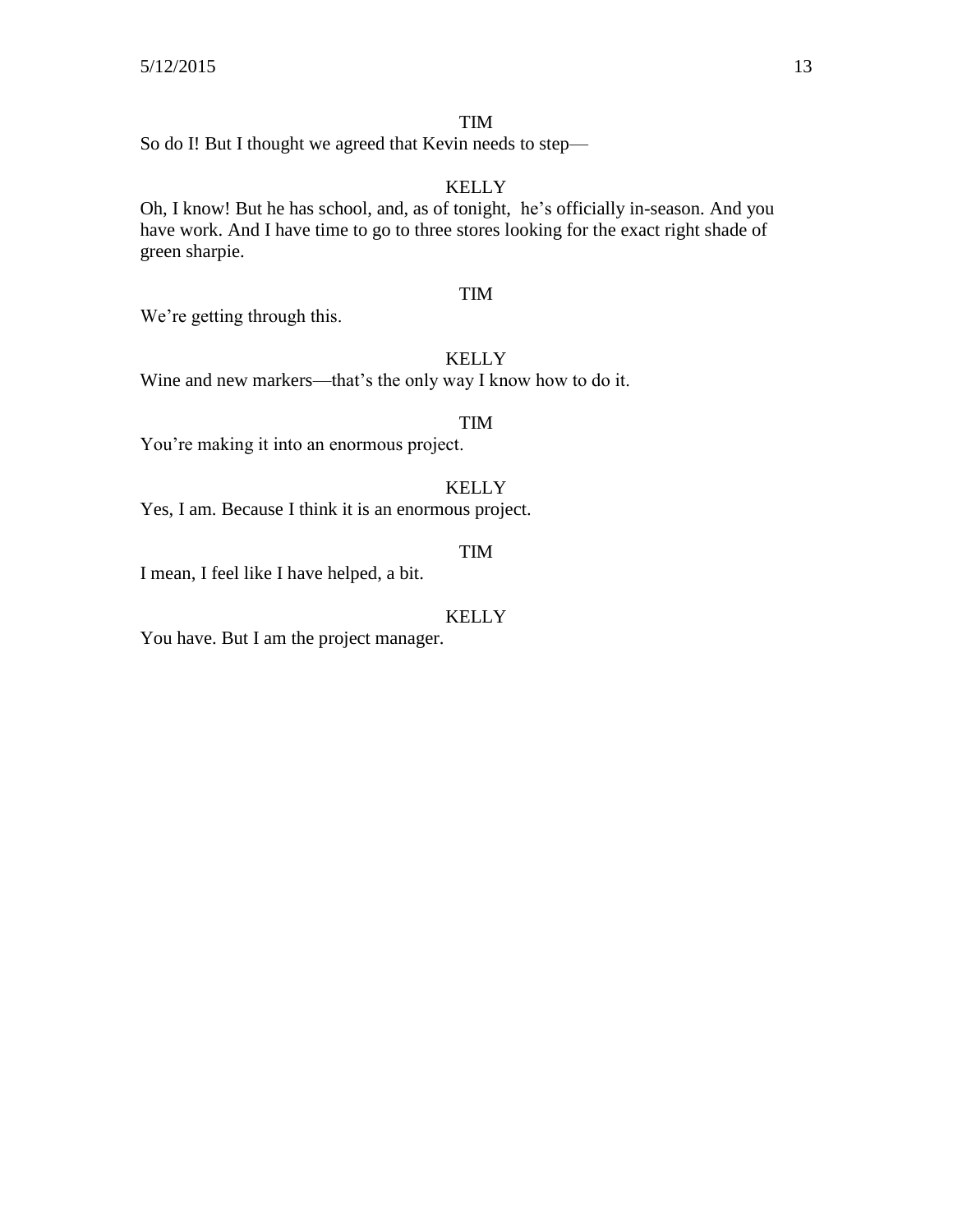TIM

So do I! But I thought we agreed that Kevin needs to step—

KELLY

Oh, I know! But he has school, and, as of tonight, he's officially in-season. And you have work. And I have time to go to three stores looking for the exact right shade of green sharpie.

TIM

We're getting through this.

KELLY

Wine and new markers—that's the only way I know how to do it.

TIM

You're making it into an enormous project.

KELLY

Yes, I am. Because I think it is an enormous project.

TIM

I mean, I feel like I have helped, a bit.

KELLY

You have. But I am the project manager.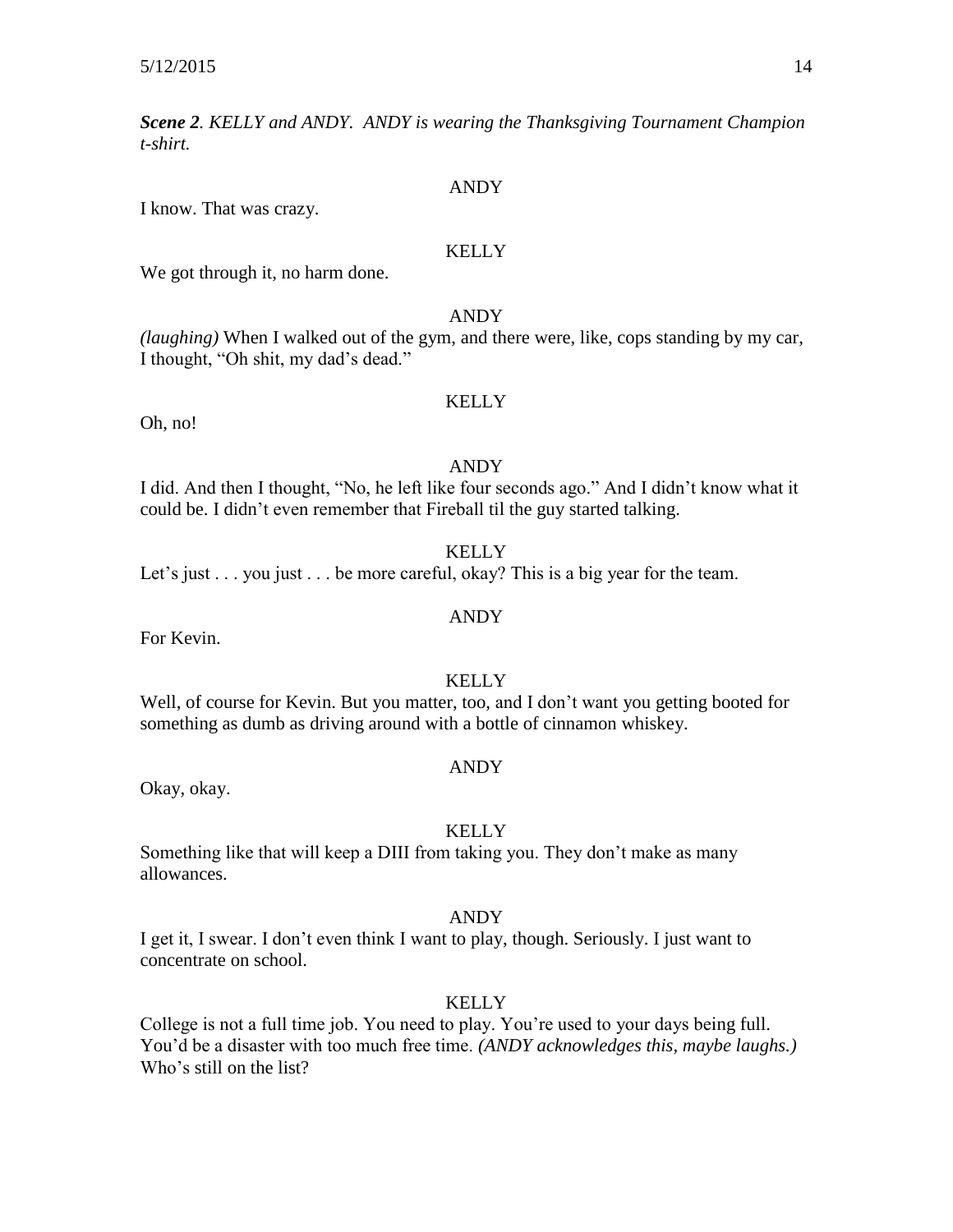***Scene 2**. KELLY and ANDY. ANDY is wearing the Thanksgiving Tournament Champion t-shirt.*

ANDY

I know. That was crazy.

KELLY

We got through it, no harm done.

ANDY

*(laughing)* When I walked out of the gym, and there were, like, cops standing by my car, I thought, "Oh shit, my dad's dead."

KELLY

Oh, no!

ANDY

I did. And then I thought, "No, he left like four seconds ago." And I didn't know what it could be. I didn't even remember that Fireball til the guy started talking.

KELLY

Let's just . . . you just . . . be more careful, okay? This is a big year for the team.

ANDY

For Kevin.

KELLY

Well, of course for Kevin. But you matter, too, and I don't want you getting booted for something as dumb as driving around with a bottle of cinnamon whiskey.

ANDY

Okay, okay.

KELLY

Something like that will keep a DIII from taking you. They don't make as many allowances.

ANDY

I get it, I swear. I don't even think I want to play, though. Seriously. I just want to concentrate on school.

KELLY

College is not a full time job. You need to play. You're used to your days being full. You'd be a disaster with too much free time. *(ANDY acknowledges this, maybe laughs.)* Who's still on the list?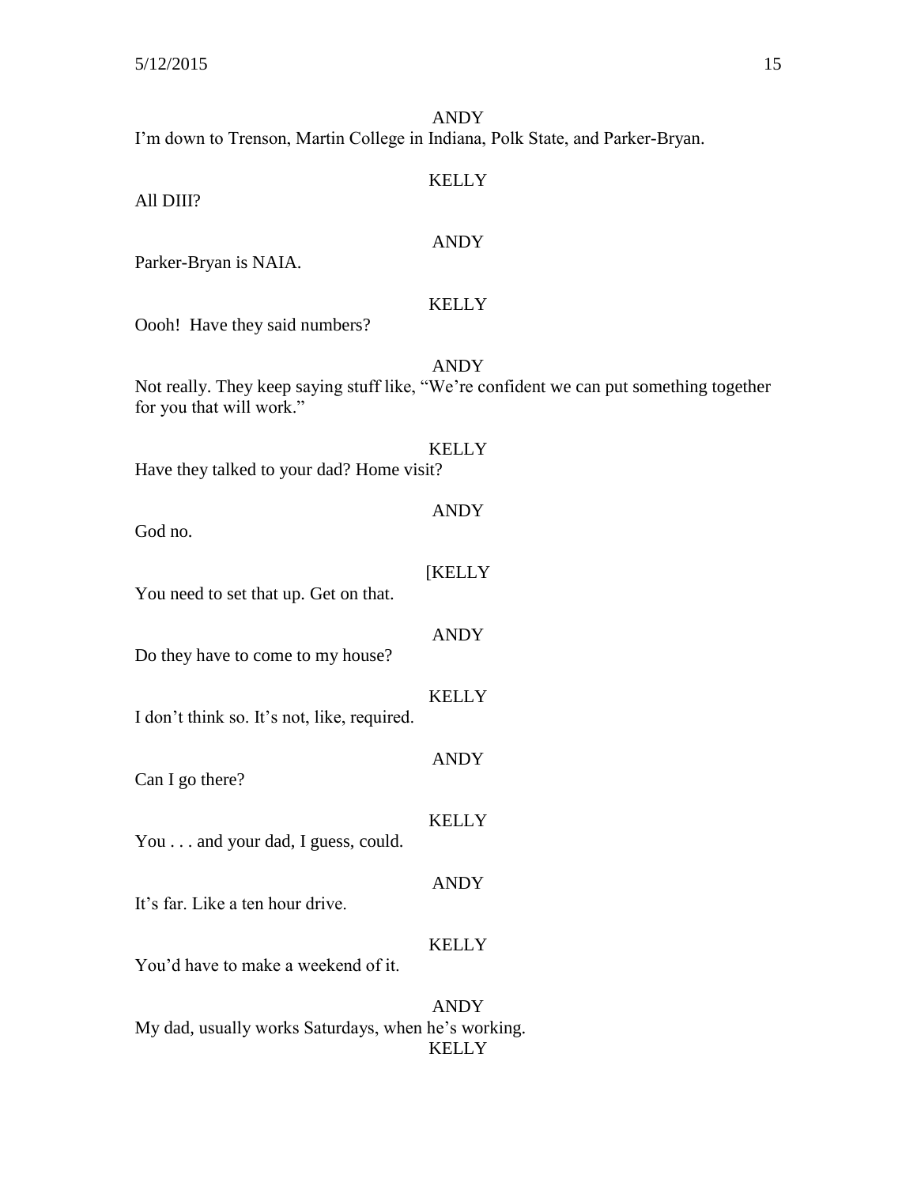ANDY

I'm down to Trenson, Martin College in Indiana, Polk State, and Parker-Bryan.

KELLY

All DIII?

ANDY

Parker-Bryan is NAIA.

KELLY

Oooh! Have they said numbers?

ANDY

Not really. They keep saying stuff like, "We're confident we can put something together for you that will work."

KELLY

Have they talked to your dad? Home visit?

ANDY

God no.

[KELLY

You need to set that up. Get on that.

ANDY

Do they have to come to my house?

KELLY

I don't think so. It's not, like, required.

ANDY

Can I go there?

KELLY

You . . . and your dad, I guess, could.

ANDY

It's far. Like a ten hour drive.

KELLY

You'd have to make a weekend of it.

ANDY

My dad, usually works Saturdays, when he's working.

KELLY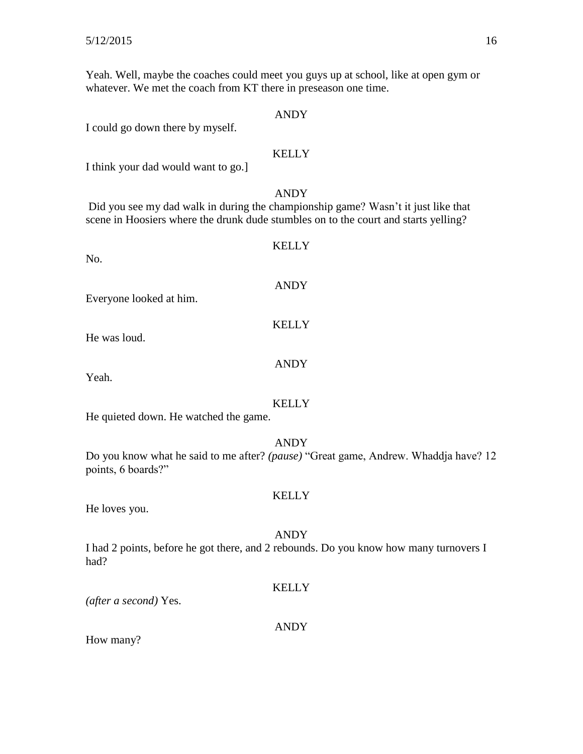Yeah. Well, maybe the coaches could meet you guys up at school, like at open gym or whatever. We met the coach from KT there in preseason one time.

ANDY

I could go down there by myself.

KELLY

I think your dad would want to go.]

ANDY

Did you see my dad walk in during the championship game? Wasn't it just like that scene in Hoosiers where the drunk dude stumbles on to the court and starts yelling?

KELLY

No.

ANDY

Everyone looked at him.

KELLY

He was loud.

ANDY

Yeah.

KELLY

He quieted down. He watched the game.

ANDY

Do you know what he said to me after? *(pause)* "Great game, Andrew. Whaddja have? 12 points, 6 boards?"

KELLY

He loves you.

ANDY

I had 2 points, before he got there, and 2 rebounds. Do you know how many turnovers I had?

KELLY

*(after a second)* Yes.

ANDY

How many?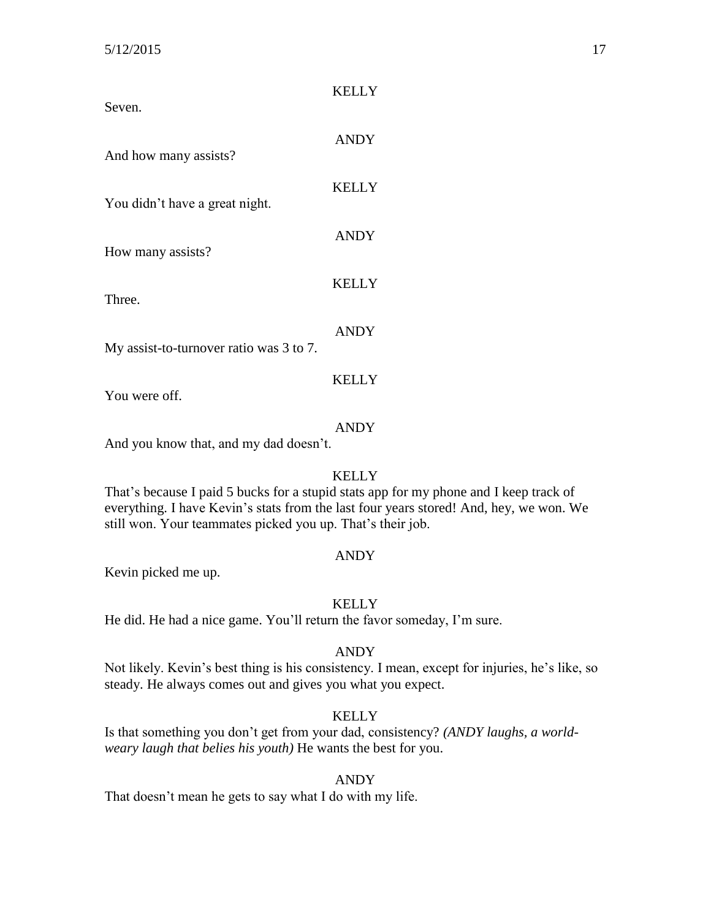KELLY

Seven.

ANDY

And how many assists?

KELLY

You didn't have a great night.

ANDY

How many assists?

KELLY

Three.

ANDY

My assist-to-turnover ratio was 3 to 7.

KELLY

You were off.

ANDY

And you know that, and my dad doesn't.

KELLY

That's because I paid 5 bucks for a stupid stats app for my phone and I keep track of everything. I have Kevin's stats from the last four years stored! And, hey, we won. We still won. Your teammates picked you up. That's their job.

ANDY

Kevin picked me up.

KELLY

He did. He had a nice game. You'll return the favor someday, I'm sure.

ANDY

Not likely. Kevin's best thing is his consistency. I mean, except for injuries, he's like, so steady. He always comes out and gives you what you expect.

KELLY

Is that something you don't get from your dad, consistency? *(ANDY laughs, a world-weary laugh that belies his youth)* He wants the best for you.

ANDY

That doesn't mean he gets to say what I do with my life.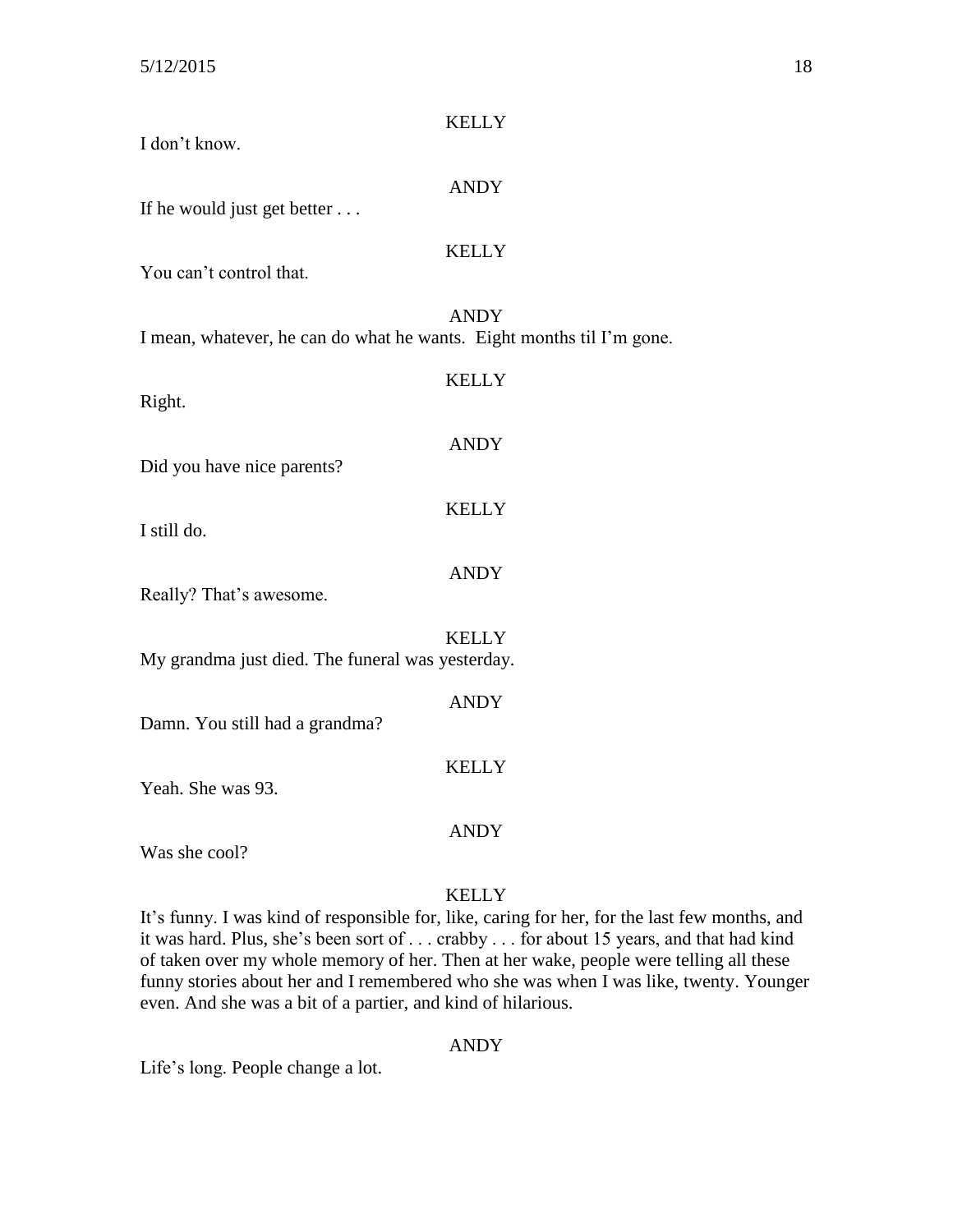KELLY

I don't know.

ANDY

If he would just get better . . .

KELLY

You can't control that.

ANDY

I mean, whatever, he can do what he wants. Eight months til I'm gone.

KELLY

Right.

ANDY

Did you have nice parents?

KELLY

I still do.

ANDY

Really? That's awesome.

KELLY

My grandma just died. The funeral was yesterday.

ANDY

Damn. You still had a grandma?

KELLY

Yeah. She was 93.

ANDY

Was she cool?

KELLY

It's funny. I was kind of responsible for, like, caring for her, for the last few months, and it was hard. Plus, she's been sort of . . . crabby . . . for about 15 years, and that had kind of taken over my whole memory of her. Then at her wake, people were telling all these funny stories about her and I remembered who she was when I was like, twenty. Younger even. And she was a bit of a partier, and kind of hilarious.

ANDY

Life's long. People change a lot.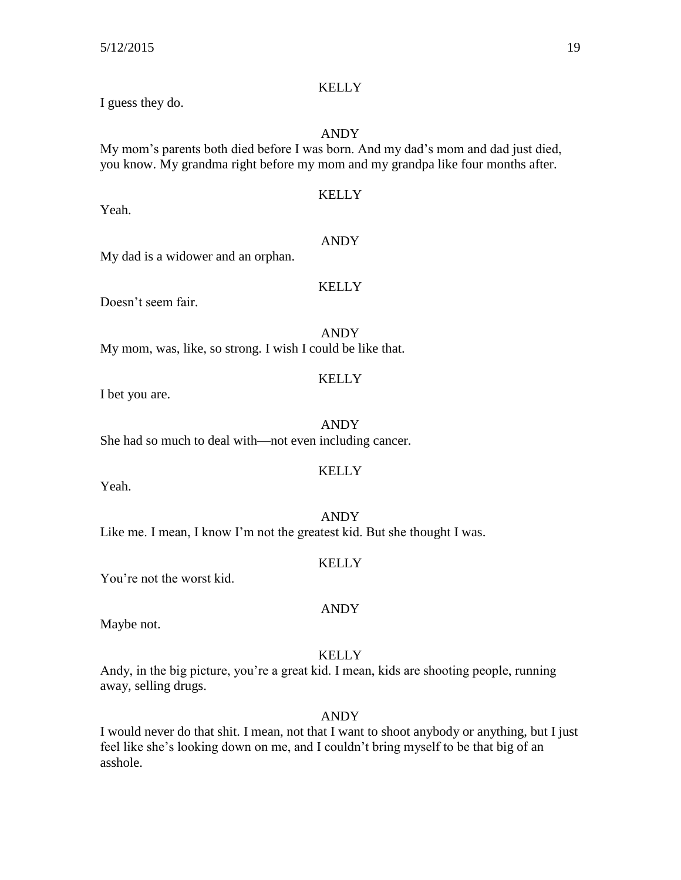KELLY

I guess they do.

ANDY

My mom's parents both died before I was born. And my dad's mom and dad just died, you know. My grandma right before my mom and my grandpa like four months after.

KELLY

Yeah.

ANDY

My dad is a widower and an orphan.

KELLY

Doesn't seem fair.

ANDY

My mom, was, like, so strong. I wish I could be like that.

KELLY

I bet you are.

ANDY

She had so much to deal with—not even including cancer.

KELLY

Yeah.

ANDY

Like me. I mean, I know I'm not the greatest kid. But she thought I was.

KELLY

You're not the worst kid.

ANDY

Maybe not.

KELLY

Andy, in the big picture, you're a great kid. I mean, kids are shooting people, running away, selling drugs.

ANDY

I would never do that shit. I mean, not that I want to shoot anybody or anything, but I just feel like she's looking down on me, and I couldn't bring myself to be that big of an asshole.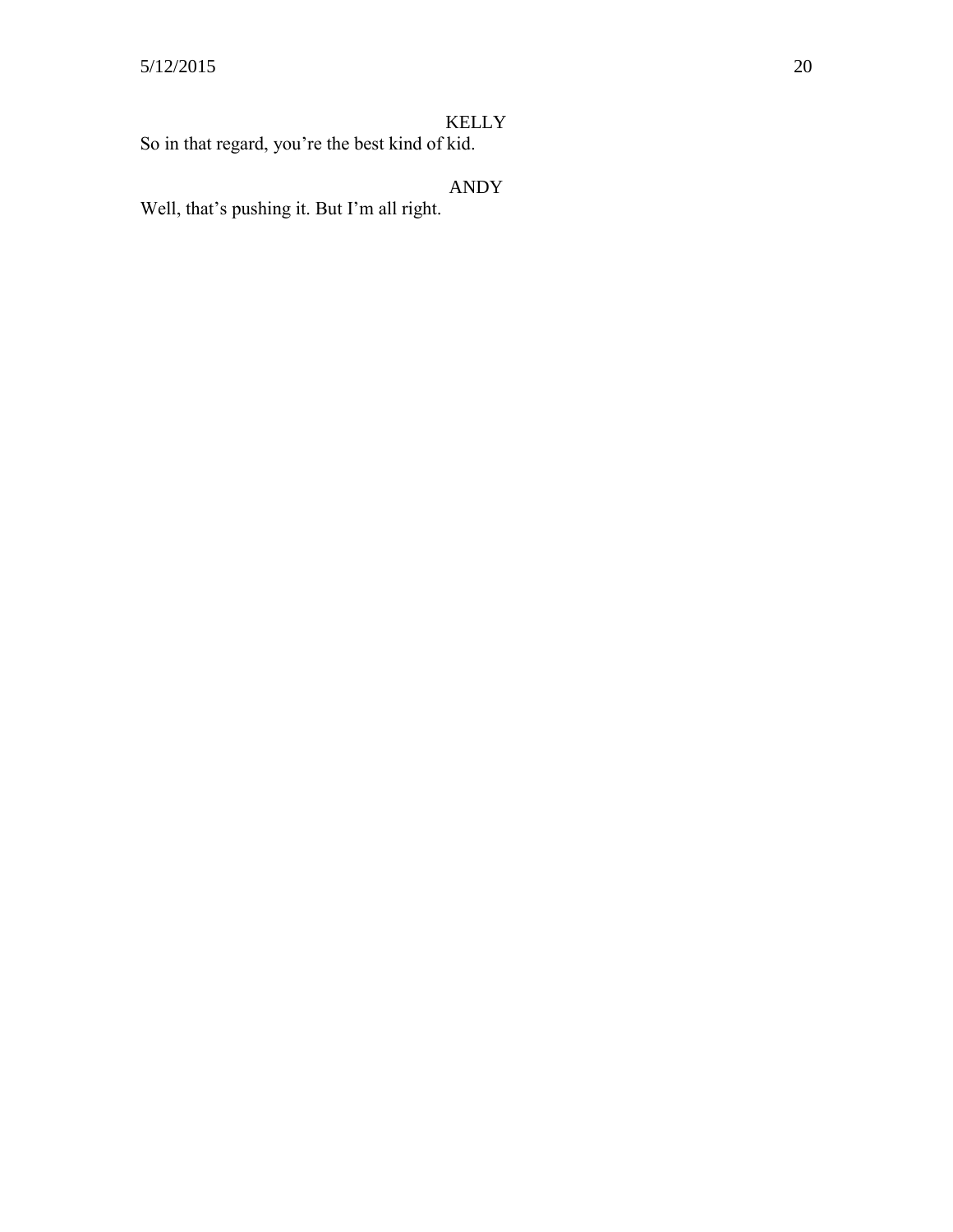KELLY

So in that regard, you're the best kind of kid.

ANDY

Well, that's pushing it. But I'm all right.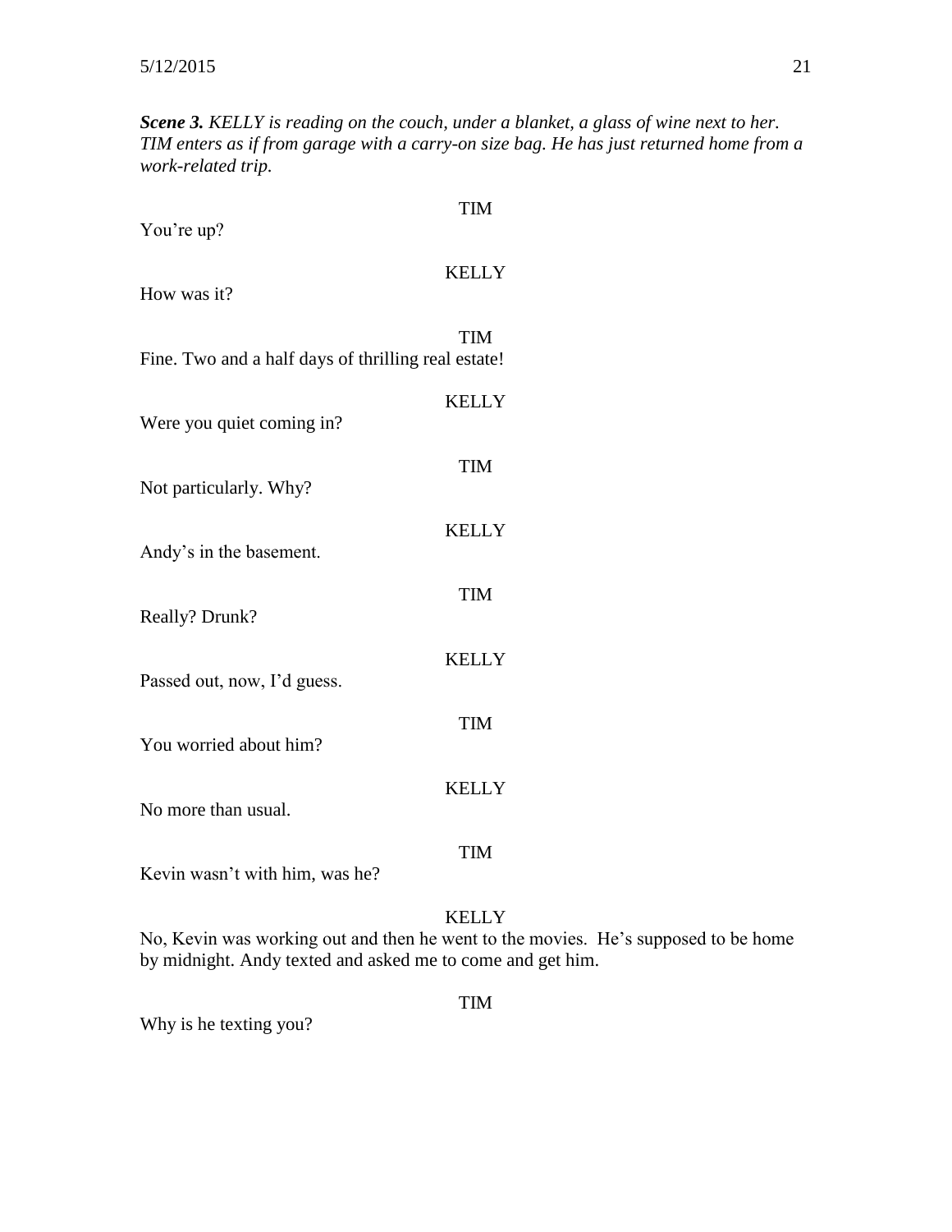***Scene 3.*** *KELLY is reading on the couch, under a blanket, a glass of wine next to her. TIM enters as if from garage with a carry-on size bag. He has just returned home from a work-related trip.*

TIM
You're up?

KELLY
How was it?

TIM
Fine. Two and a half days of thrilling real estate!

KELLY
Were you quiet coming in?

TIM
Not particularly. Why?

KELLY
Andy's in the basement.

TIM
Really? Drunk?

KELLY
Passed out, now, I'd guess.

TIM
You worried about him?

KELLY
No more than usual.

TIM
Kevin wasn't with him, was he?

KELLY
No, Kevin was working out and then he went to the movies. He's supposed to be home by midnight. Andy texted and asked me to come and get him.

TIM
Why is he texting you?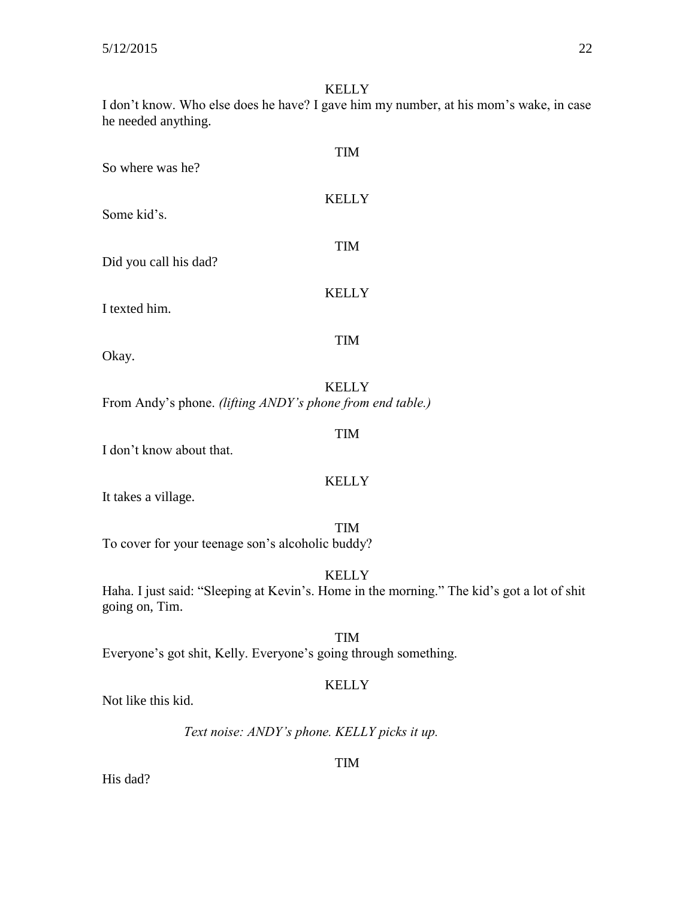KELLY

I don't know. Who else does he have? I gave him my number, at his mom's wake, in case he needed anything.

TIM

So where was he?

KELLY

Some kid's.

TIM

Did you call his dad?

KELLY

I texted him.

TIM

Okay.

KELLY

From Andy's phone. *(lifting ANDY's phone from end table.)*

TIM

I don't know about that.

KELLY

It takes a village.

TIM

To cover for your teenage son's alcoholic buddy?

KELLY

Haha. I just said: "Sleeping at Kevin's. Home in the morning." The kid's got a lot of shit going on, Tim.

TIM

Everyone's got shit, Kelly. Everyone's going through something.

KELLY

Not like this kid.

*Text noise: ANDY's phone. KELLY picks it up.*

TIM

His dad?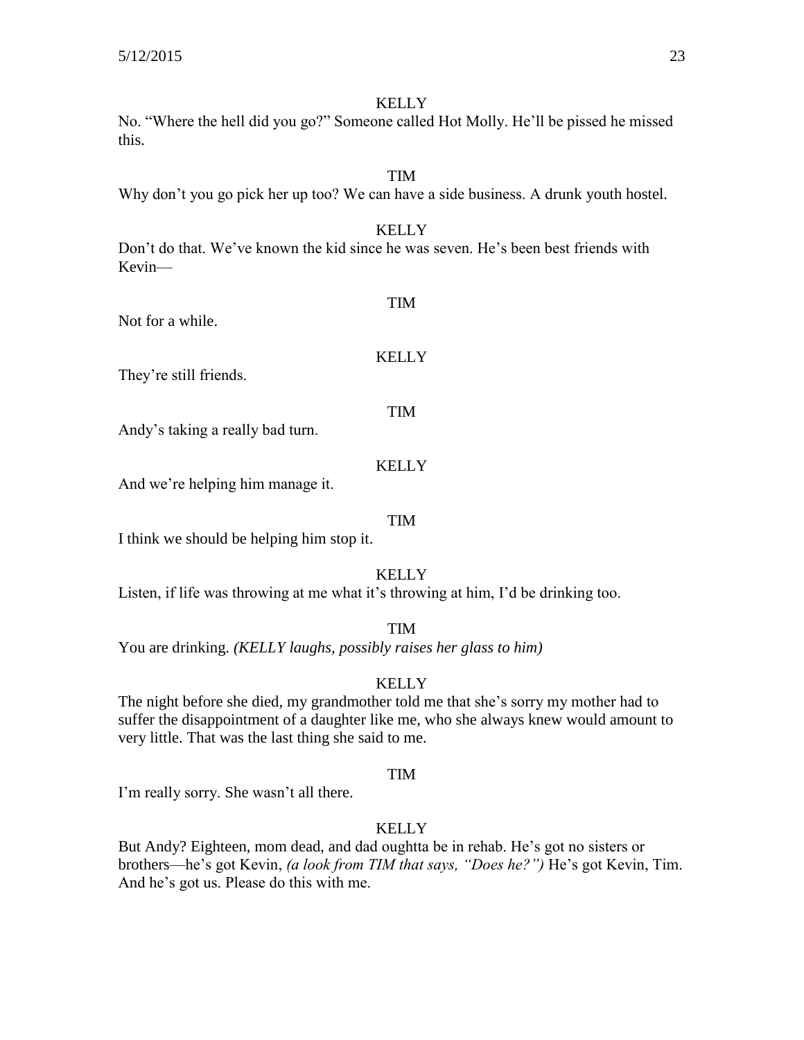KELLY

No. "Where the hell did you go?" Someone called Hot Molly. He'll be pissed he missed this.

TIM

Why don't you go pick her up too? We can have a side business. A drunk youth hostel.

KELLY

Don't do that. We've known the kid since he was seven. He's been best friends with Kevin—

TIM

Not for a while.

KELLY

They're still friends.

TIM

Andy's taking a really bad turn.

KELLY

And we're helping him manage it.

TIM

I think we should be helping him stop it.

KELLY

Listen, if life was throwing at me what it's throwing at him, I'd be drinking too.

TIM

You are drinking. *(KELLY laughs, possibly raises her glass to him)*

KELLY

The night before she died, my grandmother told me that she's sorry my mother had to suffer the disappointment of a daughter like me, who she always knew would amount to very little. That was the last thing she said to me.

TIM

I'm really sorry. She wasn't all there.

KELLY

But Andy? Eighteen, mom dead, and dad oughtta be in rehab. He's got no sisters or brothers—he's got Kevin, *(a look from TIM that says, "Does he?")* He's got Kevin, Tim. And he's got us. Please do this with me.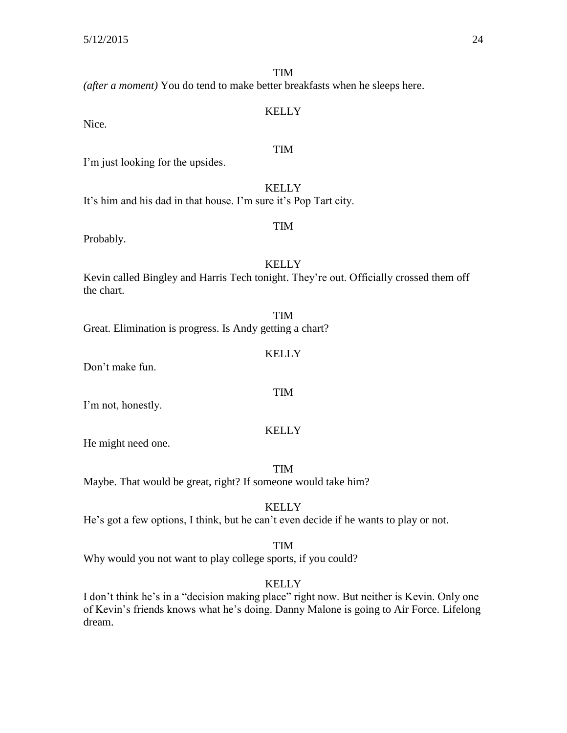TIM

*(after a moment)* You do tend to make better breakfasts when he sleeps here.

KELLY

Nice.

TIM

I'm just looking for the upsides.

KELLY

It's him and his dad in that house. I'm sure it's Pop Tart city.

TIM

Probably.

KELLY

Kevin called Bingley and Harris Tech tonight. They're out. Officially crossed them off the chart.

TIM

Great. Elimination is progress. Is Andy getting a chart?

KELLY

Don't make fun.

TIM

I'm not, honestly.

KELLY

He might need one.

TIM

Maybe. That would be great, right? If someone would take him?

KELLY

He's got a few options, I think, but he can't even decide if he wants to play or not.

TIM

Why would you not want to play college sports, if you could?

KELLY

I don't think he's in a "decision making place" right now. But neither is Kevin. Only one of Kevin's friends knows what he's doing. Danny Malone is going to Air Force. Lifelong dream.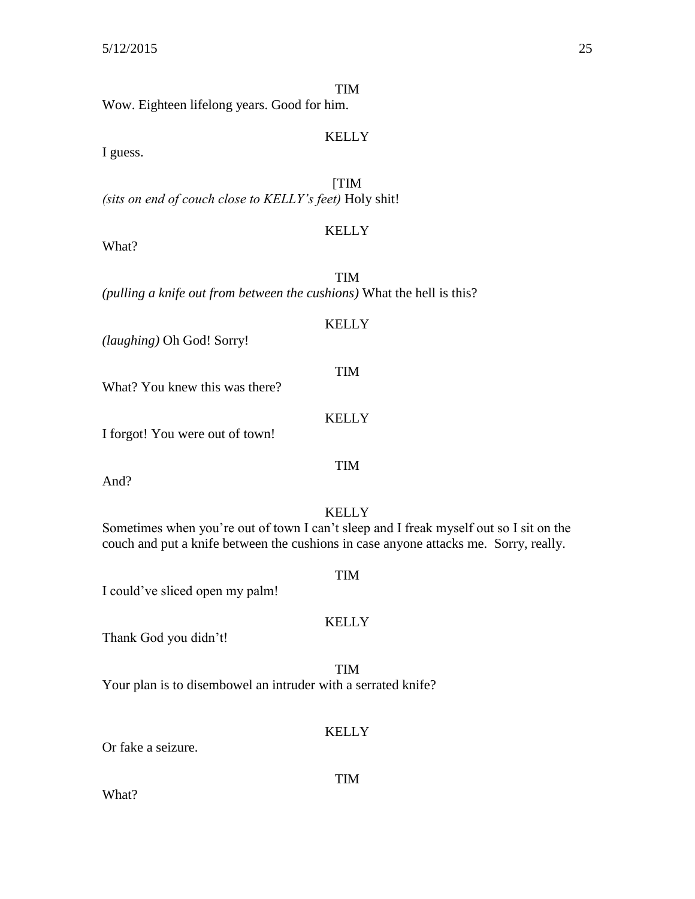TIM

Wow. Eighteen lifelong years. Good for him.

KELLY

I guess.

[TIM

*(sits on end of couch close to KELLY's feet)* Holy shit!

KELLY

What?

TIM

*(pulling a knife out from between the cushions)* What the hell is this?

KELLY

*(laughing)* Oh God! Sorry!

TIM

What? You knew this was there?

KELLY

I forgot! You were out of town!

TIM

And?

KELLY

Sometimes when you're out of town I can't sleep and I freak myself out so I sit on the couch and put a knife between the cushions in case anyone attacks me. Sorry, really.

TIM

I could've sliced open my palm!

KELLY

Thank God you didn't!

TIM

Your plan is to disembowel an intruder with a serrated knife?

KELLY

Or fake a seizure.

TIM

What?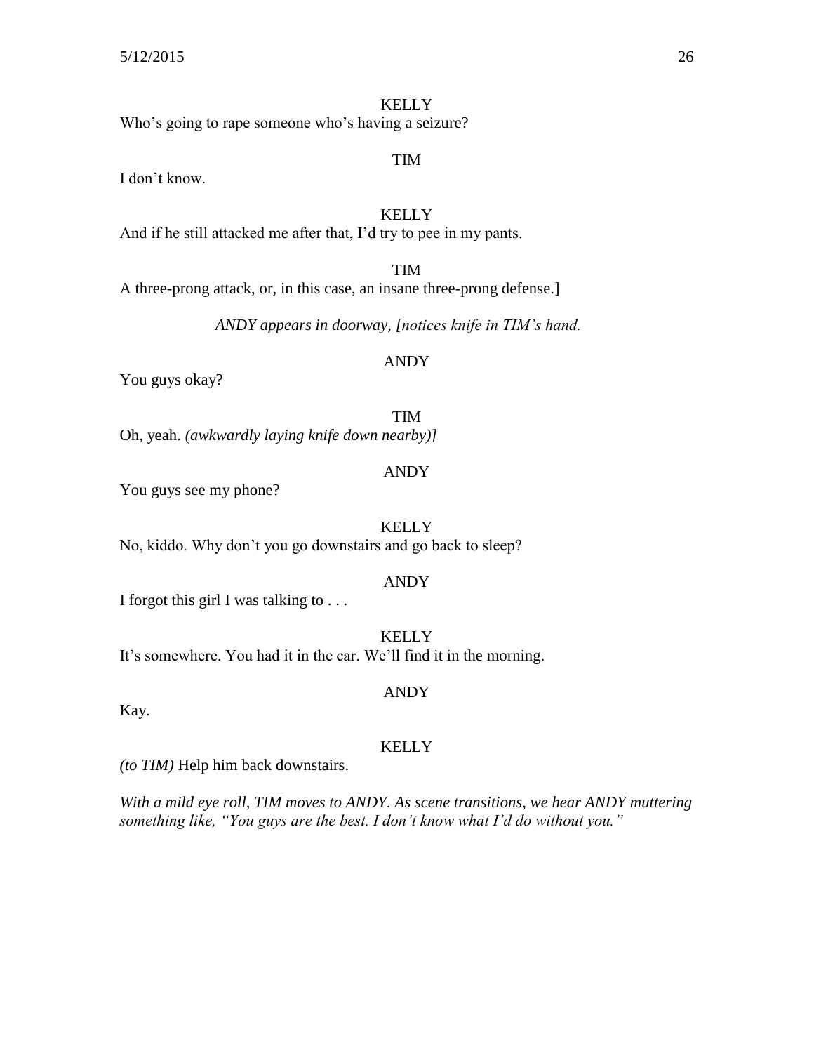KELLY

Who's going to rape someone who's having a seizure?

TIM

I don't know.

KELLY

And if he still attacked me after that, I'd try to pee in my pants.

TIM

A three-prong attack, or, in this case, an insane three-prong defense.]

*ANDY appears in doorway, [notices knife in TIM's hand.*

ANDY

You guys okay?

TIM

Oh, yeah. *(awkwardly laying knife down nearby)]*

ANDY

You guys see my phone?

KELLY

No, kiddo. Why don't you go downstairs and go back to sleep?

ANDY

I forgot this girl I was talking to . . .

KELLY

It's somewhere. You had it in the car. We'll find it in the morning.

ANDY

Kay.

KELLY

*(to TIM)* Help him back downstairs.

*With a mild eye roll, TIM moves to ANDY. As scene transitions, we hear ANDY muttering something like, "You guys are the best. I don't know what I'd do without you."*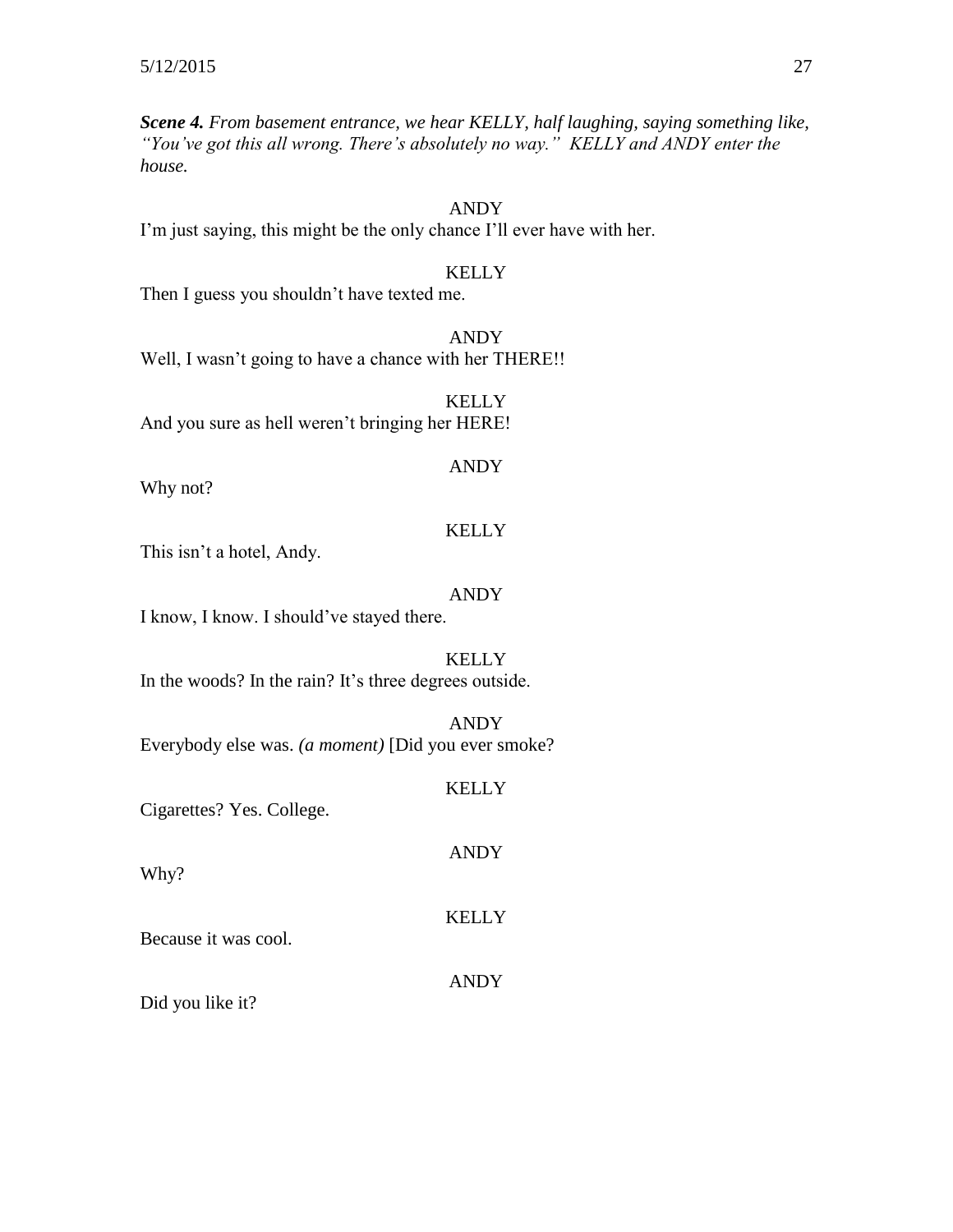***Scene 4.*** *From basement entrance, we hear KELLY, half laughing, saying something like, "You've got this all wrong. There's absolutely no way." KELLY and ANDY enter the house.*

ANDY

I'm just saying, this might be the only chance I'll ever have with her.

KELLY

Then I guess you shouldn't have texted me.

ANDY

Well, I wasn't going to have a chance with her THERE!!

KELLY

And you sure as hell weren't bringing her HERE!

ANDY

Why not?

KELLY

This isn't a hotel, Andy.

ANDY

I know, I know. I should've stayed there.

KELLY

In the woods? In the rain? It's three degrees outside.

ANDY

Everybody else was. *(a moment)* [Did you ever smoke?

KELLY

Cigarettes? Yes. College.

ANDY

Why?

KELLY

Because it was cool.

ANDY

Did you like it?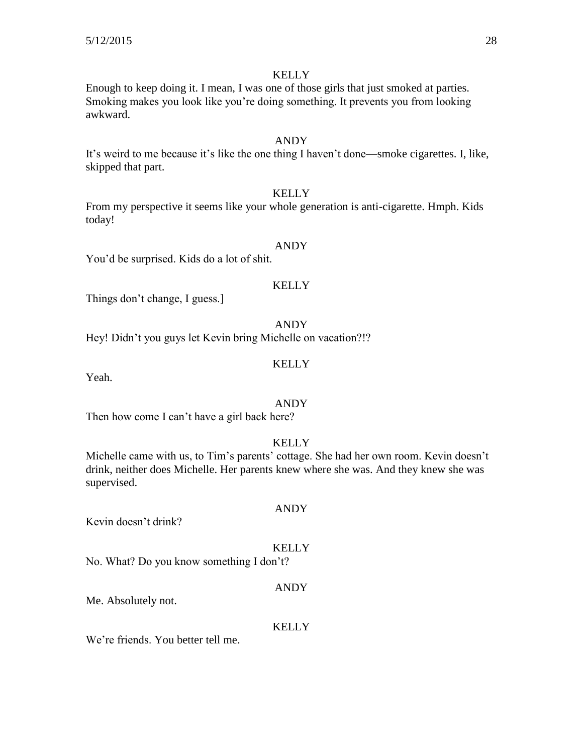KELLY

Enough to keep doing it. I mean, I was one of those girls that just smoked at parties. Smoking makes you look like you're doing something. It prevents you from looking awkward.

ANDY

It's weird to me because it's like the one thing I haven't done—smoke cigarettes. I, like, skipped that part.

KELLY

From my perspective it seems like your whole generation is anti-cigarette. Hmph. Kids today!

ANDY

You'd be surprised. Kids do a lot of shit.

KELLY

Things don't change, I guess.]

ANDY

Hey! Didn't you guys let Kevin bring Michelle on vacation?!?

KELLY

Yeah.

ANDY

Then how come I can't have a girl back here?

KELLY

Michelle came with us, to Tim's parents' cottage. She had her own room. Kevin doesn't drink, neither does Michelle. Her parents knew where she was. And they knew she was supervised.

ANDY

Kevin doesn't drink?

KELLY

No. What? Do you know something I don't?

ANDY

Me. Absolutely not.

KELLY

We're friends. You better tell me.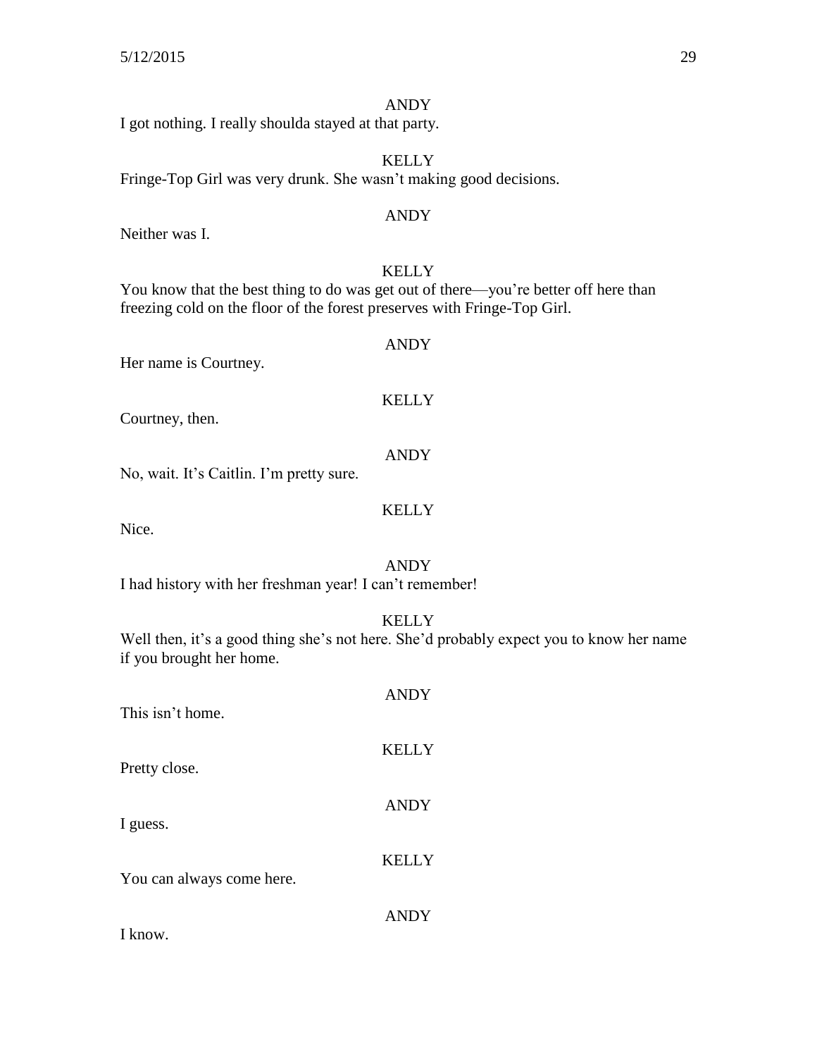ANDY

I got nothing. I really shoulda stayed at that party.

KELLY

Fringe-Top Girl was very drunk. She wasn't making good decisions.

ANDY

Neither was I.

KELLY

You know that the best thing to do was get out of there—you're better off here than freezing cold on the floor of the forest preserves with Fringe-Top Girl.

ANDY

Her name is Courtney.

KELLY

Courtney, then.

ANDY

No, wait. It's Caitlin. I'm pretty sure.

KELLY

Nice.

ANDY

I had history with her freshman year! I can't remember!

KELLY

Well then, it's a good thing she's not here. She'd probably expect you to know her name if you brought her home.

ANDY

This isn't home.

KELLY

Pretty close.

ANDY

I guess.

KELLY

You can always come here.

ANDY

I know.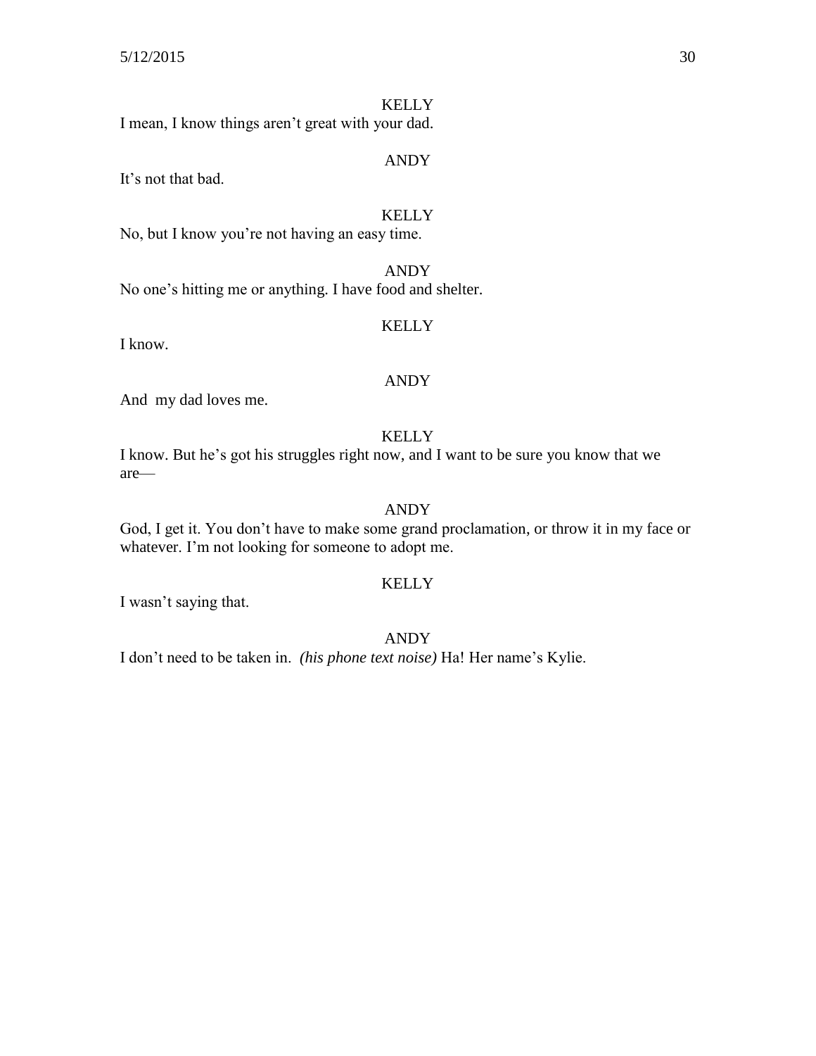KELLY

I mean, I know things aren't great with your dad.

ANDY

It's not that bad.

KELLY

No, but I know you're not having an easy time.

ANDY

No one's hitting me or anything. I have food and shelter.

KELLY

I know.

ANDY

And my dad loves me.

KELLY

I know. But he's got his struggles right now, and I want to be sure you know that we are—

ANDY

God, I get it. You don't have to make some grand proclamation, or throw it in my face or whatever. I'm not looking for someone to adopt me.

KELLY

I wasn't saying that.

ANDY

I don't need to be taken in. *(his phone text noise)* Ha! Her name's Kylie.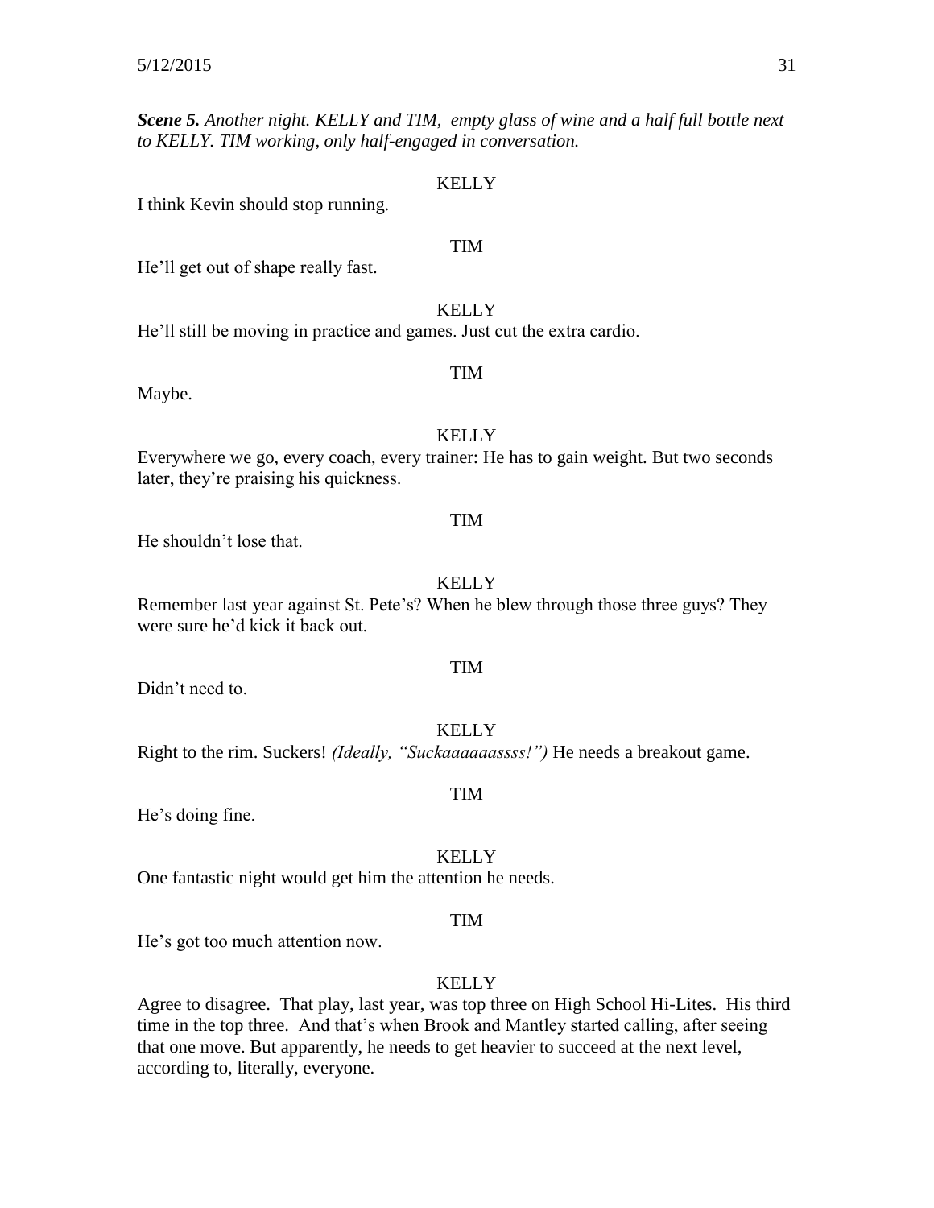***Scene 5.*** *Another night. KELLY and TIM, empty glass of wine and a half full bottle next to KELLY. TIM working, only half-engaged in conversation.*

KELLY

I think Kevin should stop running.

TIM

He'll get out of shape really fast.

KELLY

He'll still be moving in practice and games. Just cut the extra cardio.

TIM

Maybe.

KELLY

Everywhere we go, every coach, every trainer: He has to gain weight. But two seconds later, they're praising his quickness.

TIM

He shouldn't lose that.

KELLY

Remember last year against St. Pete's? When he blew through those three guys? They were sure he'd kick it back out.

TIM

Didn't need to.

KELLY

Right to the rim. Suckers! *(Ideally, "Suckaaaaaassss!")* He needs a breakout game.

TIM

He's doing fine.

KELLY

One fantastic night would get him the attention he needs.

TIM

He's got too much attention now.

KELLY

Agree to disagree. That play, last year, was top three on High School Hi-Lites. His third time in the top three. And that's when Brook and Mantley started calling, after seeing that one move. But apparently, he needs to get heavier to succeed at the next level, according to, literally, everyone.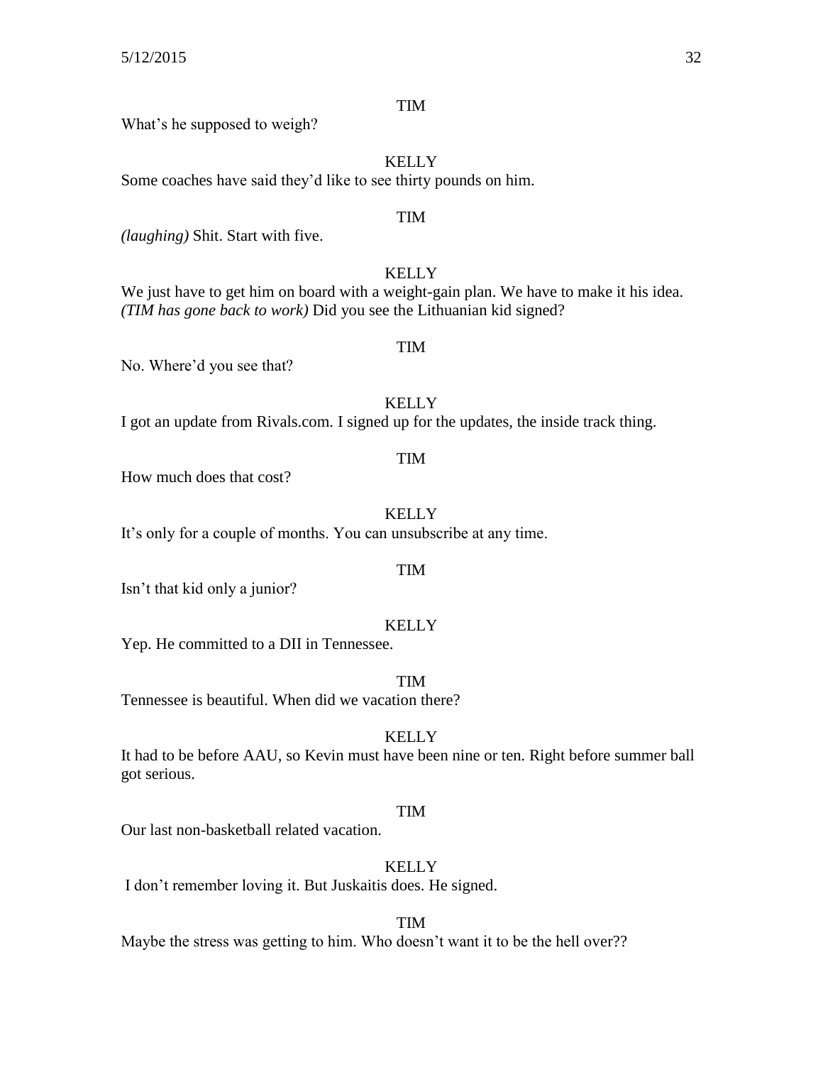TIM

What's he supposed to weigh?

KELLY

Some coaches have said they'd like to see thirty pounds on him.

TIM

*(laughing)* Shit. Start with five.

KELLY

We just have to get him on board with a weight-gain plan. We have to make it his idea. *(TIM has gone back to work)* Did you see the Lithuanian kid signed?

TIM

No. Where'd you see that?

KELLY

I got an update from Rivals.com. I signed up for the updates, the inside track thing.

TIM

How much does that cost?

KELLY

It's only for a couple of months. You can unsubscribe at any time.

TIM

Isn't that kid only a junior?

KELLY

Yep. He committed to a DII in Tennessee.

TIM

Tennessee is beautiful. When did we vacation there?

KELLY

It had to be before AAU, so Kevin must have been nine or ten. Right before summer ball got serious.

TIM

Our last non-basketball related vacation.

KELLY

I don't remember loving it. But Juskaitis does. He signed.

TIM

Maybe the stress was getting to him. Who doesn't want it to be the hell over??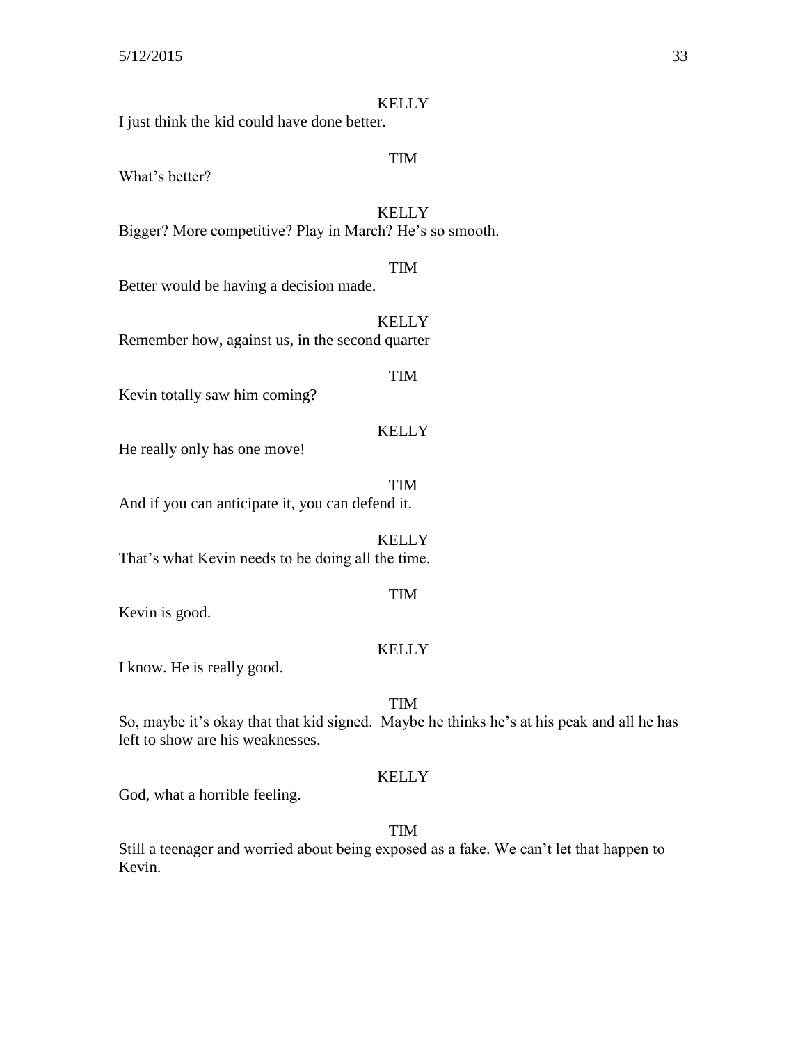KELLY
I just think the kid could have done better.

TIM
What's better?

KELLY
Bigger? More competitive? Play in March? He's so smooth.

TIM
Better would be having a decision made.

KELLY
Remember how, against us, in the second quarter—

TIM
Kevin totally saw him coming?

KELLY
He really only has one move!

TIM
And if you can anticipate it, you can defend it.

KELLY
That's what Kevin needs to be doing all the time.

TIM
Kevin is good.

KELLY
I know. He is really good.

TIM
So, maybe it's okay that that kid signed. Maybe he thinks he's at his peak and all he has left to show are his weaknesses.

KELLY
God, what a horrible feeling.

TIM
Still a teenager and worried about being exposed as a fake. We can't let that happen to Kevin.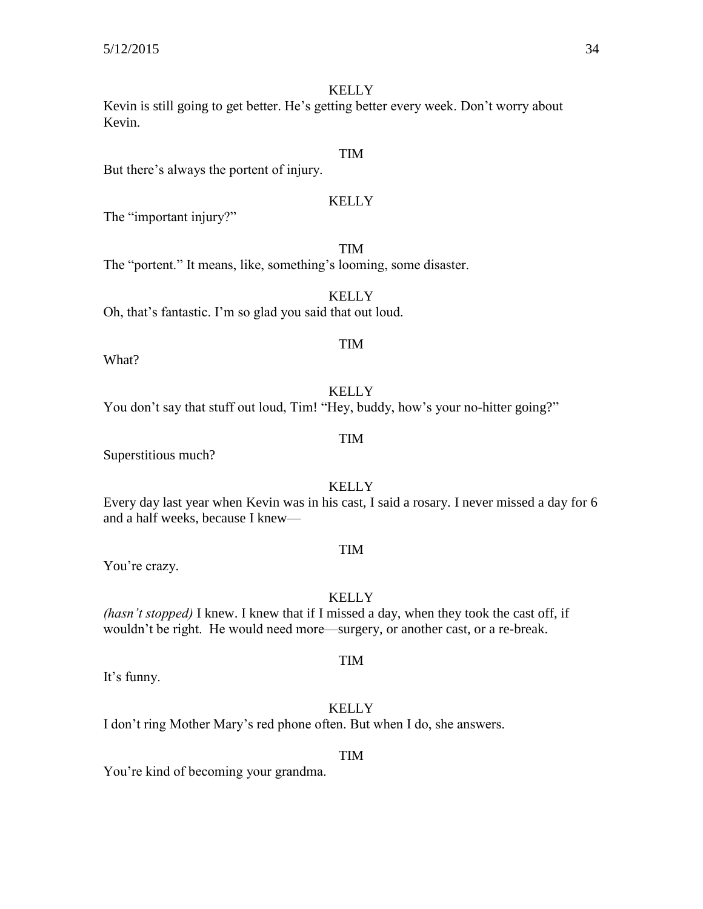KELLY

Kevin is still going to get better. He's getting better every week. Don't worry about Kevin.

TIM

But there's always the portent of injury.

KELLY

The "important injury?"

TIM

The "portent." It means, like, something's looming, some disaster.

KELLY

Oh, that's fantastic. I'm so glad you said that out loud.

TIM

What?

KELLY

You don't say that stuff out loud, Tim! "Hey, buddy, how's your no-hitter going?"

TIM

Superstitious much?

KELLY

Every day last year when Kevin was in his cast, I said a rosary. I never missed a day for 6 and a half weeks, because I knew—

TIM

You're crazy.

KELLY

*(hasn't stopped)* I knew. I knew that if I missed a day, when they took the cast off, if wouldn't be right. He would need more—surgery, or another cast, or a re-break.

TIM

It's funny.

KELLY

I don't ring Mother Mary's red phone often. But when I do, she answers.

TIM

You're kind of becoming your grandma.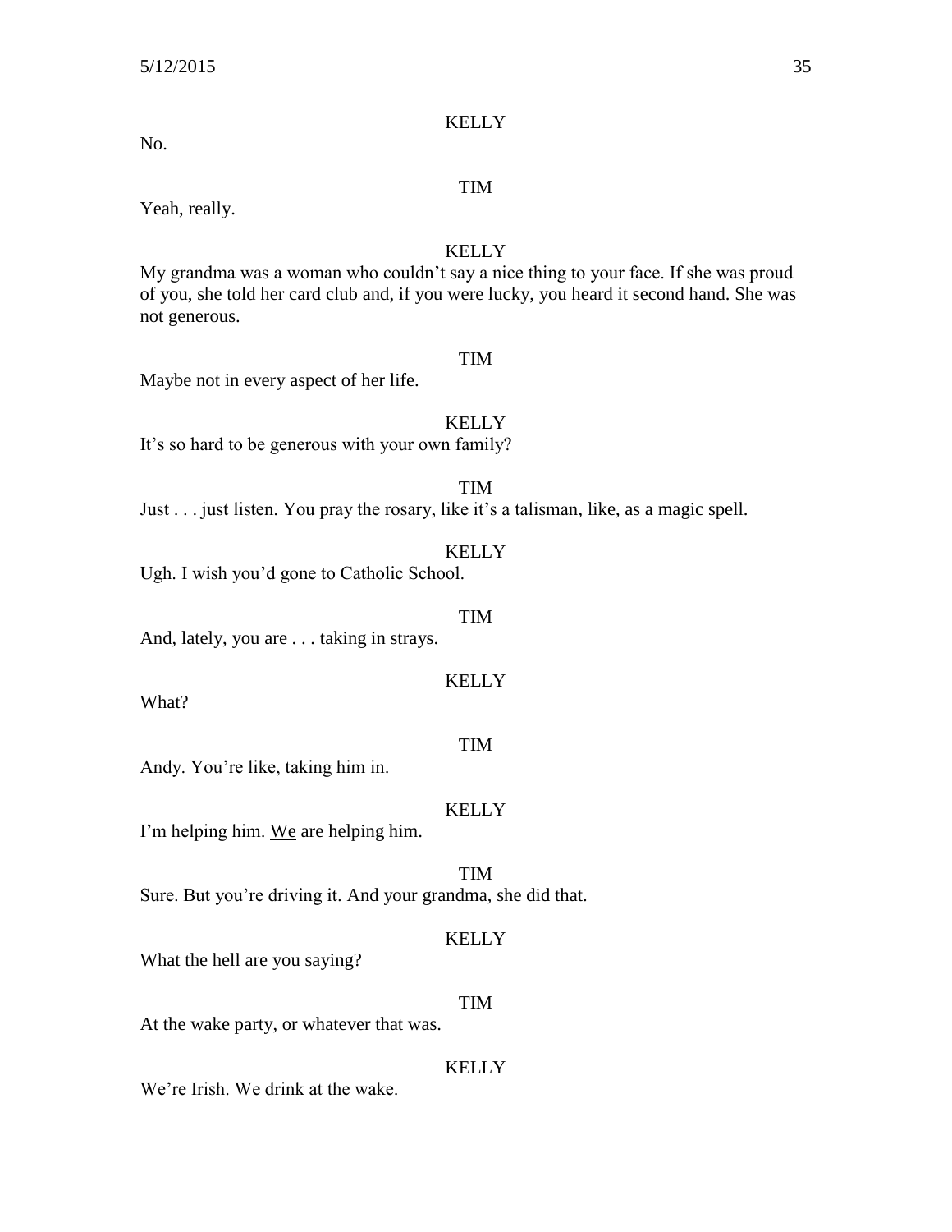KELLY

No.

TIM

Yeah, really.

KELLY

My grandma was a woman who couldn't say a nice thing to your face. If she was proud of you, she told her card club and, if you were lucky, you heard it second hand. She was not generous.

TIM

Maybe not in every aspect of her life.

KELLY

It's so hard to be generous with your own family?

TIM

Just . . . just listen. You pray the rosary, like it's a talisman, like, as a magic spell.

KELLY

Ugh. I wish you'd gone to Catholic School.

TIM

And, lately, you are . . . taking in strays.

KELLY

What?

TIM

Andy. You're like, taking him in.

KELLY

I'm helping him. <u>We</u> are helping him.

TIM

Sure. But you're driving it. And your grandma, she did that.

KELLY

What the hell are you saying?

TIM

At the wake party, or whatever that was.

KELLY

We're Irish. We drink at the wake.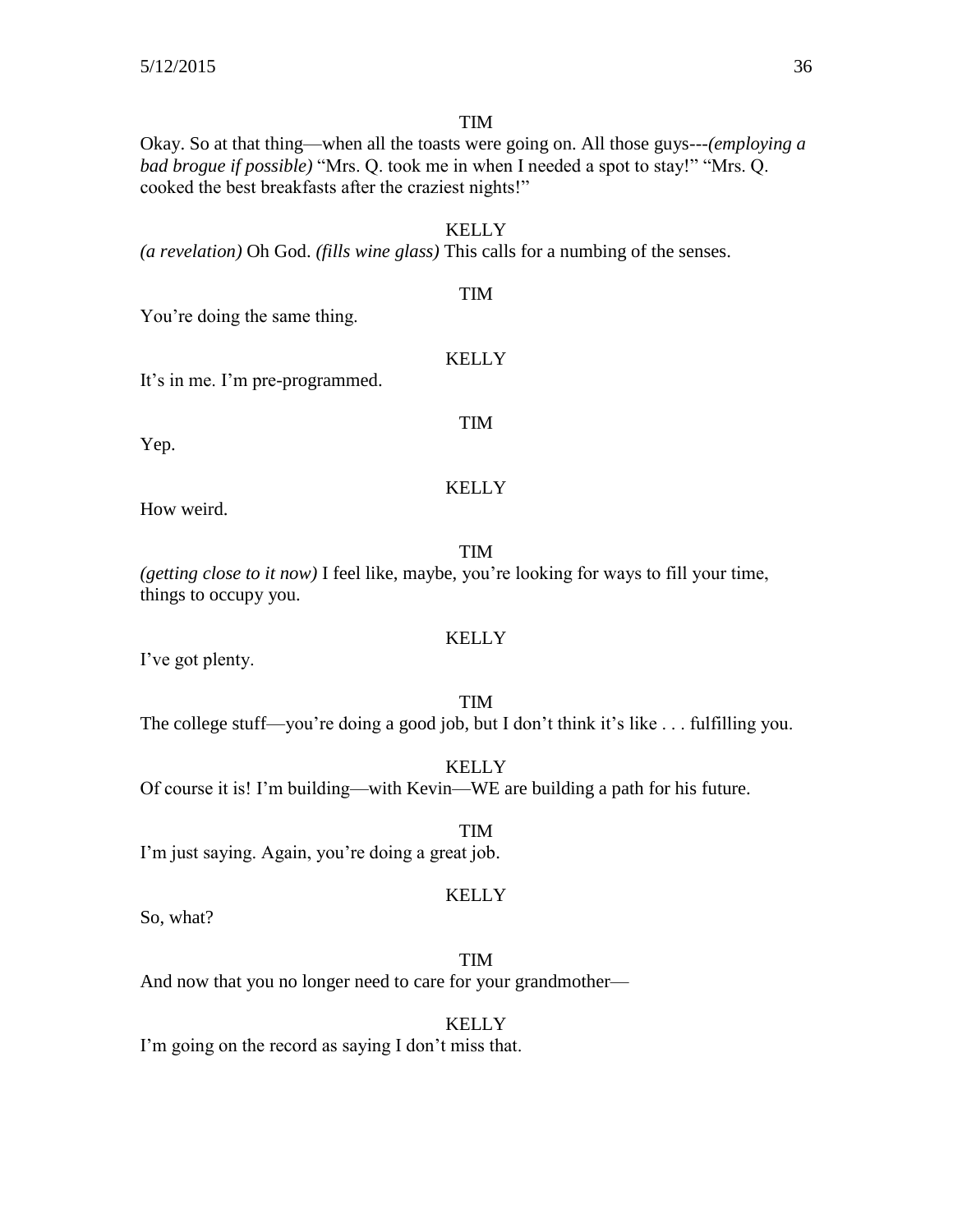TIM

Okay. So at that thing—when all the toasts were going on. All those guys---*(employing a bad brogue if possible)* "Mrs. Q. took me in when I needed a spot to stay!" "Mrs. Q. cooked the best breakfasts after the craziest nights!"

KELLY

*(a revelation)* Oh God. *(fills wine glass)* This calls for a numbing of the senses.

TIM

You're doing the same thing.

KELLY

It's in me. I'm pre-programmed.

TIM

Yep.

KELLY

How weird.

TIM

*(getting close to it now)* I feel like, maybe, you're looking for ways to fill your time, things to occupy you.

KELLY

I've got plenty.

TIM

The college stuff—you're doing a good job, but I don't think it's like . . . fulfilling you.

KELLY

Of course it is! I'm building—with Kevin—WE are building a path for his future.

TIM

I'm just saying. Again, you're doing a great job.

KELLY

So, what?

TIM

And now that you no longer need to care for your grandmother—

KELLY

I'm going on the record as saying I don't miss that.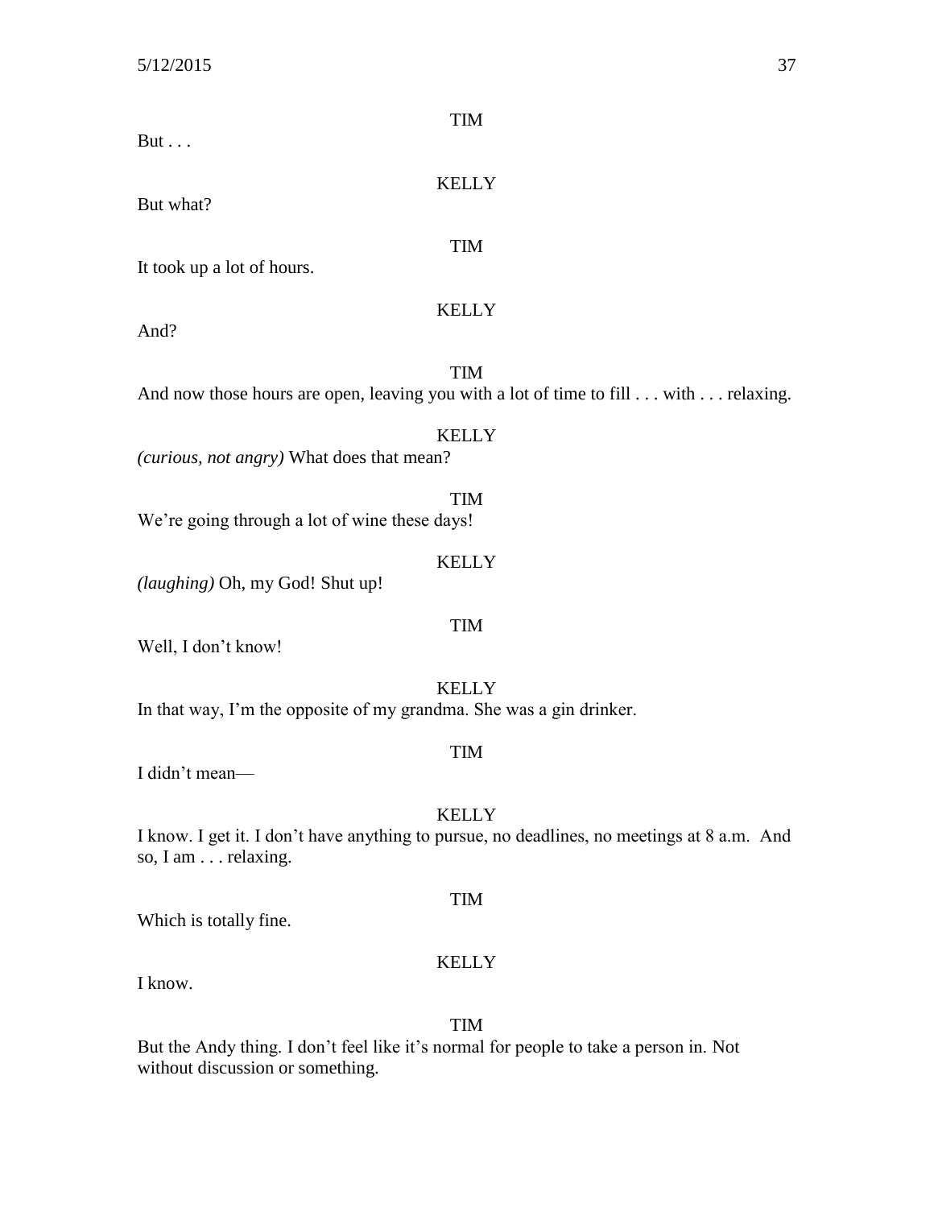TIM

But . . .

KELLY

But what?

TIM

It took up a lot of hours.

KELLY

And?

TIM

And now those hours are open, leaving you with a lot of time to fill . . . with . . . relaxing.

KELLY

*(curious, not angry)* What does that mean?

TIM

We're going through a lot of wine these days!

KELLY

*(laughing)* Oh, my God! Shut up!

TIM

Well, I don't know!

KELLY

In that way, I'm the opposite of my grandma. She was a gin drinker.

TIM

I didn't mean—

KELLY

I know. I get it. I don't have anything to pursue, no deadlines, no meetings at 8 a.m. And so, I am . . . relaxing.

TIM

Which is totally fine.

KELLY

I know.

TIM

But the Andy thing. I don't feel like it's normal for people to take a person in. Not without discussion or something.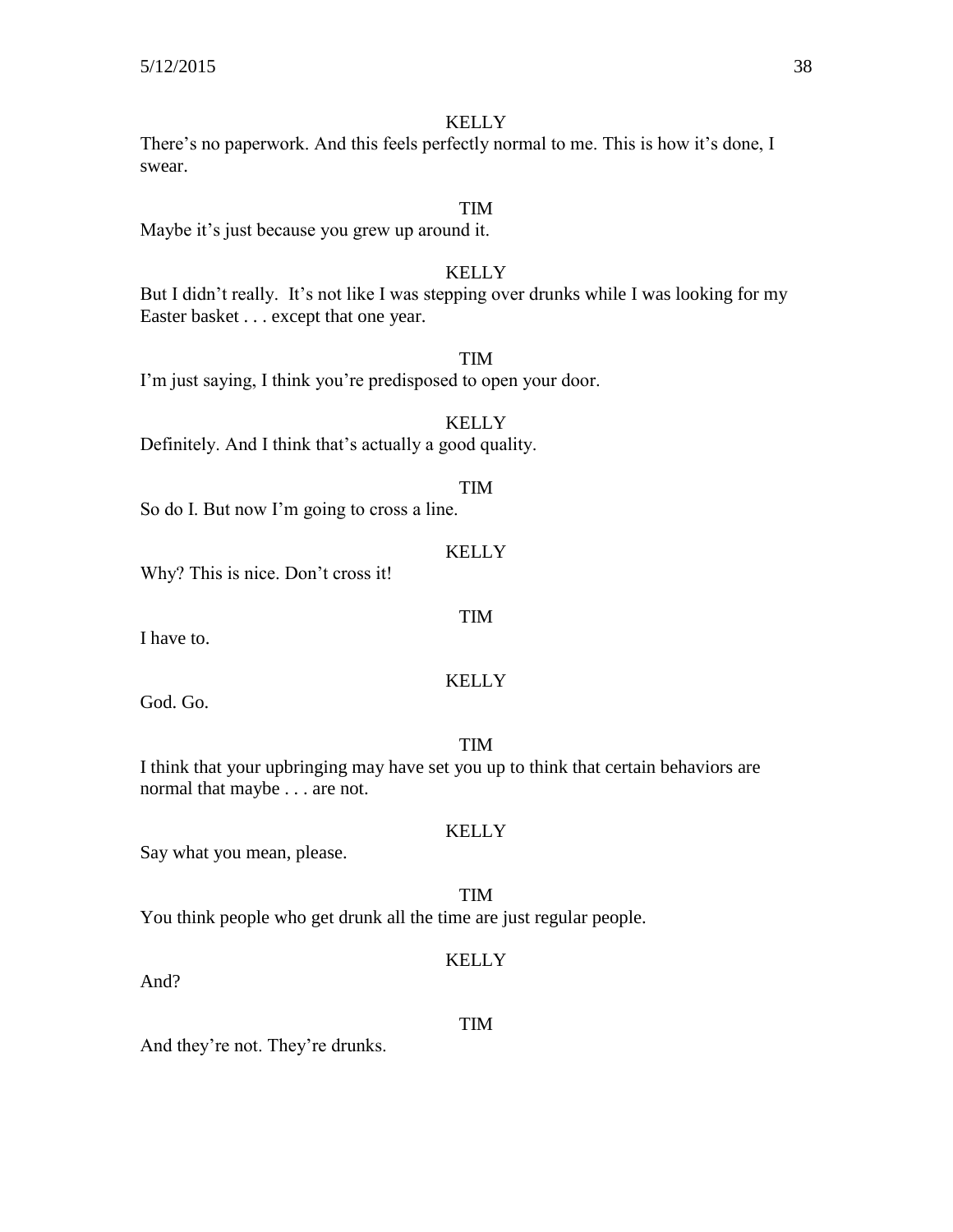KELLY

There's no paperwork. And this feels perfectly normal to me. This is how it's done, I swear.

TIM

Maybe it's just because you grew up around it.

KELLY

But I didn't really. It's not like I was stepping over drunks while I was looking for my Easter basket . . . except that one year.

TIM

I'm just saying, I think you're predisposed to open your door.

KELLY

Definitely. And I think that's actually a good quality.

TIM

So do I. But now I'm going to cross a line.

KELLY

Why? This is nice. Don't cross it!

TIM

I have to.

KELLY

God. Go.

TIM

I think that your upbringing may have set you up to think that certain behaviors are normal that maybe . . . are not.

KELLY

Say what you mean, please.

TIM

You think people who get drunk all the time are just regular people.

KELLY

And?

TIM

And they're not. They're drunks.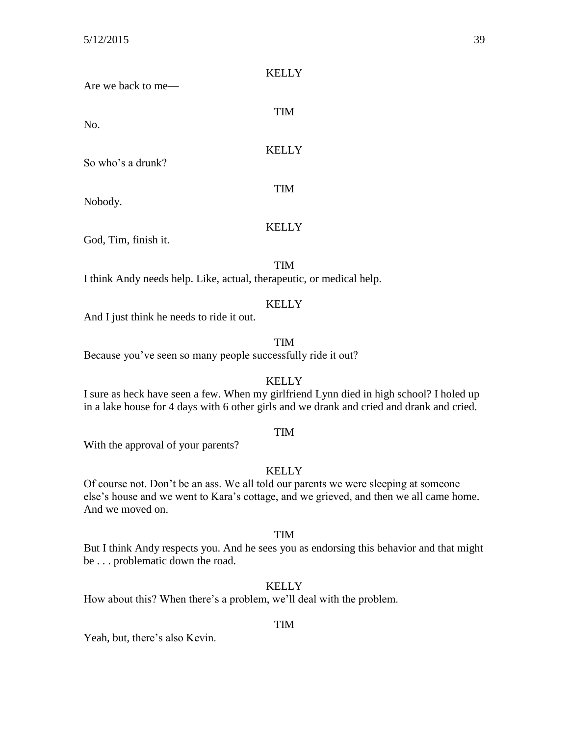KELLY

Are we back to me—

TIM

No.

KELLY

So who's a drunk?

TIM

Nobody.

KELLY

God, Tim, finish it.

TIM

I think Andy needs help. Like, actual, therapeutic, or medical help.

KELLY

And I just think he needs to ride it out.

TIM

Because you've seen so many people successfully ride it out?

KELLY

I sure as heck have seen a few. When my girlfriend Lynn died in high school? I holed up in a lake house for 4 days with 6 other girls and we drank and cried and drank and cried.

TIM

With the approval of your parents?

KELLY

Of course not. Don't be an ass. We all told our parents we were sleeping at someone else's house and we went to Kara's cottage, and we grieved, and then we all came home. And we moved on.

TIM

But I think Andy respects you. And he sees you as endorsing this behavior and that might be . . . problematic down the road.

KELLY

How about this? When there's a problem, we'll deal with the problem.

TIM

Yeah, but, there's also Kevin.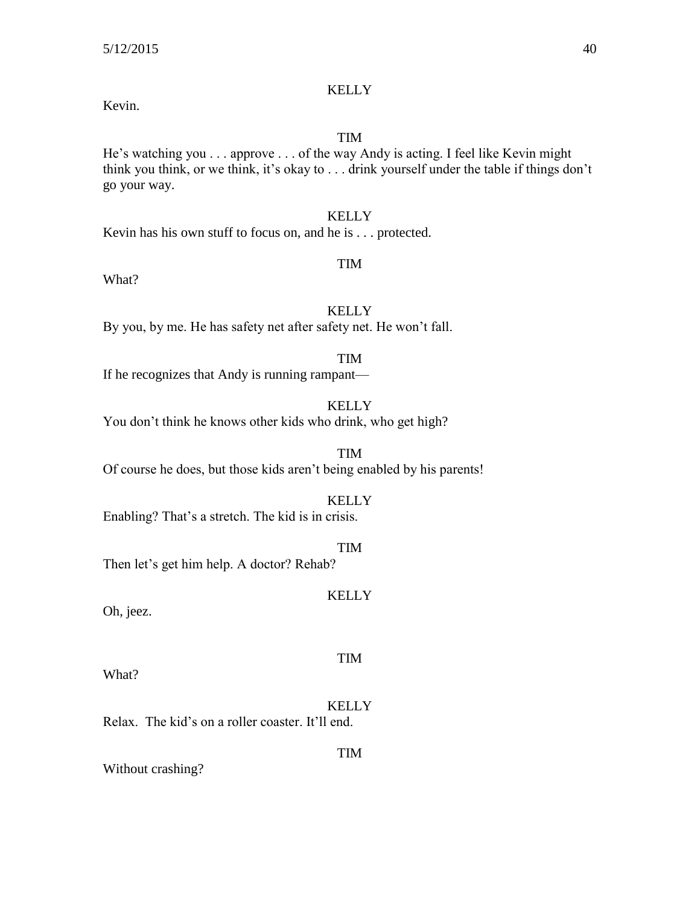KELLY

Kevin.

TIM

He's watching you . . . approve . . . of the way Andy is acting. I feel like Kevin might think you think, or we think, it's okay to . . . drink yourself under the table if things don't go your way.

KELLY

Kevin has his own stuff to focus on, and he is . . . protected.

TIM

What?

KELLY

By you, by me. He has safety net after safety net. He won't fall.

TIM

If he recognizes that Andy is running rampant—

KELLY

You don't think he knows other kids who drink, who get high?

TIM

Of course he does, but those kids aren't being enabled by his parents!

KELLY

Enabling? That's a stretch. The kid is in crisis.

TIM

Then let's get him help. A doctor? Rehab?

KELLY

Oh, jeez.

TIM

What?

KELLY

Relax. The kid's on a roller coaster. It'll end.

TIM

Without crashing?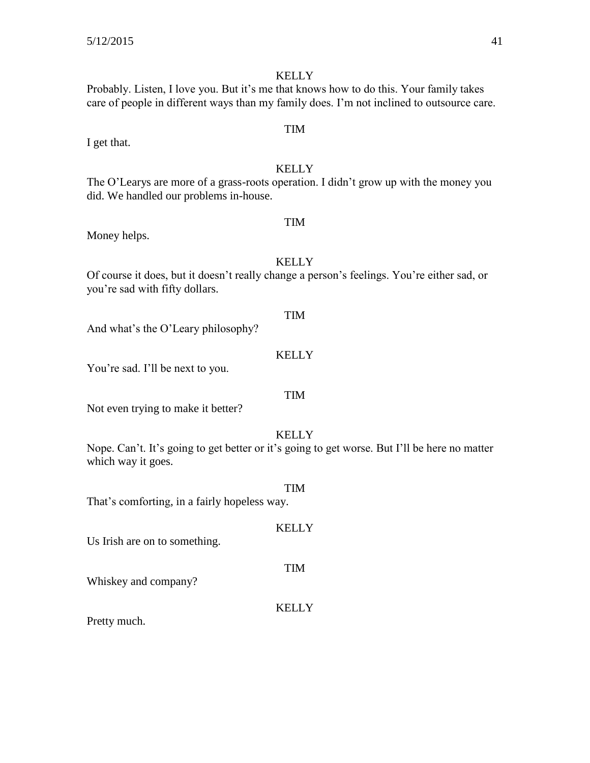KELLY

Probably. Listen, I love you. But it's me that knows how to do this. Your family takes care of people in different ways than my family does. I'm not inclined to outsource care.

TIM

I get that.

KELLY

The O'Learys are more of a grass-roots operation. I didn't grow up with the money you did. We handled our problems in-house.

TIM

Money helps.

KELLY

Of course it does, but it doesn't really change a person's feelings. You're either sad, or you're sad with fifty dollars.

TIM

And what's the O'Leary philosophy?

KELLY

You're sad. I'll be next to you.

TIM

Not even trying to make it better?

KELLY

Nope. Can't. It's going to get better or it's going to get worse. But I'll be here no matter which way it goes.

TIM

That's comforting, in a fairly hopeless way.

KELLY

Us Irish are on to something.

TIM

Whiskey and company?

KELLY

Pretty much.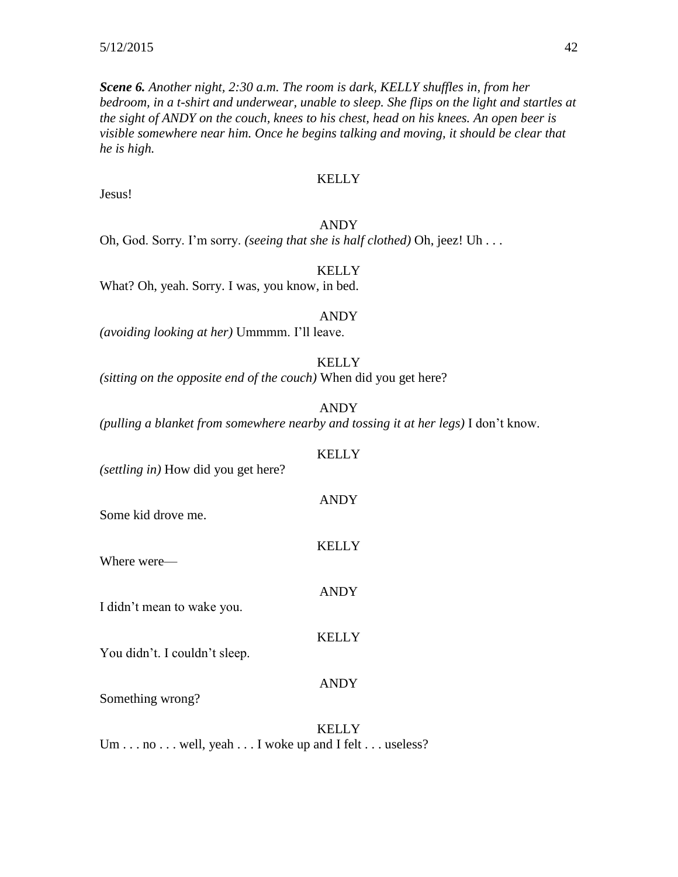***Scene 6.*** *Another night, 2:30 a.m. The room is dark, KELLY shuffles in, from her bedroom, in a t-shirt and underwear, unable to sleep. She flips on the light and startles at the sight of ANDY on the couch, knees to his chest, head on his knees. An open beer is visible somewhere near him. Once he begins talking and moving, it should be clear that he is high.*

KELLY

Jesus!

ANDY

Oh, God. Sorry. I'm sorry. *(seeing that she is half clothed)* Oh, jeez! Uh . . .

KELLY

What? Oh, yeah. Sorry. I was, you know, in bed.

ANDY

*(avoiding looking at her)* Ummmm. I'll leave.

KELLY

*(sitting on the opposite end of the couch)* When did you get here?

ANDY

*(pulling a blanket from somewhere nearby and tossing it at her legs)* I don't know.

KELLY

*(settling in)* How did you get here?

ANDY

Some kid drove me.

KELLY

Where were—

ANDY

I didn't mean to wake you.

KELLY

You didn't. I couldn't sleep.

ANDY

Something wrong?

KELLY

Um . . . no . . . well, yeah . . . I woke up and I felt . . . useless?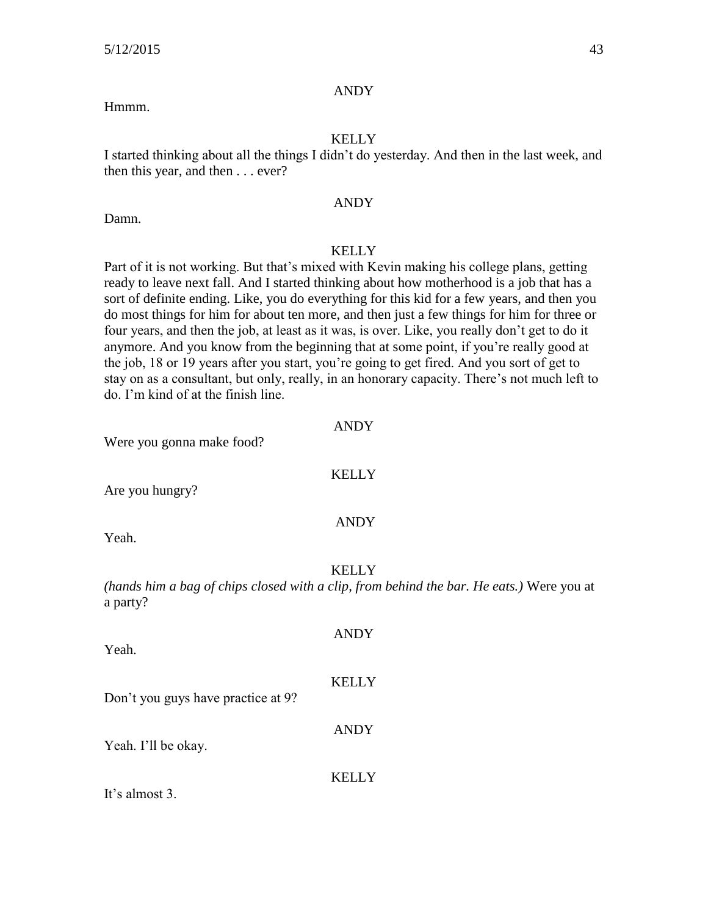ANDY

Hmmm.

KELLY

I started thinking about all the things I didn't do yesterday. And then in the last week, and then this year, and then . . . ever?

ANDY

Damn.

KELLY

Part of it is not working. But that's mixed with Kevin making his college plans, getting ready to leave next fall. And I started thinking about how motherhood is a job that has a sort of definite ending. Like, you do everything for this kid for a few years, and then you do most things for him for about ten more, and then just a few things for him for three or four years, and then the job, at least as it was, is over. Like, you really don't get to do it anymore. And you know from the beginning that at some point, if you're really good at the job, 18 or 19 years after you start, you're going to get fired. And you sort of get to stay on as a consultant, but only, really, in an honorary capacity. There's not much left to do. I'm kind of at the finish line.

ANDY

Were you gonna make food?

KELLY

Are you hungry?

ANDY

Yeah.

KELLY

*(hands him a bag of chips closed with a clip, from behind the bar. He eats.)* Were you at a party?

ANDY

Yeah.

KELLY

Don't you guys have practice at 9?

ANDY

Yeah. I'll be okay.

KELLY

It's almost 3.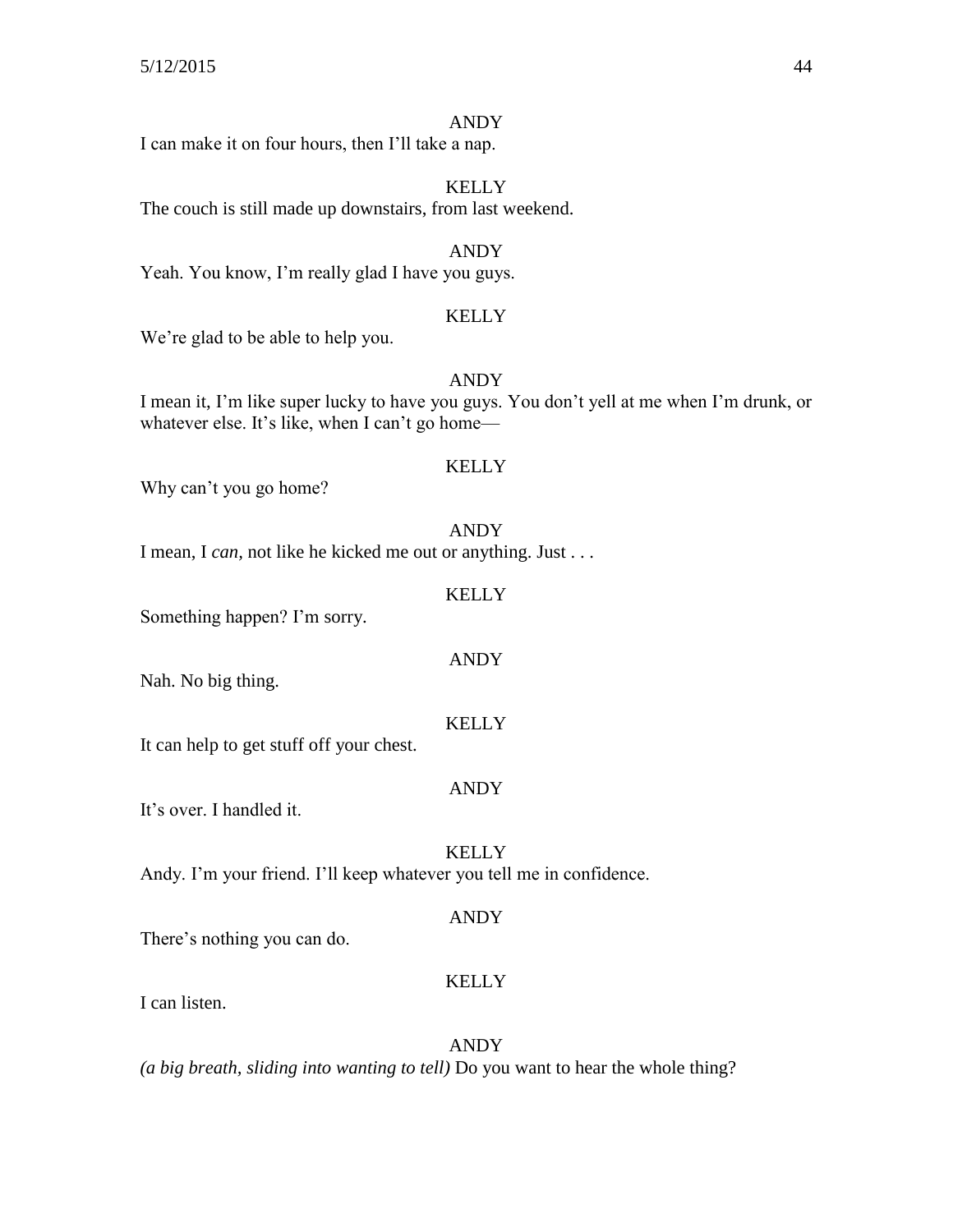ANDY

I can make it on four hours, then I'll take a nap.

KELLY

The couch is still made up downstairs, from last weekend.

ANDY

Yeah. You know, I'm really glad I have you guys.

KELLY

We're glad to be able to help you.

ANDY

I mean it, I'm like super lucky to have you guys. You don't yell at me when I'm drunk, or whatever else. It's like, when I can't go home—

KELLY

Why can't you go home?

ANDY

I mean, I *can,* not like he kicked me out or anything. Just . . .

KELLY

Something happen? I'm sorry.

ANDY

Nah. No big thing.

KELLY

It can help to get stuff off your chest.

ANDY

It's over. I handled it.

KELLY

Andy. I'm your friend. I'll keep whatever you tell me in confidence.

ANDY

There's nothing you can do.

KELLY

I can listen.

ANDY

*(a big breath, sliding into wanting to tell)* Do you want to hear the whole thing?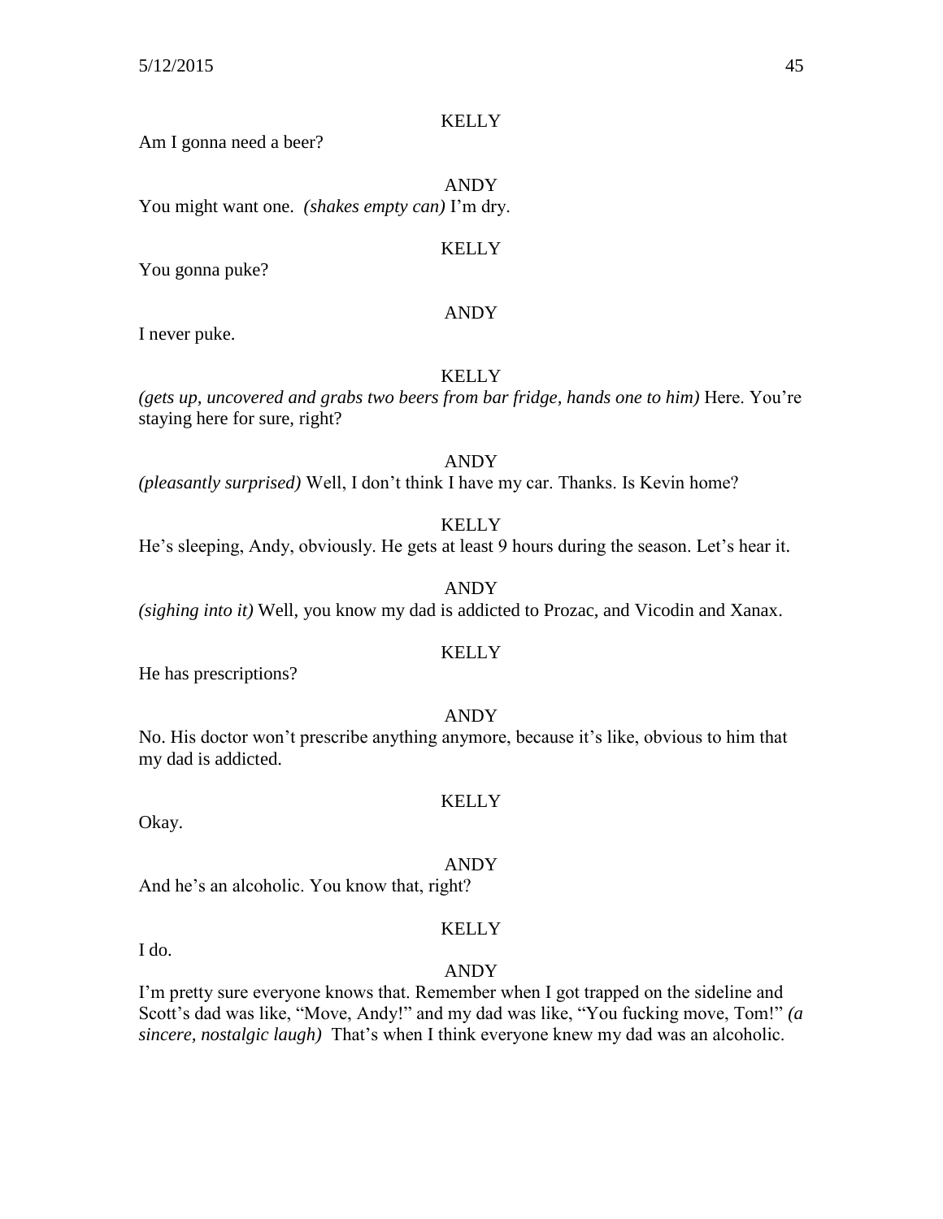KELLY

Am I gonna need a beer?

ANDY

You might want one. *(shakes empty can)* I'm dry.

KELLY

You gonna puke?

ANDY

I never puke.

KELLY

*(gets up, uncovered and grabs two beers from bar fridge, hands one to him)* Here. You're staying here for sure, right?

ANDY

*(pleasantly surprised)* Well, I don't think I have my car. Thanks. Is Kevin home?

KELLY

He's sleeping, Andy, obviously. He gets at least 9 hours during the season. Let's hear it.

ANDY

*(sighing into it)* Well, you know my dad is addicted to Prozac, and Vicodin and Xanax.

KELLY

He has prescriptions?

ANDY

No. His doctor won't prescribe anything anymore, because it's like, obvious to him that my dad is addicted.

KELLY

Okay.

ANDY

And he's an alcoholic. You know that, right?

KELLY

I do.

ANDY

I'm pretty sure everyone knows that. Remember when I got trapped on the sideline and Scott's dad was like, "Move, Andy!" and my dad was like, "You fucking move, Tom!" *(a sincere, nostalgic laugh)* That's when I think everyone knew my dad was an alcoholic.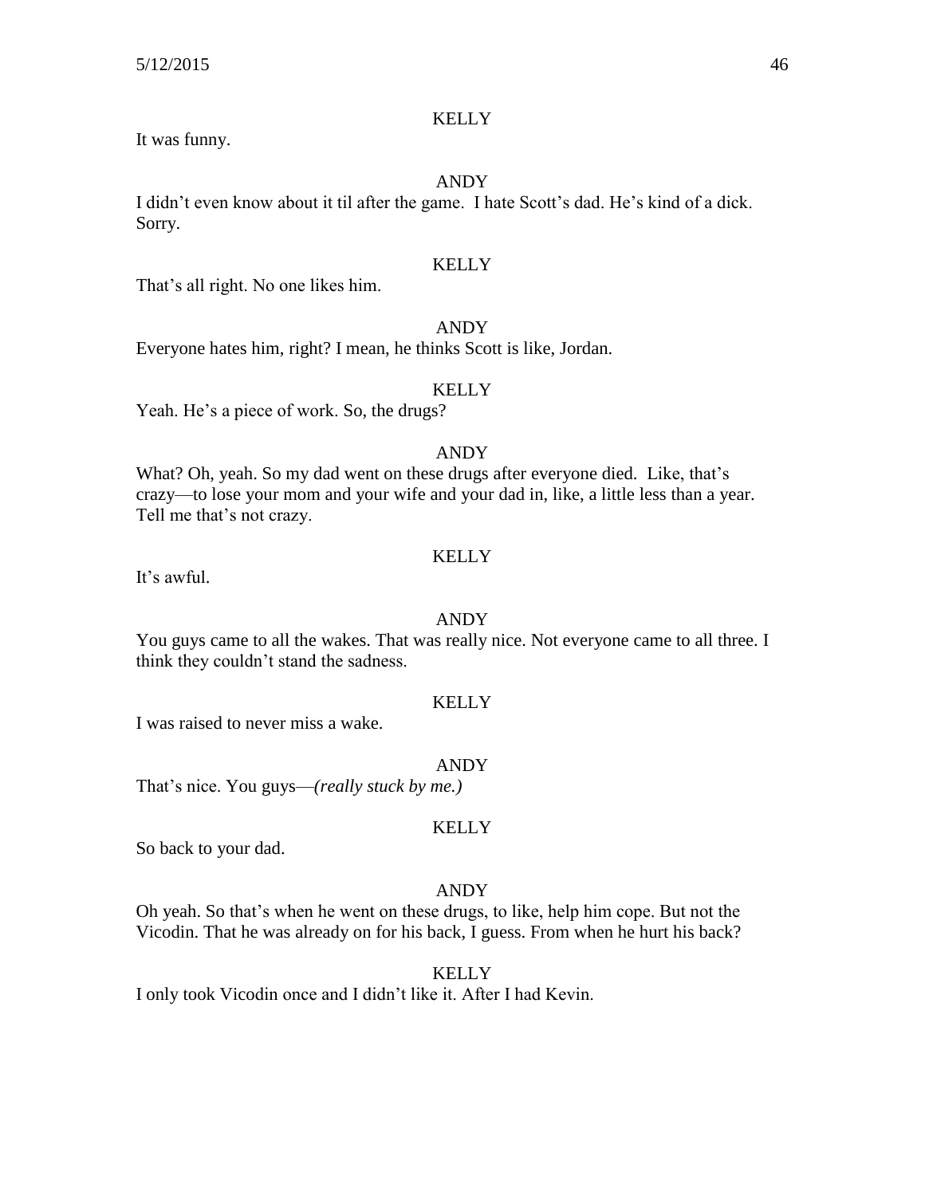KELLY

It was funny.

ANDY

I didn't even know about it til after the game. I hate Scott's dad. He's kind of a dick. Sorry.

KELLY

That's all right. No one likes him.

ANDY

Everyone hates him, right? I mean, he thinks Scott is like, Jordan.

KELLY

Yeah. He's a piece of work. So, the drugs?

ANDY

What? Oh, yeah. So my dad went on these drugs after everyone died. Like, that's crazy—to lose your mom and your wife and your dad in, like, a little less than a year. Tell me that's not crazy.

KELLY

It's awful.

ANDY

You guys came to all the wakes. That was really nice. Not everyone came to all three. I think they couldn't stand the sadness.

KELLY

I was raised to never miss a wake.

ANDY

That's nice. You guys—*(really stuck by me.)*

KELLY

So back to your dad.

ANDY

Oh yeah. So that's when he went on these drugs, to like, help him cope. But not the Vicodin. That he was already on for his back, I guess. From when he hurt his back?

KELLY

I only took Vicodin once and I didn't like it. After I had Kevin.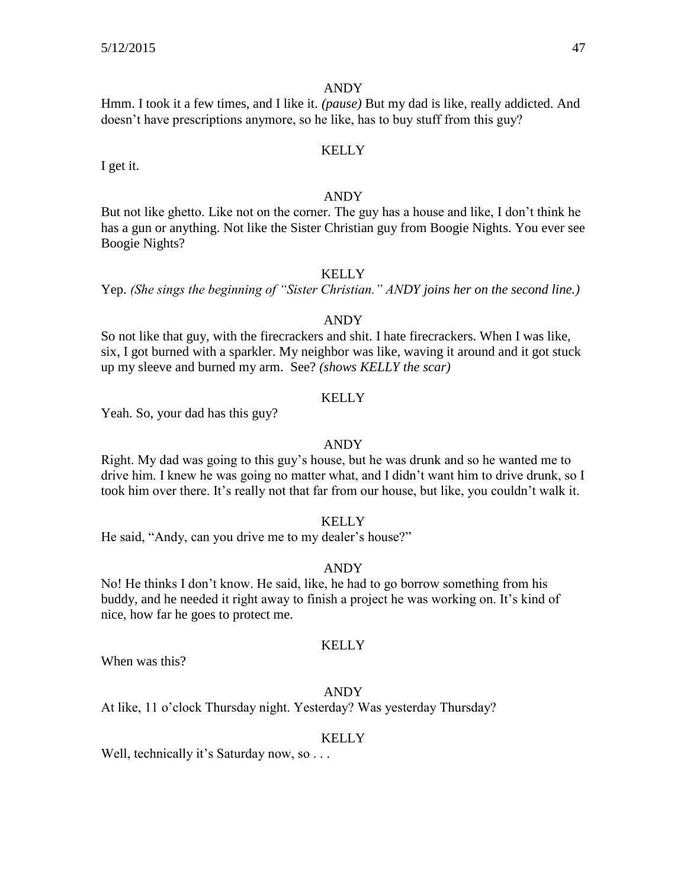ANDY

Hmm. I took it a few times, and I like it. *(pause)* But my dad is like, really addicted. And doesn't have prescriptions anymore, so he like, has to buy stuff from this guy?

KELLY

I get it.

ANDY

But not like ghetto. Like not on the corner. The guy has a house and like, I don't think he has a gun or anything. Not like the Sister Christian guy from Boogie Nights. You ever see Boogie Nights?

KELLY

Yep. *(She sings the beginning of "Sister Christian." ANDY joins her on the second line.)*

ANDY

So not like that guy, with the firecrackers and shit. I hate firecrackers. When I was like, six, I got burned with a sparkler. My neighbor was like, waving it around and it got stuck up my sleeve and burned my arm. See? *(shows KELLY the scar)*

KELLY

Yeah. So, your dad has this guy?

ANDY

Right. My dad was going to this guy's house, but he was drunk and so he wanted me to drive him. I knew he was going no matter what, and I didn't want him to drive drunk, so I took him over there. It's really not that far from our house, but like, you couldn't walk it.

KELLY

He said, "Andy, can you drive me to my dealer's house?"

ANDY

No! He thinks I don't know. He said, like, he had to go borrow something from his buddy, and he needed it right away to finish a project he was working on. It's kind of nice, how far he goes to protect me.

KELLY

When was this?

ANDY

At like, 11 o'clock Thursday night. Yesterday? Was yesterday Thursday?

KELLY

Well, technically it's Saturday now, so . . .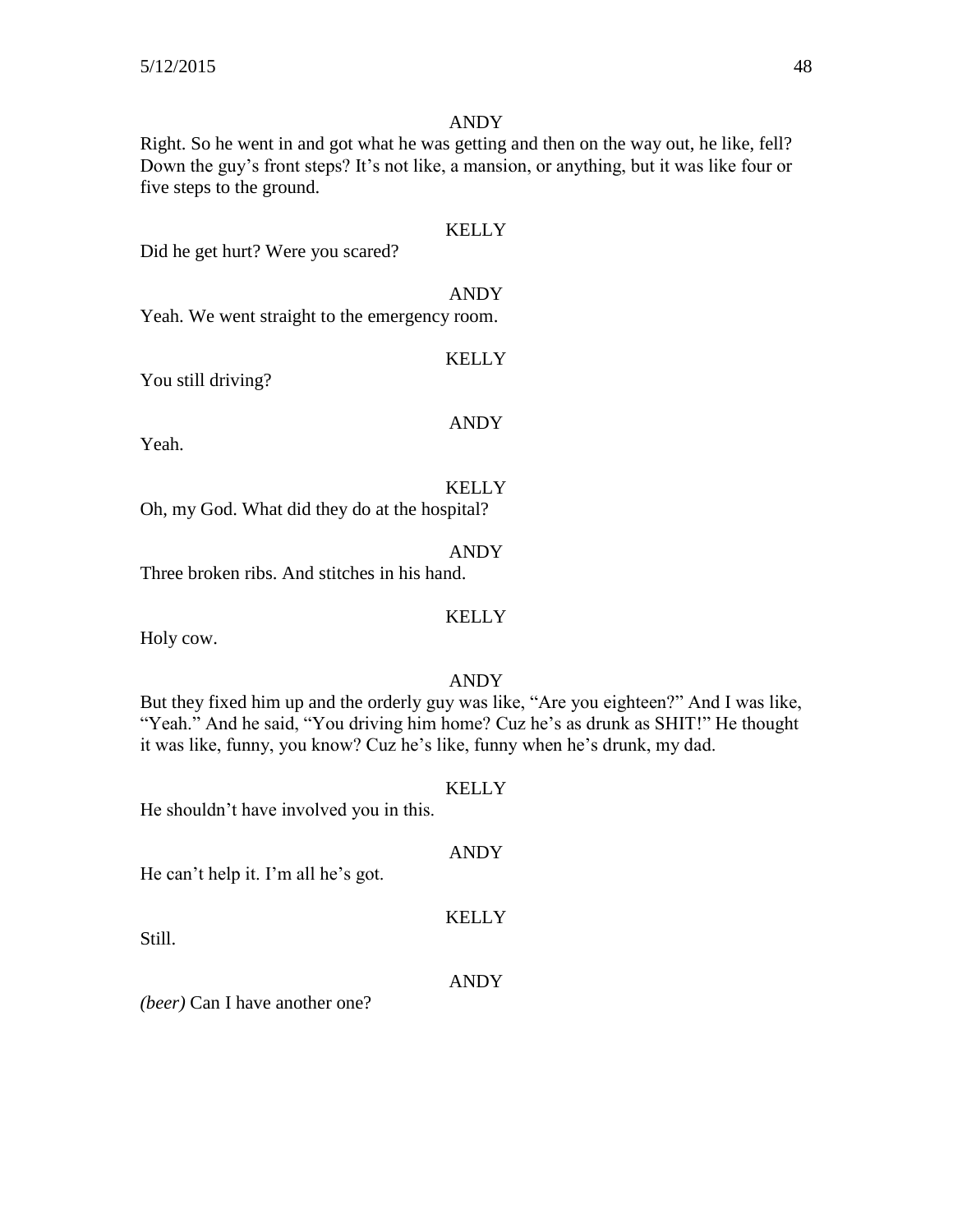ANDY

Right. So he went in and got what he was getting and then on the way out, he like, fell? Down the guy's front steps? It's not like, a mansion, or anything, but it was like four or five steps to the ground.

KELLY

Did he get hurt? Were you scared?

ANDY

Yeah. We went straight to the emergency room.

KELLY

You still driving?

ANDY

Yeah.

KELLY

Oh, my God. What did they do at the hospital?

ANDY

Three broken ribs. And stitches in his hand.

KELLY

Holy cow.

ANDY

But they fixed him up and the orderly guy was like, "Are you eighteen?" And I was like, "Yeah." And he said, "You driving him home? Cuz he's as drunk as SHIT!" He thought it was like, funny, you know? Cuz he's like, funny when he's drunk, my dad.

KELLY

He shouldn't have involved you in this.

ANDY

He can't help it. I'm all he's got.

KELLY

Still.

ANDY

*(beer)* Can I have another one?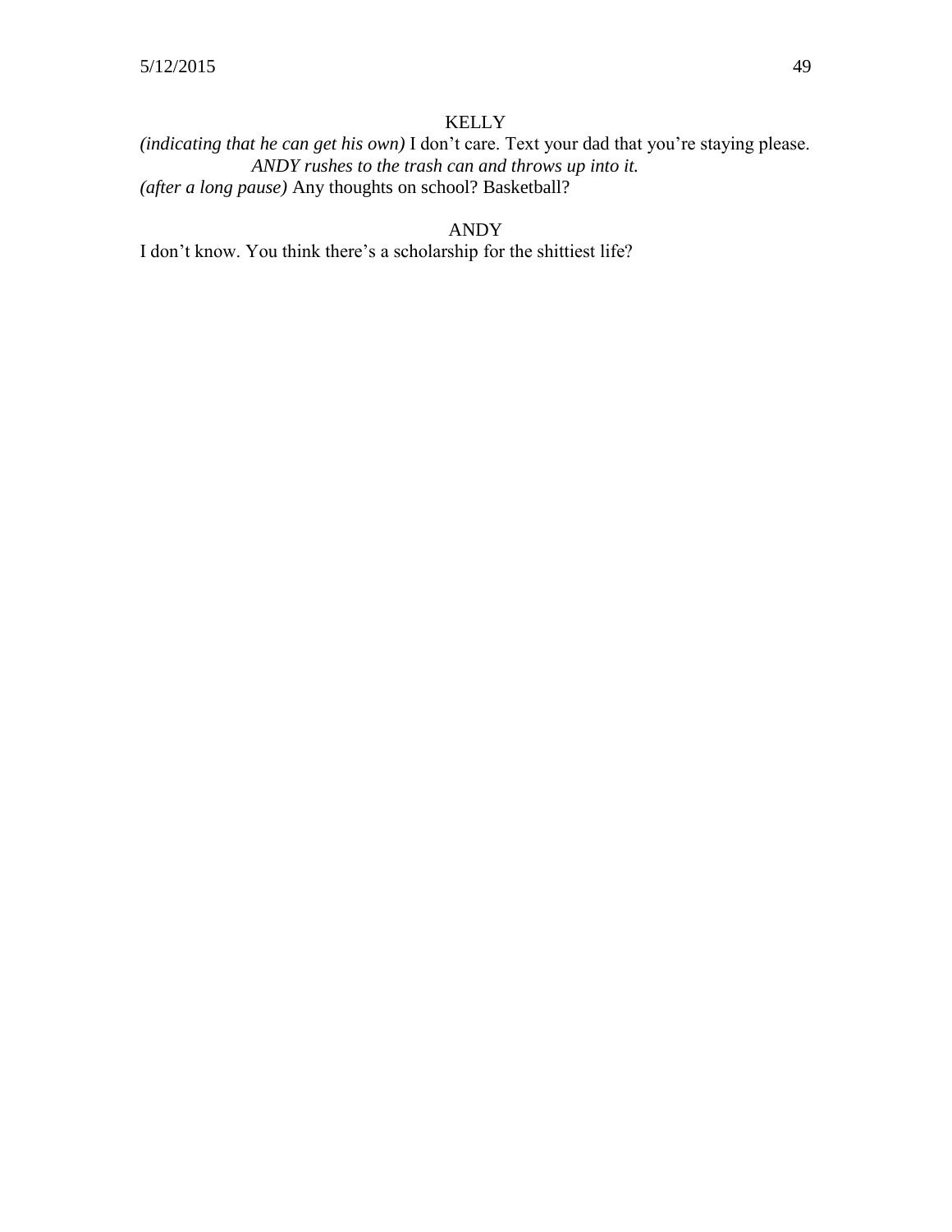KELLY

*(indicating that he can get his own)* I don't care. Text your dad that you're staying please.

*ANDY rushes to the trash can and throws up into it.*

*(after a long pause)* Any thoughts on school? Basketball?

ANDY

I don't know. You think there's a scholarship for the shittiest life?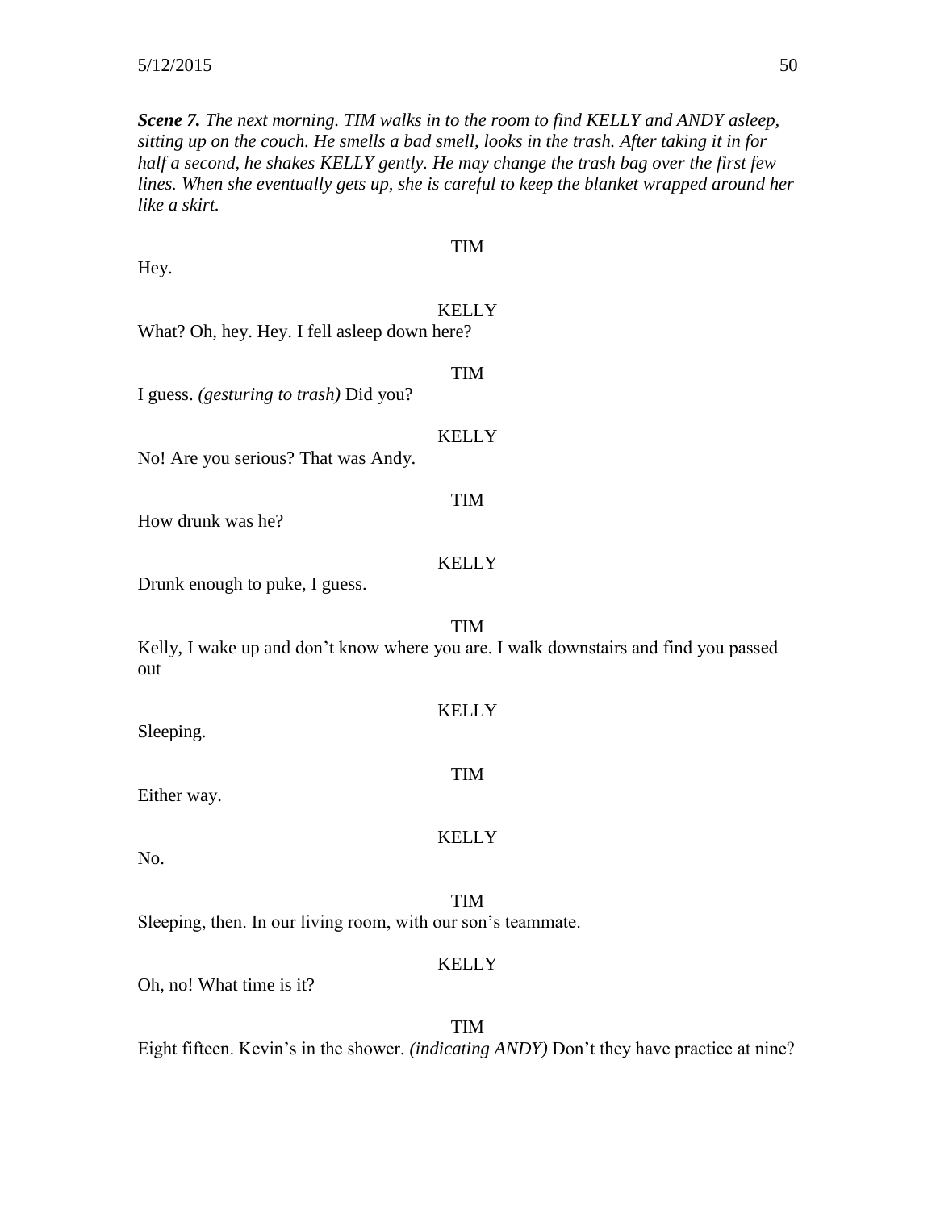***Scene 7.*** *The next morning. TIM walks in to the room to find KELLY and ANDY asleep, sitting up on the couch. He smells a bad smell, looks in the trash. After taking it in for half a second, he shakes KELLY gently. He may change the trash bag over the first few lines. When she eventually gets up, she is careful to keep the blanket wrapped around her like a skirt.*

TIM

Hey.

KELLY

What? Oh, hey. Hey. I fell asleep down here?

TIM

I guess. *(gesturing to trash)* Did you?

KELLY

No! Are you serious? That was Andy.

TIM

How drunk was he?

KELLY

Drunk enough to puke, I guess.

TIM

Kelly, I wake up and don't know where you are. I walk downstairs and find you passed out—

KELLY

Sleeping.

TIM

Either way.

KELLY

No.

TIM

Sleeping, then. In our living room, with our son's teammate.

KELLY

Oh, no! What time is it?

TIM

Eight fifteen. Kevin's in the shower. *(indicating ANDY)* Don't they have practice at nine?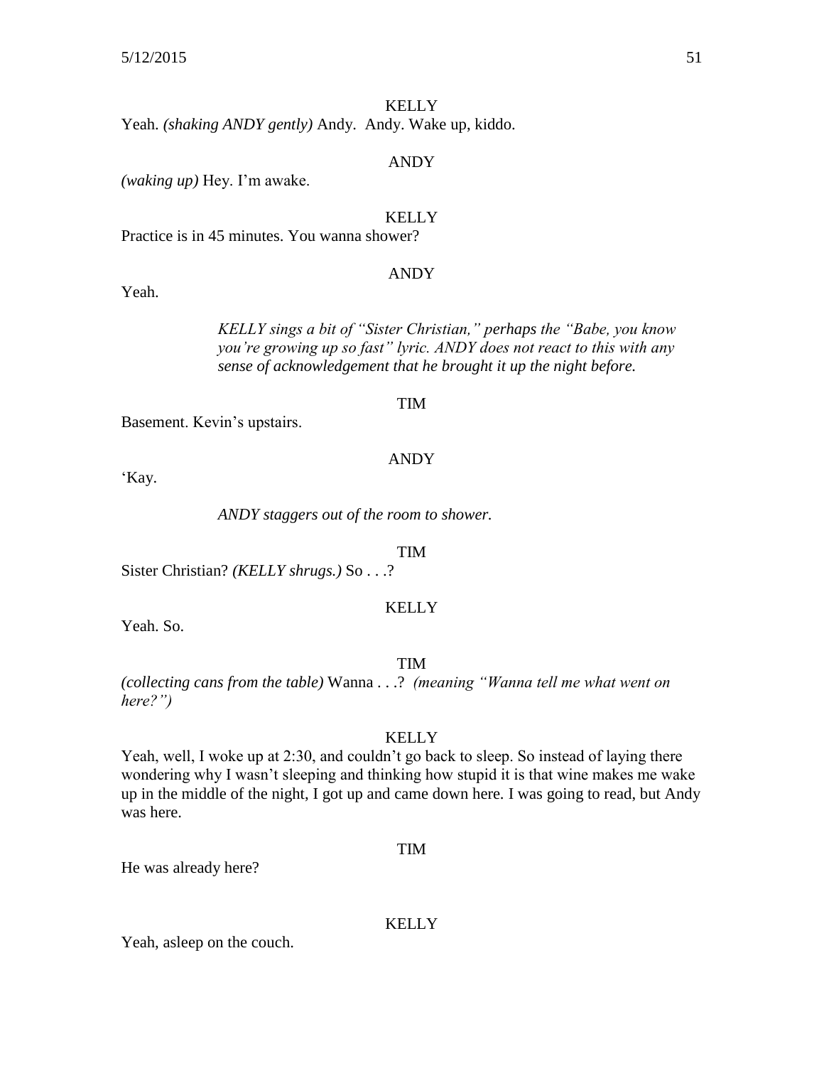KELLY

Yeah. *(shaking ANDY gently)* Andy. Andy. Wake up, kiddo.

ANDY

*(waking up)* Hey. I'm awake.

KELLY

Practice is in 45 minutes. You wanna shower?

ANDY

Yeah.

*KELLY sings a bit of "Sister Christian," perhaps the "Babe, you know you're growing up so fast" lyric. ANDY does not react to this with any sense of acknowledgement that he brought it up the night before.*

TIM

Basement. Kevin's upstairs.

ANDY

'Kay.

*ANDY staggers out of the room to shower.*

TIM

Sister Christian? *(KELLY shrugs.)* So . . .?

KELLY

Yeah. So.

TIM

*(collecting cans from the table)* Wanna . . .? *(meaning "Wanna tell me what went on here?")*

KELLY

Yeah, well, I woke up at 2:30, and couldn't go back to sleep. So instead of laying there wondering why I wasn't sleeping and thinking how stupid it is that wine makes me wake up in the middle of the night, I got up and came down here. I was going to read, but Andy was here.

TIM

He was already here?

KELLY

Yeah, asleep on the couch.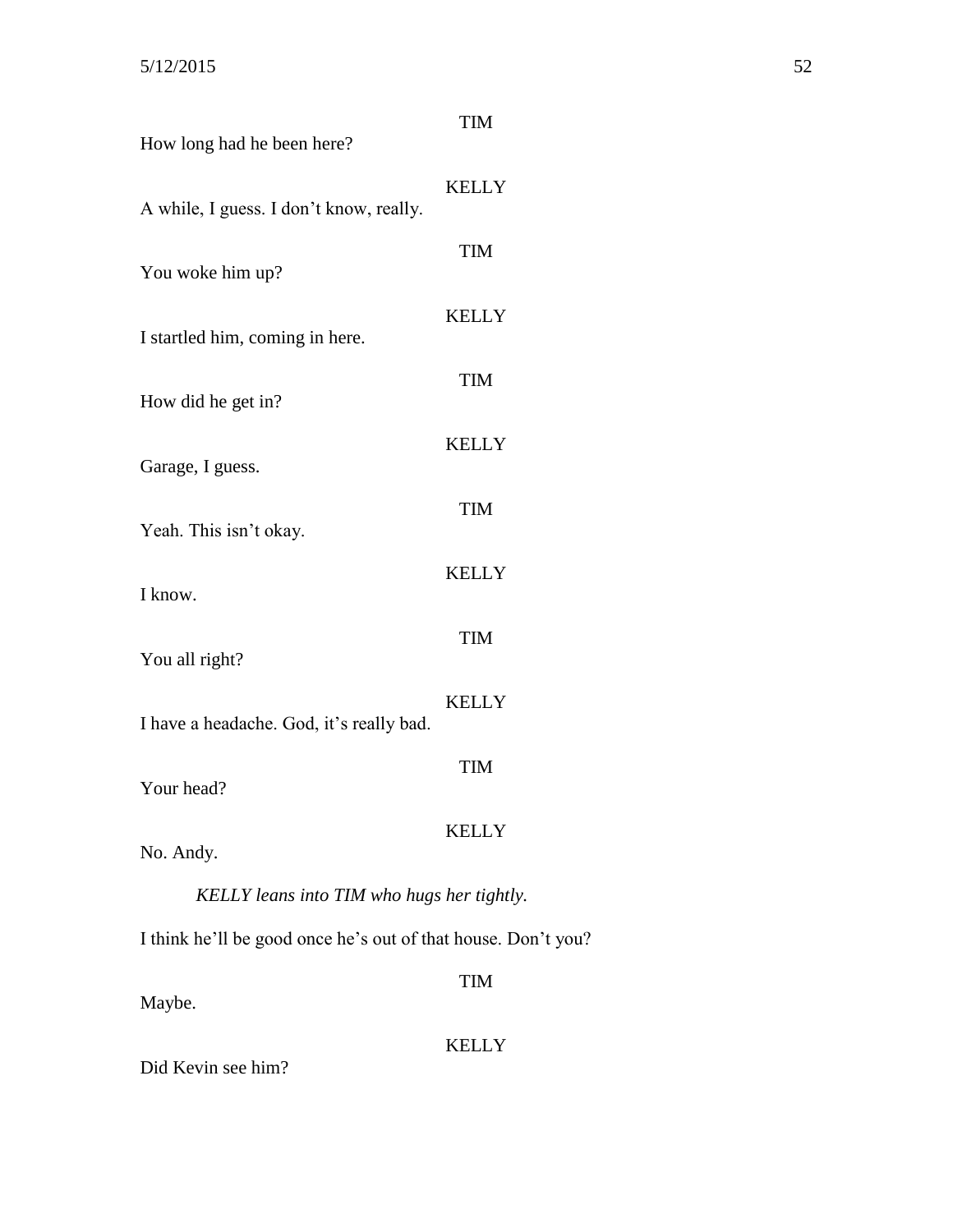TIM

How long had he been here?

KELLY

A while, I guess. I don't know, really.

TIM

You woke him up?

KELLY

I startled him, coming in here.

TIM

How did he get in?

KELLY

Garage, I guess.

TIM

Yeah. This isn't okay.

KELLY

I know.

TIM

You all right?

KELLY

I have a headache. God, it's really bad.

TIM

Your head?

KELLY

No. Andy.

*KELLY leans into TIM who hugs her tightly.*

I think he'll be good once he's out of that house. Don't you?

TIM

Maybe.

KELLY

Did Kevin see him?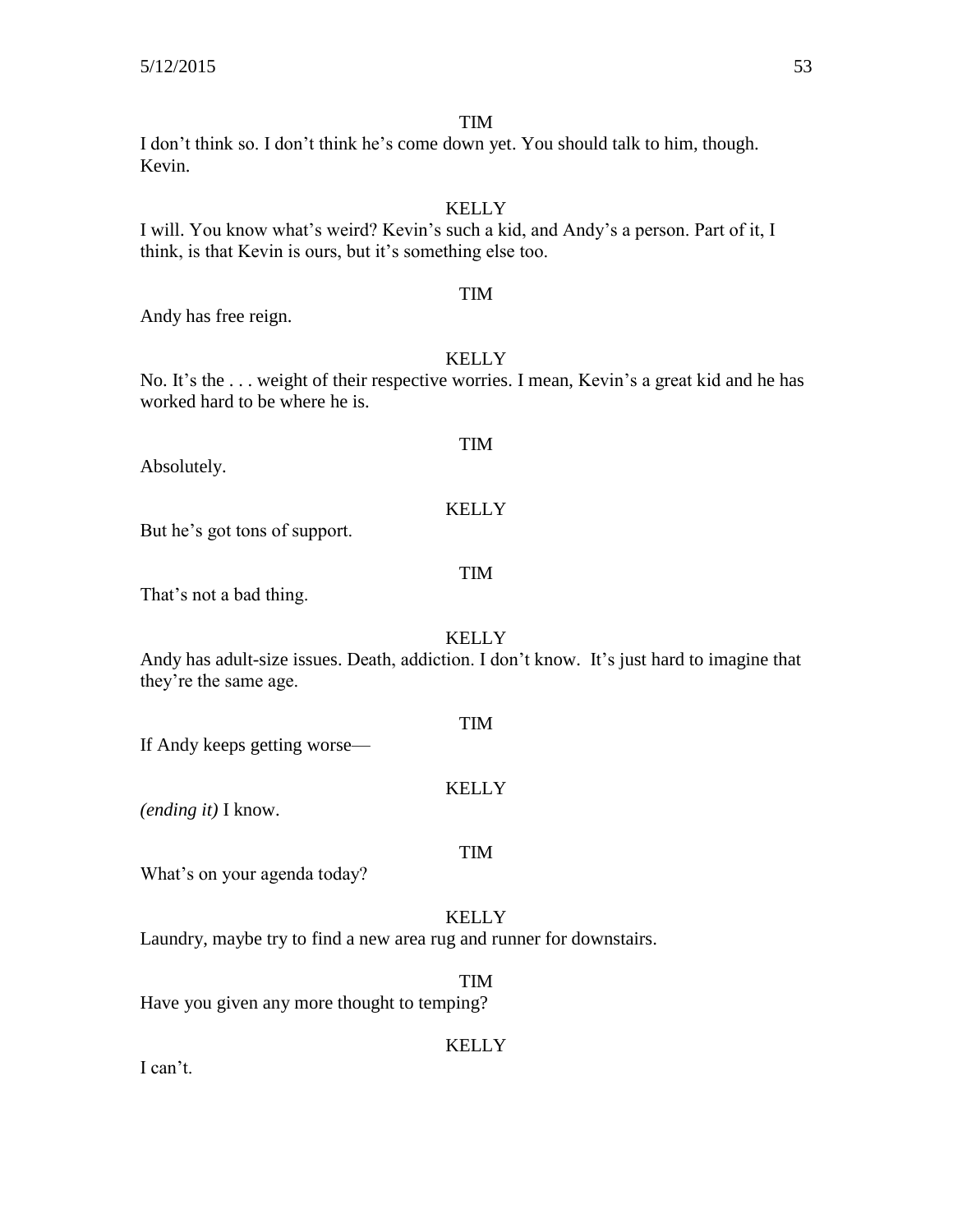TIM

I don't think so. I don't think he's come down yet. You should talk to him, though. Kevin.

KELLY

I will. You know what's weird? Kevin's such a kid, and Andy's a person. Part of it, I think, is that Kevin is ours, but it's something else too.

TIM

Andy has free reign.

KELLY

No. It's the . . . weight of their respective worries. I mean, Kevin's a great kid and he has worked hard to be where he is.

TIM

Absolutely.

KELLY

But he's got tons of support.

TIM

That's not a bad thing.

KELLY

Andy has adult-size issues. Death, addiction. I don't know. It's just hard to imagine that they're the same age.

TIM

If Andy keeps getting worse—

KELLY

*(ending it)* I know.

TIM

What's on your agenda today?

KELLY

Laundry, maybe try to find a new area rug and runner for downstairs.

TIM

Have you given any more thought to temping?

KELLY

I can't.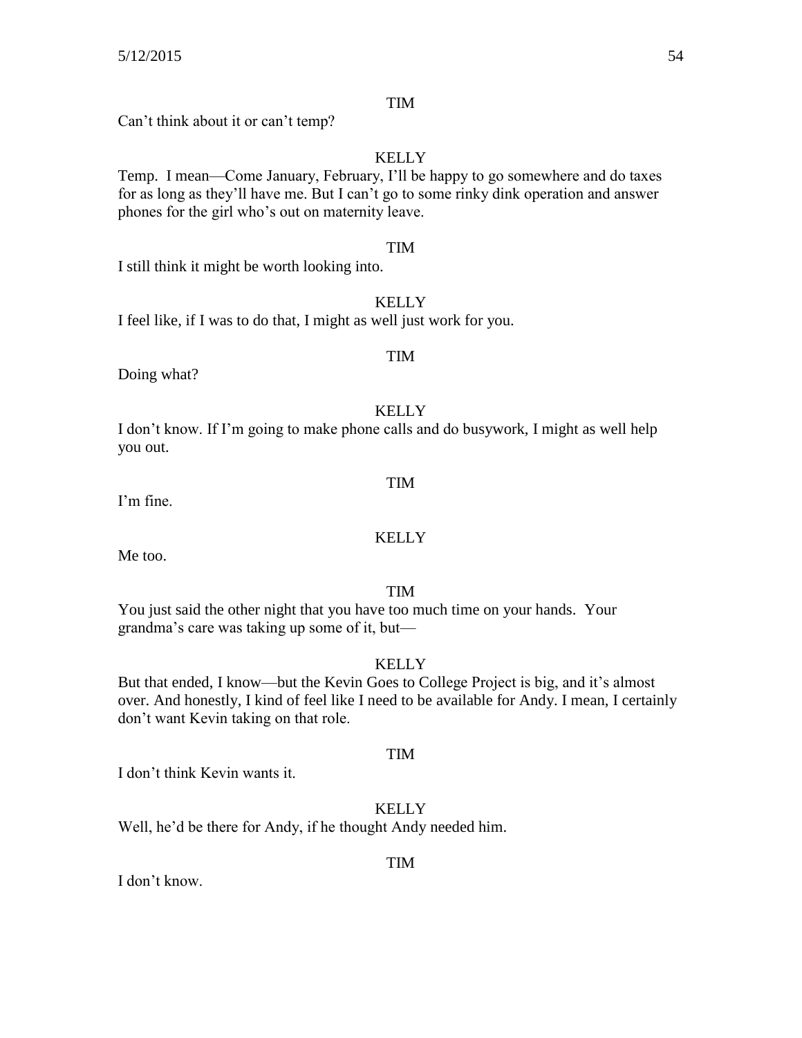TIM

Can't think about it or can't temp?

KELLY

Temp. I mean—Come January, February, I'll be happy to go somewhere and do taxes for as long as they'll have me. But I can't go to some rinky dink operation and answer phones for the girl who's out on maternity leave.

TIM

I still think it might be worth looking into.

KELLY

I feel like, if I was to do that, I might as well just work for you.

TIM

Doing what?

KELLY

I don't know. If I'm going to make phone calls and do busywork, I might as well help you out.

TIM

I'm fine.

KELLY

Me too.

TIM

You just said the other night that you have too much time on your hands. Your grandma's care was taking up some of it, but—

KELLY

But that ended, I know—but the Kevin Goes to College Project is big, and it's almost over. And honestly, I kind of feel like I need to be available for Andy. I mean, I certainly don't want Kevin taking on that role.

TIM

I don't think Kevin wants it.

KELLY

Well, he'd be there for Andy, if he thought Andy needed him.

TIM

I don't know.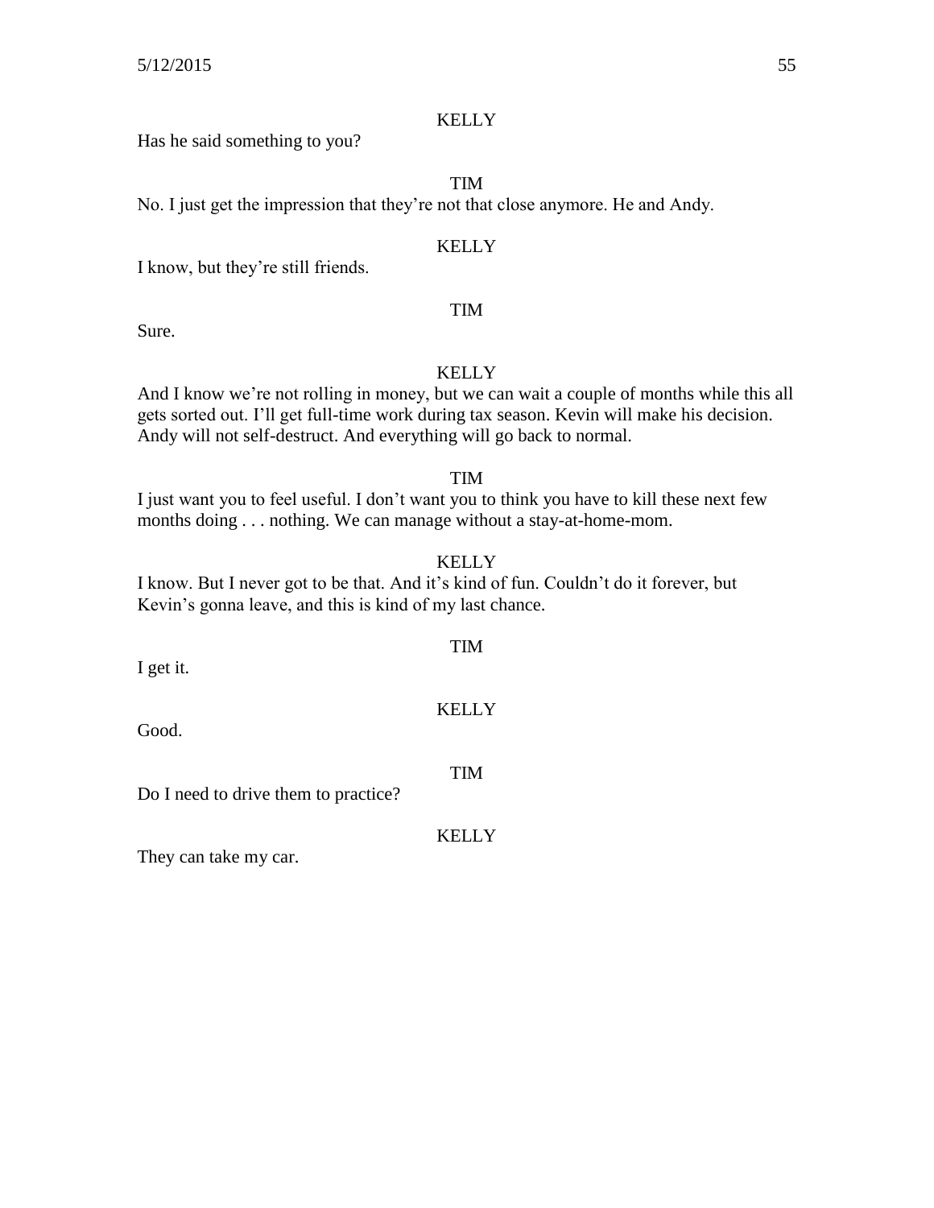KELLY

Has he said something to you?

TIM

No. I just get the impression that they're not that close anymore. He and Andy.

KELLY

I know, but they're still friends.

TIM

Sure.

KELLY

And I know we're not rolling in money, but we can wait a couple of months while this all gets sorted out. I'll get full-time work during tax season. Kevin will make his decision. Andy will not self-destruct. And everything will go back to normal.

TIM

I just want you to feel useful. I don't want you to think you have to kill these next few months doing . . . nothing. We can manage without a stay-at-home-mom.

KELLY

I know. But I never got to be that. And it's kind of fun. Couldn't do it forever, but Kevin's gonna leave, and this is kind of my last chance.

TIM

I get it.

KELLY

Good.

TIM

Do I need to drive them to practice?

KELLY

They can take my car.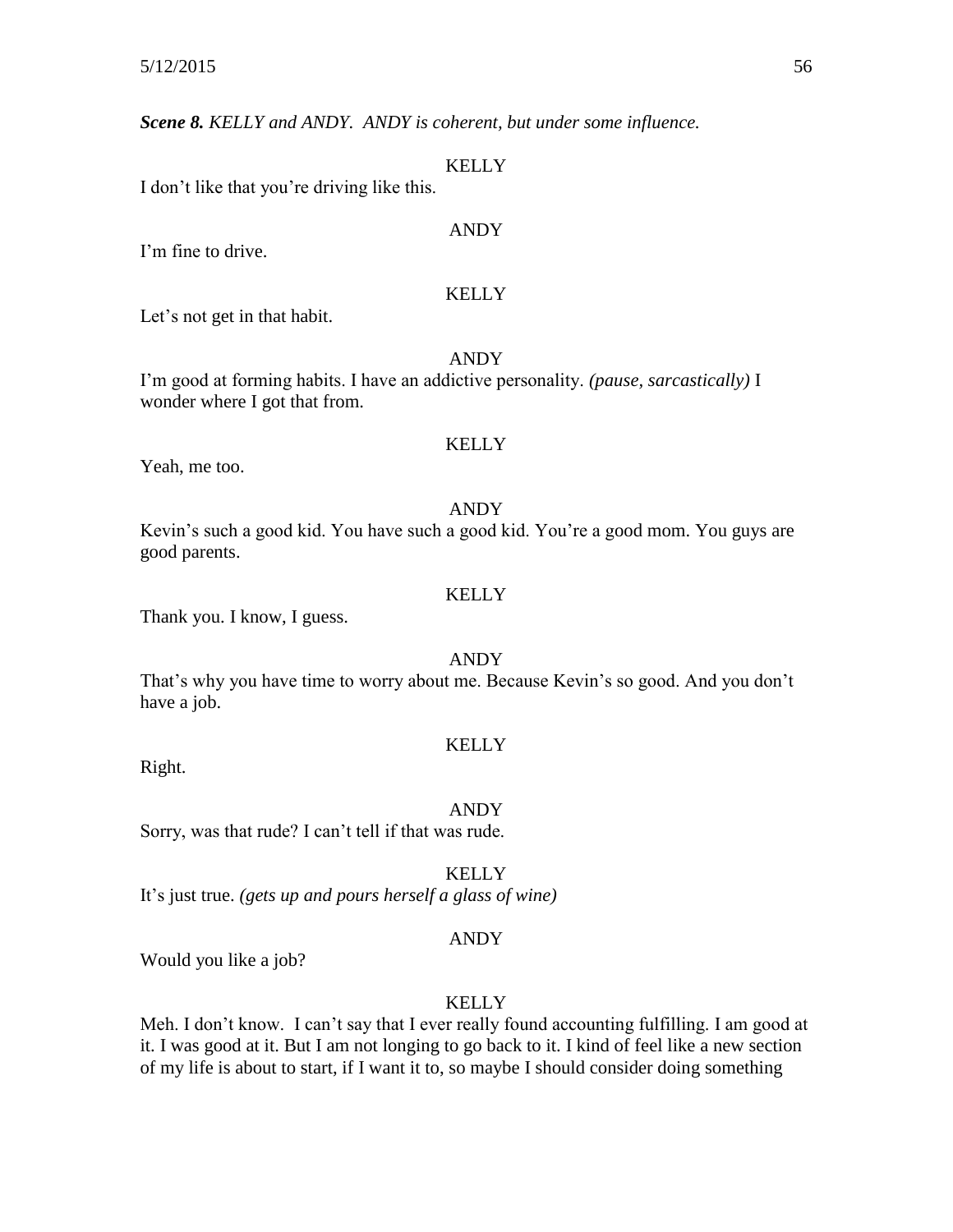***Scene 8.*** *KELLY and ANDY. ANDY is coherent, but under some influence.*

KELLY

I don't like that you're driving like this.

ANDY

I'm fine to drive.

KELLY

Let's not get in that habit.

ANDY

I'm good at forming habits. I have an addictive personality. *(pause, sarcastically)* I wonder where I got that from.

KELLY

Yeah, me too.

ANDY

Kevin's such a good kid. You have such a good kid. You're a good mom. You guys are good parents.

KELLY

Thank you. I know, I guess.

ANDY

That's why you have time to worry about me. Because Kevin's so good. And you don't have a job.

KELLY

Right.

ANDY

Sorry, was that rude? I can't tell if that was rude.

KELLY

It's just true. *(gets up and pours herself a glass of wine)*

ANDY

Would you like a job?

KELLY

Meh. I don't know. I can't say that I ever really found accounting fulfilling. I am good at it. I was good at it. But I am not longing to go back to it. I kind of feel like a new section of my life is about to start, if I want it to, so maybe I should consider doing something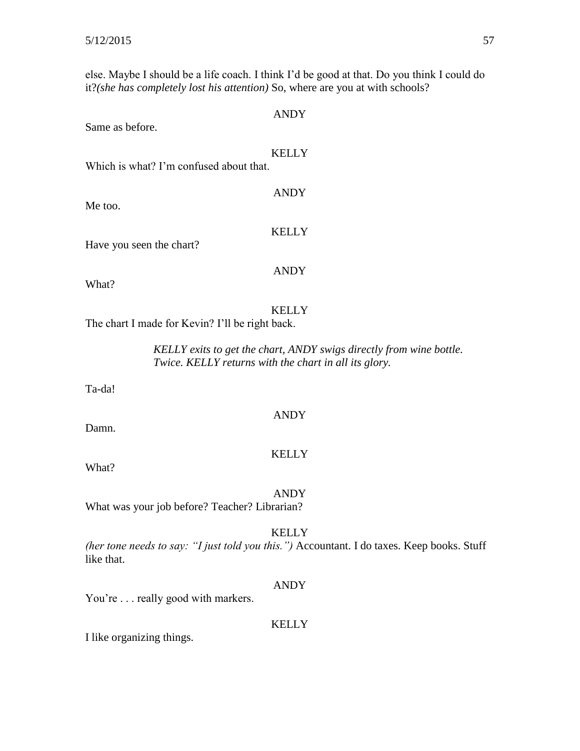else. Maybe I should be a life coach. I think I'd be good at that. Do you think I could do it?*(she has completely lost his attention)* So, where are you at with schools?

ANDY

Same as before.

KELLY

Which is what? I'm confused about that.

ANDY

Me too.

KELLY

Have you seen the chart?

ANDY

What?

KELLY

The chart I made for Kevin? I'll be right back.

*KELLY exits to get the chart, ANDY swigs directly from wine bottle. Twice. KELLY returns with the chart in all its glory.*

Ta-da!

ANDY

Damn.

KELLY

What?

ANDY

What was your job before? Teacher? Librarian?

KELLY

*(her tone needs to say: "I just told you this.")* Accountant. I do taxes. Keep books. Stuff like that.

ANDY

You're . . . really good with markers.

KELLY

I like organizing things.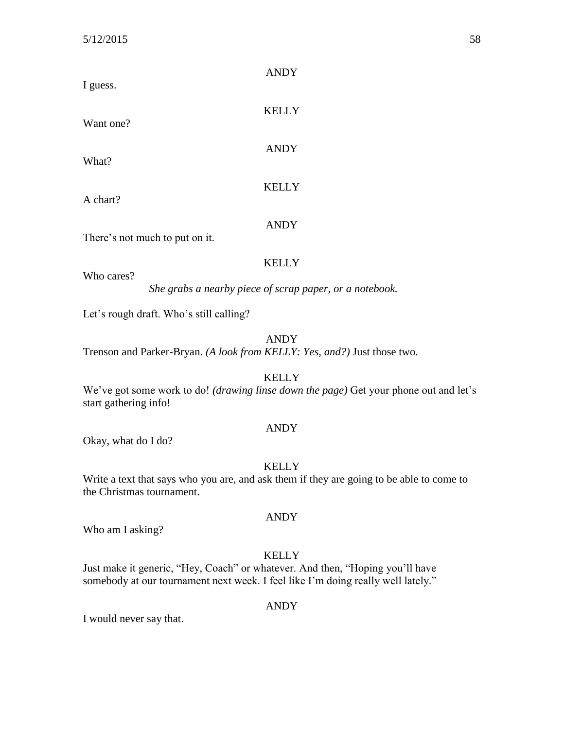ANDY

I guess.

KELLY

Want one?

ANDY

What?

KELLY

A chart?

ANDY

There's not much to put on it.

KELLY

Who cares?

*She grabs a nearby piece of scrap paper, or a notebook.*

Let's rough draft. Who's still calling?

ANDY

Trenson and Parker-Bryan. *(A look from KELLY: Yes, and?)* Just those two.

KELLY

We've got some work to do! *(drawing linse down the page)* Get your phone out and let's start gathering info!

ANDY

Okay, what do I do?

KELLY

Write a text that says who you are, and ask them if they are going to be able to come to the Christmas tournament.

ANDY

Who am I asking?

KELLY

Just make it generic, "Hey, Coach" or whatever. And then, "Hoping you'll have somebody at our tournament next week. I feel like I'm doing really well lately."

ANDY

I would never say that.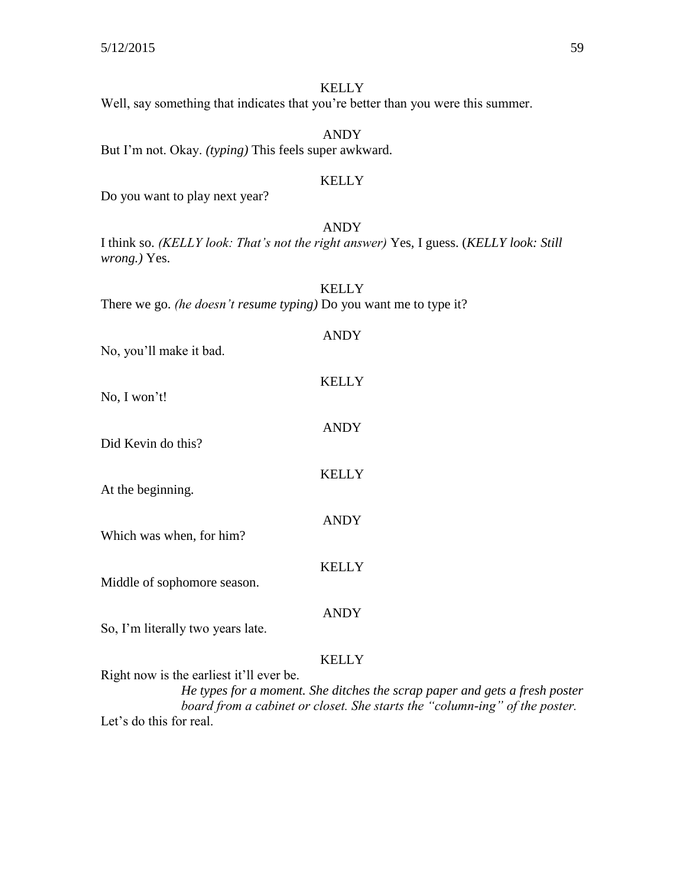KELLY

Well, say something that indicates that you're better than you were this summer.

ANDY

But I'm not. Okay. *(typing)* This feels super awkward.

KELLY

Do you want to play next year?

ANDY

I think so. *(KELLY look: That's not the right answer)* Yes, I guess. (*KELLY look: Still wrong.)* Yes.

KELLY

There we go. *(he doesn't resume typing)* Do you want me to type it?

ANDY

No, you'll make it bad.

KELLY

No, I won't!

ANDY

Did Kevin do this?

KELLY

At the beginning.

ANDY

Which was when, for him?

KELLY

Middle of sophomore season.

ANDY

So, I'm literally two years late.

KELLY

Right now is the earliest it'll ever be.

*He types for a moment. She ditches the scrap paper and gets a fresh poster board from a cabinet or closet. She starts the "column-ing" of the poster.*

Let's do this for real.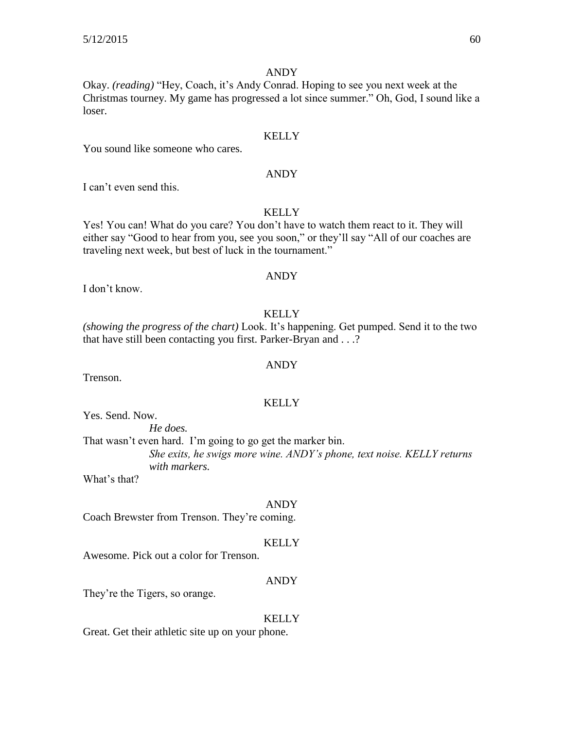ANDY

Okay. *(reading)* "Hey, Coach, it's Andy Conrad. Hoping to see you next week at the Christmas tourney. My game has progressed a lot since summer." Oh, God, I sound like a loser.

KELLY

You sound like someone who cares.

ANDY

I can't even send this.

KELLY

Yes! You can! What do you care? You don't have to watch them react to it. They will either say "Good to hear from you, see you soon," or they'll say "All of our coaches are traveling next week, but best of luck in the tournament."

ANDY

I don't know.

KELLY

*(showing the progress of the chart)* Look. It's happening. Get pumped. Send it to the two that have still been contacting you first. Parker-Bryan and . . .?

ANDY

Trenson.

KELLY

Yes. Send. Now.

*He does.*

That wasn't even hard. I'm going to go get the marker bin.

*She exits, he swigs more wine. ANDY's phone, text noise. KELLY returns with markers.*

What's that?

ANDY

Coach Brewster from Trenson. They're coming.

KELLY

Awesome. Pick out a color for Trenson.

ANDY

They're the Tigers, so orange.

KELLY

Great. Get their athletic site up on your phone.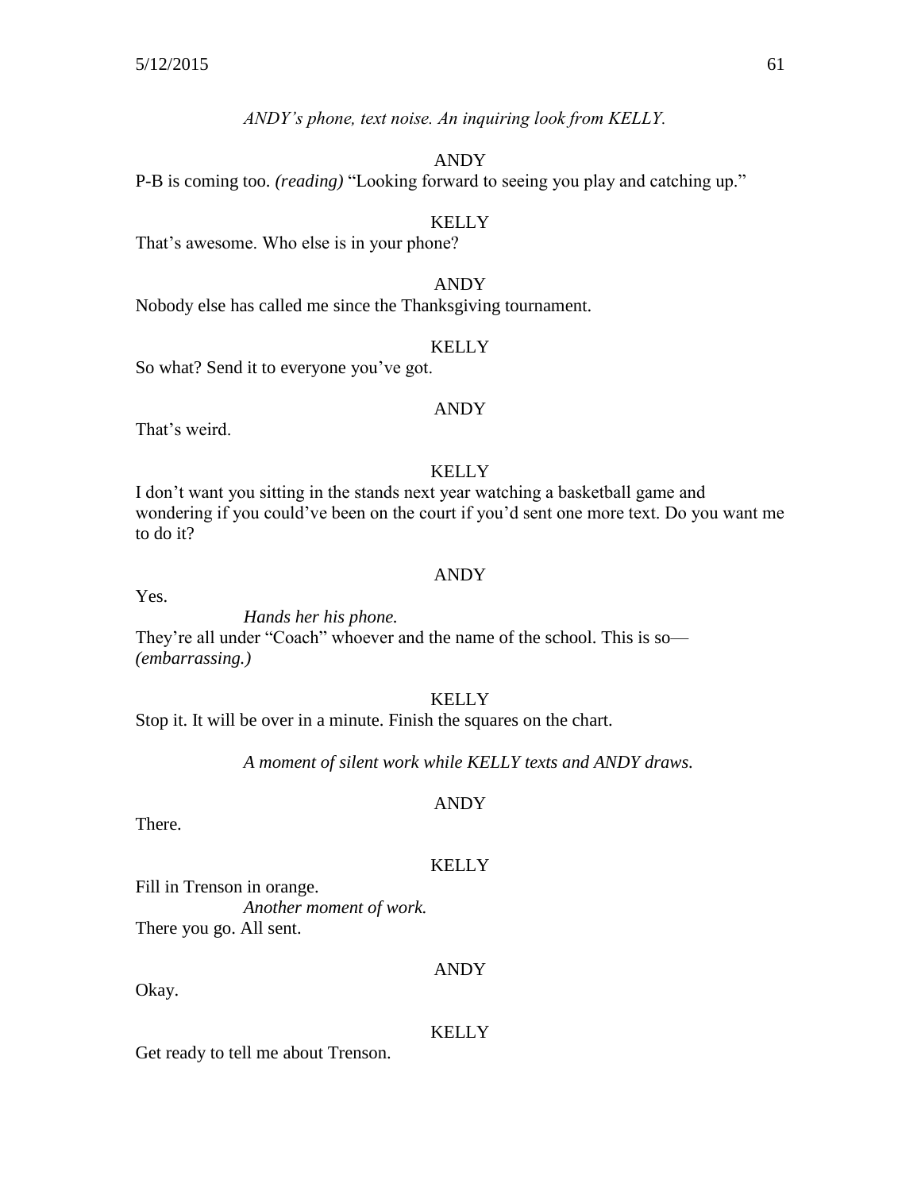*ANDY's phone, text noise. An inquiring look from KELLY.*

ANDY

P-B is coming too. *(reading)* "Looking forward to seeing you play and catching up."

KELLY

That's awesome. Who else is in your phone?

ANDY

Nobody else has called me since the Thanksgiving tournament.

KELLY

So what? Send it to everyone you've got.

ANDY

That's weird.

KELLY

I don't want you sitting in the stands next year watching a basketball game and wondering if you could've been on the court if you'd sent one more text. Do you want me to do it?

ANDY

Yes.

*Hands her his phone.*

They're all under "Coach" whoever and the name of the school. This is so— *(embarrassing.)*

KELLY

Stop it. It will be over in a minute. Finish the squares on the chart.

*A moment of silent work while KELLY texts and ANDY draws.*

ANDY

There.

KELLY

Fill in Trenson in orange.

*Another moment of work.*

There you go. All sent.

ANDY

Okay.

KELLY

Get ready to tell me about Trenson.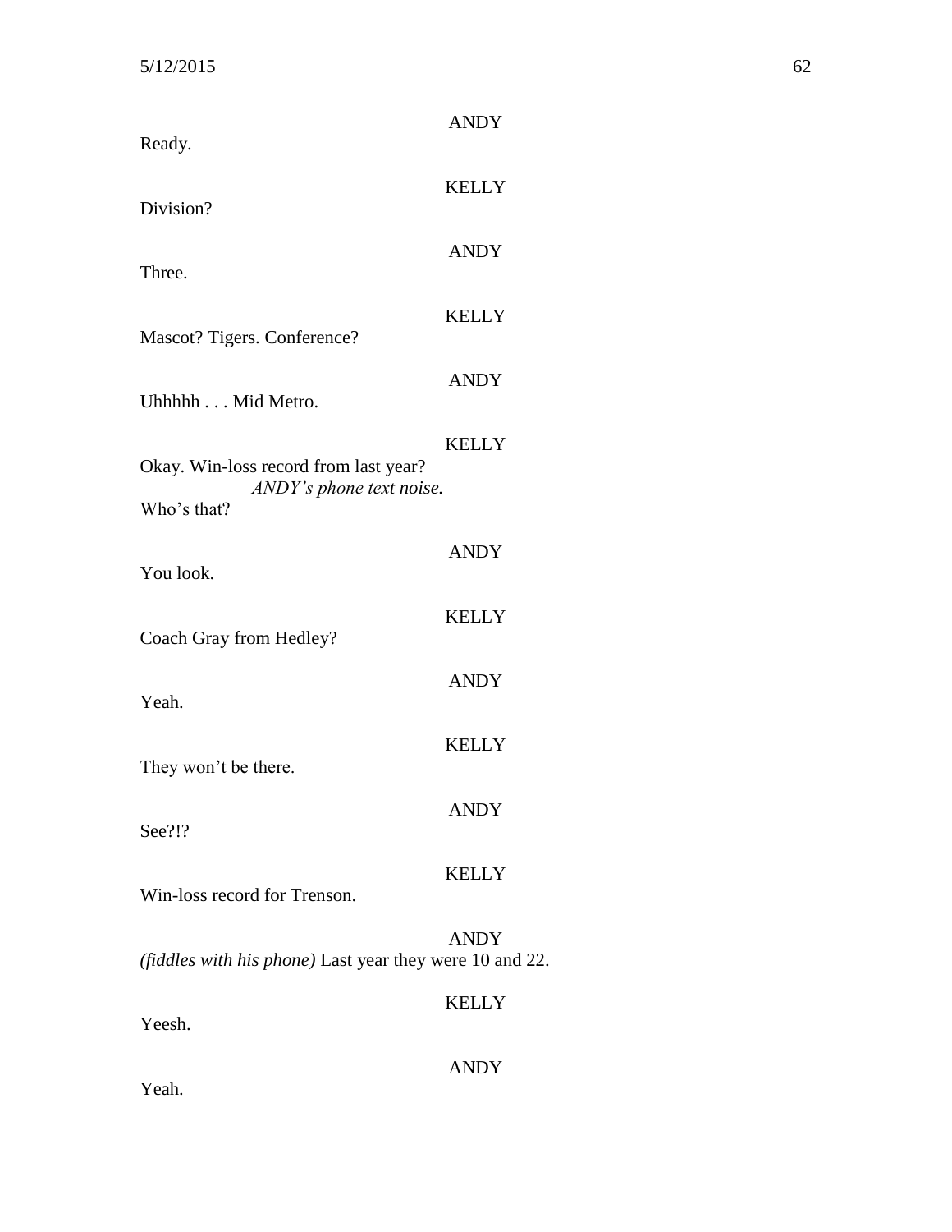ANDY

Ready.

KELLY

Division?

ANDY

Three.

KELLY

Mascot? Tigers. Conference?

ANDY

Uhhhhh . . . Mid Metro.

KELLY

Okay. Win-loss record from last year?

*ANDY's phone text noise.*

Who's that?

ANDY

You look.

KELLY

Coach Gray from Hedley?

ANDY

Yeah.

KELLY

They won't be there.

ANDY

See?!?

KELLY

Win-loss record for Trenson.

ANDY

*(fiddles with his phone)* Last year they were 10 and 22.

KELLY

Yeesh.

ANDY

Yeah.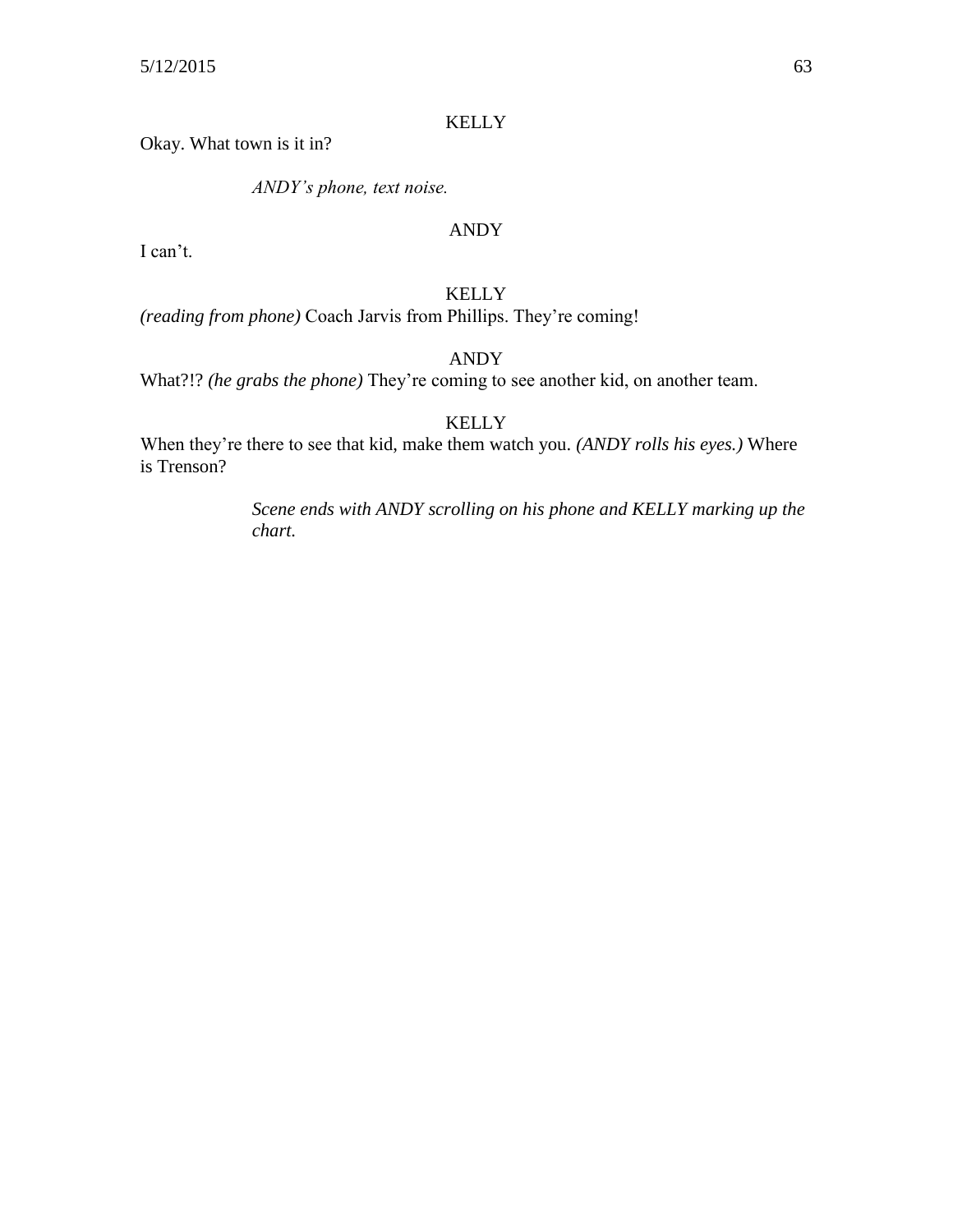KELLY

Okay. What town is it in?

*ANDY's phone, text noise.*

ANDY

I can't.

KELLY

*(reading from phone)* Coach Jarvis from Phillips. They're coming!

ANDY

What?!? *(he grabs the phone)* They're coming to see another kid, on another team.

KELLY

When they're there to see that kid, make them watch you. *(ANDY rolls his eyes.)* Where is Trenson?

*Scene ends with ANDY scrolling on his phone and KELLY marking up the chart.*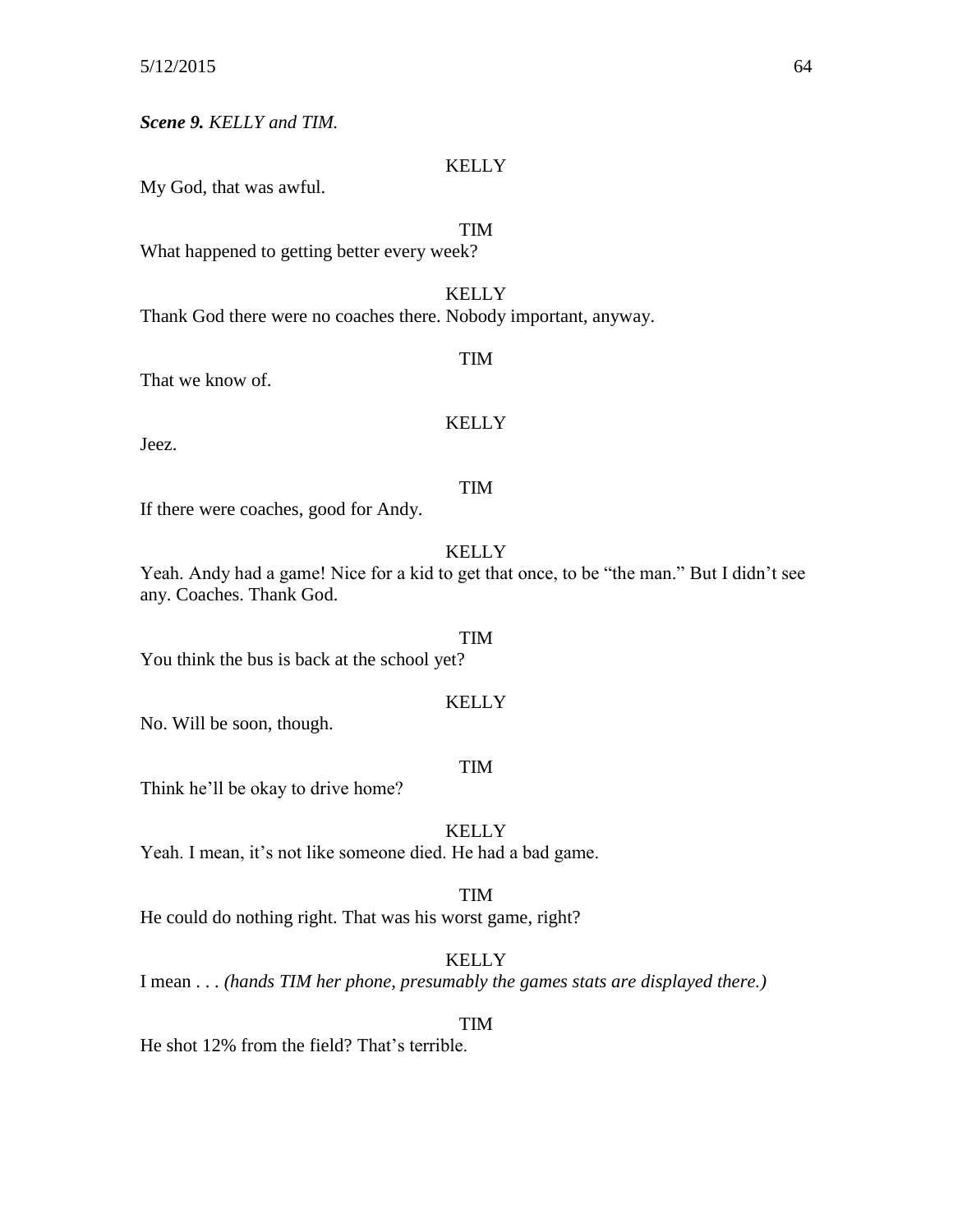***Scene 9.*** *KELLY and TIM.*

KELLY

My God, that was awful.

TIM

What happened to getting better every week?

KELLY

Thank God there were no coaches there. Nobody important, anyway.

TIM

That we know of.

KELLY

Jeez.

TIM

If there were coaches, good for Andy.

KELLY

Yeah. Andy had a game! Nice for a kid to get that once, to be "the man." But I didn't see any. Coaches. Thank God.

TIM

You think the bus is back at the school yet?

KELLY

No. Will be soon, though.

TIM

Think he'll be okay to drive home?

KELLY

Yeah. I mean, it's not like someone died. He had a bad game.

TIM

He could do nothing right. That was his worst game, right?

KELLY

I mean . . . *(hands TIM her phone, presumably the games stats are displayed there.)*

TIM

He shot 12% from the field? That's terrible.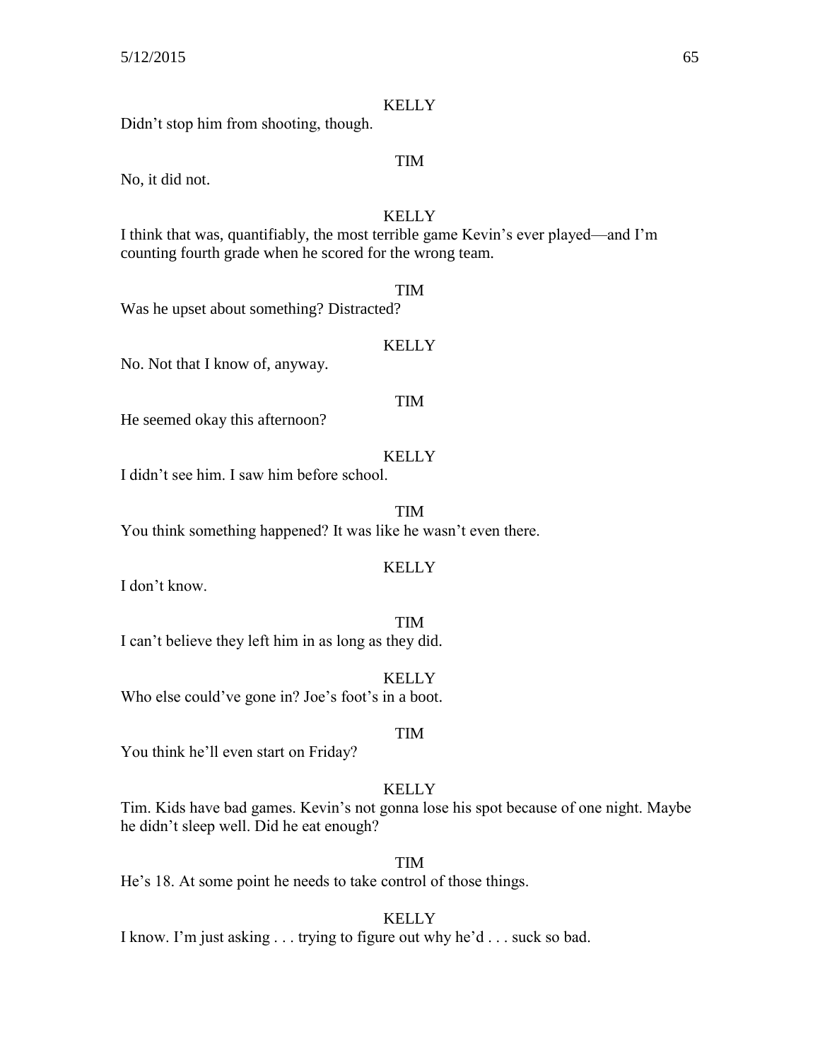KELLY

Didn't stop him from shooting, though.

TIM

No, it did not.

KELLY

I think that was, quantifiably, the most terrible game Kevin's ever played—and I'm counting fourth grade when he scored for the wrong team.

TIM

Was he upset about something? Distracted?

KELLY

No. Not that I know of, anyway.

TIM

He seemed okay this afternoon?

KELLY

I didn't see him. I saw him before school.

TIM

You think something happened? It was like he wasn't even there.

KELLY

I don't know.

TIM

I can't believe they left him in as long as they did.

KELLY

Who else could've gone in? Joe's foot's in a boot.

TIM

You think he'll even start on Friday?

KELLY

Tim. Kids have bad games. Kevin's not gonna lose his spot because of one night. Maybe he didn't sleep well. Did he eat enough?

TIM

He's 18. At some point he needs to take control of those things.

KELLY

I know. I'm just asking . . . trying to figure out why he'd . . . suck so bad.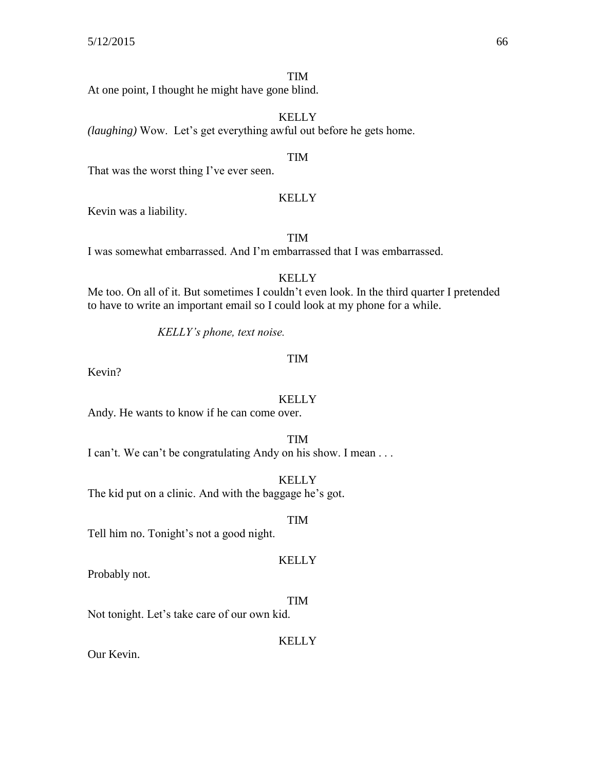TIM

At one point, I thought he might have gone blind.

KELLY

*(laughing)* Wow. Let's get everything awful out before he gets home.

TIM

That was the worst thing I've ever seen.

KELLY

Kevin was a liability.

TIM

I was somewhat embarrassed. And I'm embarrassed that I was embarrassed.

KELLY

Me too. On all of it. But sometimes I couldn't even look. In the third quarter I pretended to have to write an important email so I could look at my phone for a while.

*KELLY's phone, text noise.*

TIM

Kevin?

KELLY

Andy. He wants to know if he can come over.

TIM

I can't. We can't be congratulating Andy on his show. I mean . . .

KELLY

The kid put on a clinic. And with the baggage he's got.

TIM

Tell him no. Tonight's not a good night.

KELLY

Probably not.

TIM

Not tonight. Let's take care of our own kid.

KELLY

Our Kevin.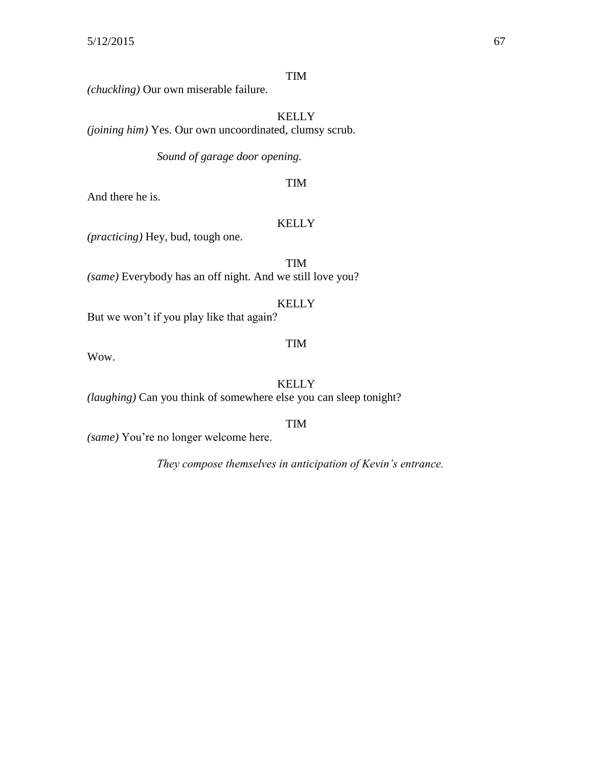TIM

*(chuckling)* Our own miserable failure.

KELLY

*(joining him)* Yes. Our own uncoordinated, clumsy scrub.

*Sound of garage door opening.*

TIM

And there he is.

KELLY

*(practicing)* Hey, bud, tough one.

TIM

*(same)* Everybody has an off night. And we still love you?

KELLY

But we won't if you play like that again?

TIM

Wow.

KELLY

*(laughing)* Can you think of somewhere else you can sleep tonight?

TIM

*(same)* You're no longer welcome here.

*They compose themselves in anticipation of Kevin's entrance.*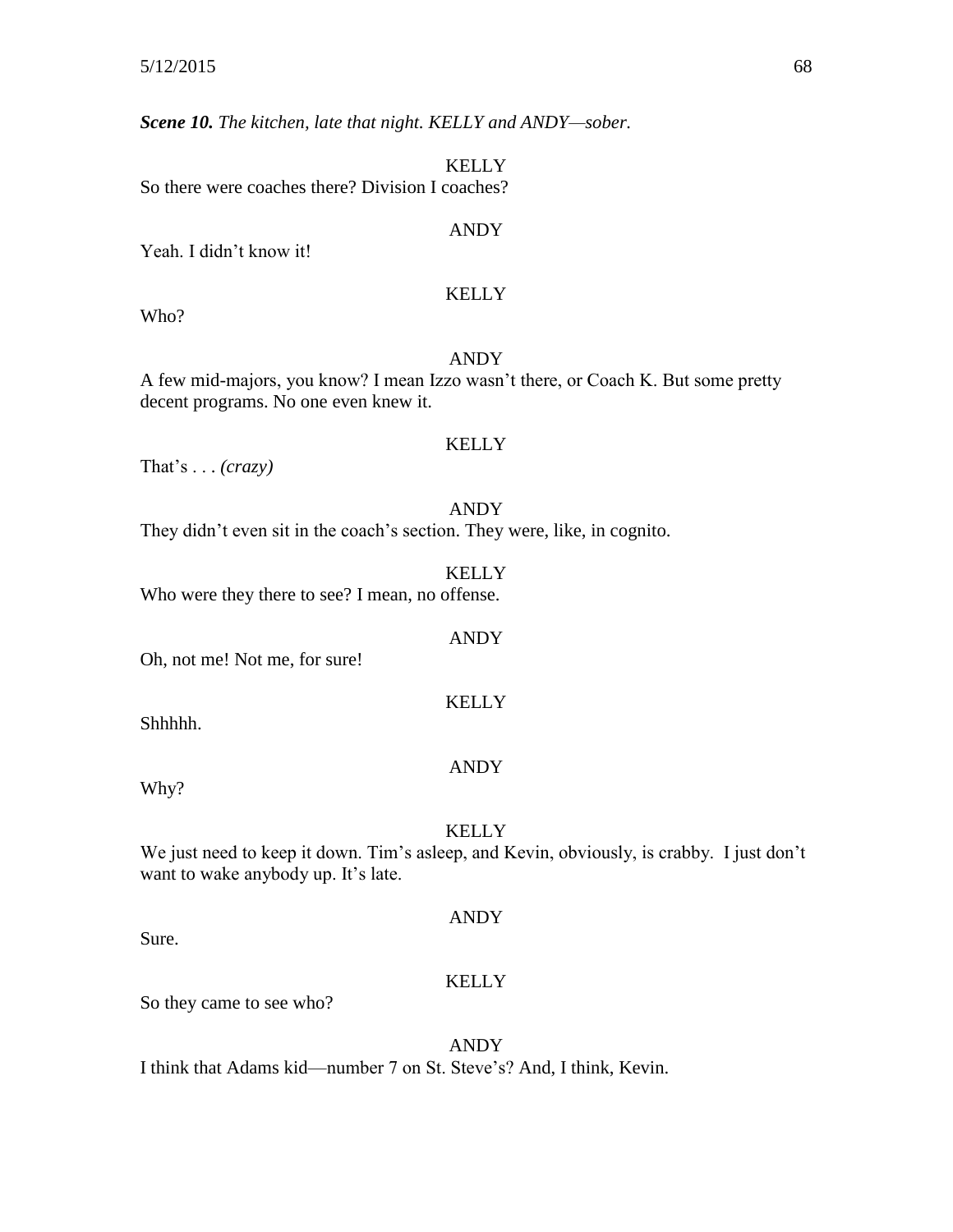***Scene 10.*** *The kitchen, late that night. KELLY and ANDY—sober.*

KELLY

So there were coaches there? Division I coaches?

ANDY

Yeah. I didn't know it!

KELLY

Who?

ANDY

A few mid-majors, you know? I mean Izzo wasn't there, or Coach K. But some pretty decent programs. No one even knew it.

KELLY

That's . . . *(crazy)*

ANDY

They didn't even sit in the coach's section. They were, like, in cognito.

KELLY

Who were they there to see? I mean, no offense.

ANDY

Oh, not me! Not me, for sure!

KELLY

Shhhhh.

ANDY

Why?

KELLY

We just need to keep it down. Tim's asleep, and Kevin, obviously, is crabby. I just don't want to wake anybody up. It's late.

ANDY

Sure.

KELLY

So they came to see who?

ANDY

I think that Adams kid—number 7 on St. Steve's? And, I think, Kevin.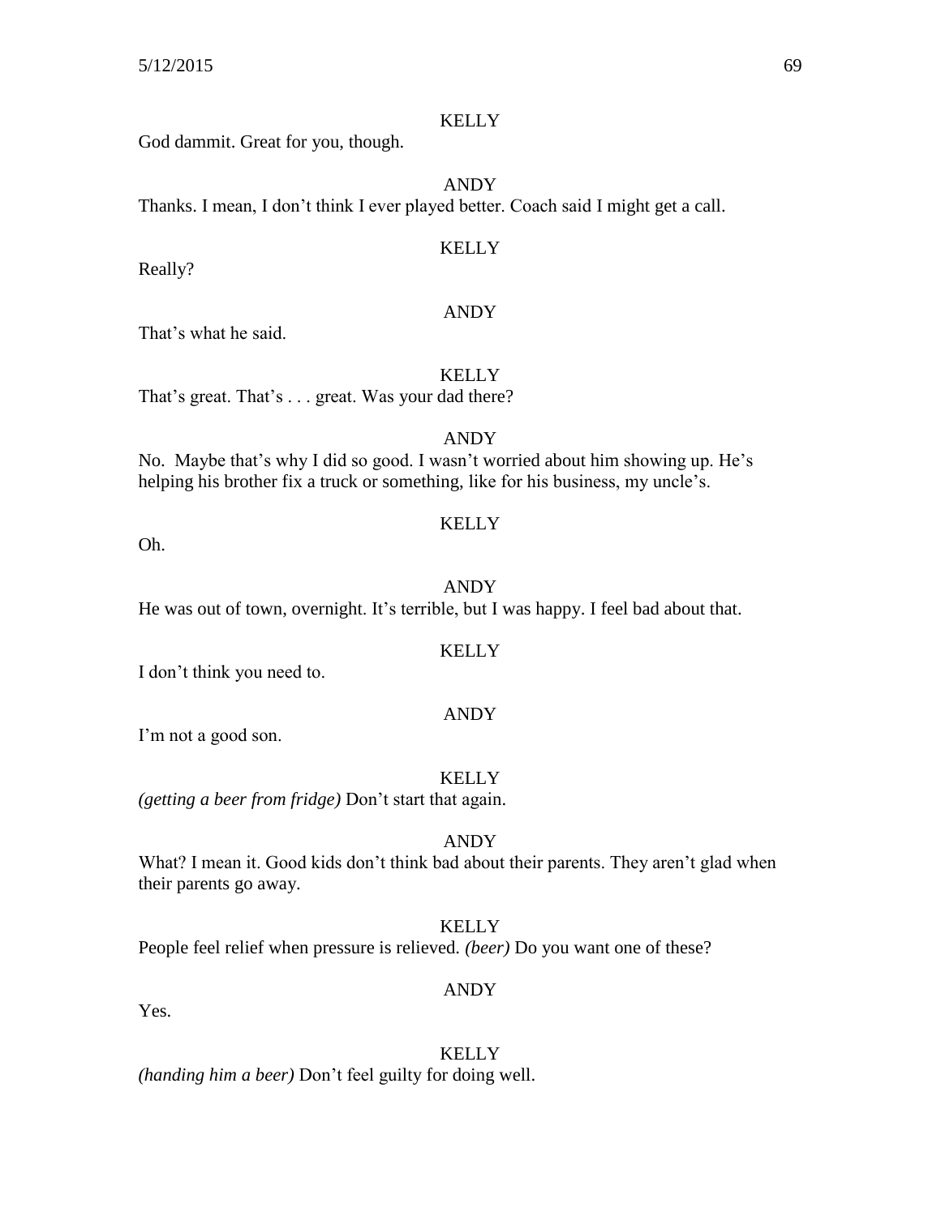KELLY

God dammit. Great for you, though.

ANDY

Thanks. I mean, I don't think I ever played better. Coach said I might get a call.

KELLY

Really?

ANDY

That's what he said.

KELLY

That's great. That's . . . great. Was your dad there?

ANDY

No. Maybe that's why I did so good. I wasn't worried about him showing up. He's helping his brother fix a truck or something, like for his business, my uncle's.

KELLY

Oh.

ANDY

He was out of town, overnight. It's terrible, but I was happy. I feel bad about that.

KELLY

I don't think you need to.

ANDY

I'm not a good son.

KELLY

*(getting a beer from fridge)* Don't start that again.

ANDY

What? I mean it. Good kids don't think bad about their parents. They aren't glad when their parents go away.

KELLY

People feel relief when pressure is relieved. *(beer)* Do you want one of these?

ANDY

Yes.

KELLY

*(handing him a beer)* Don't feel guilty for doing well.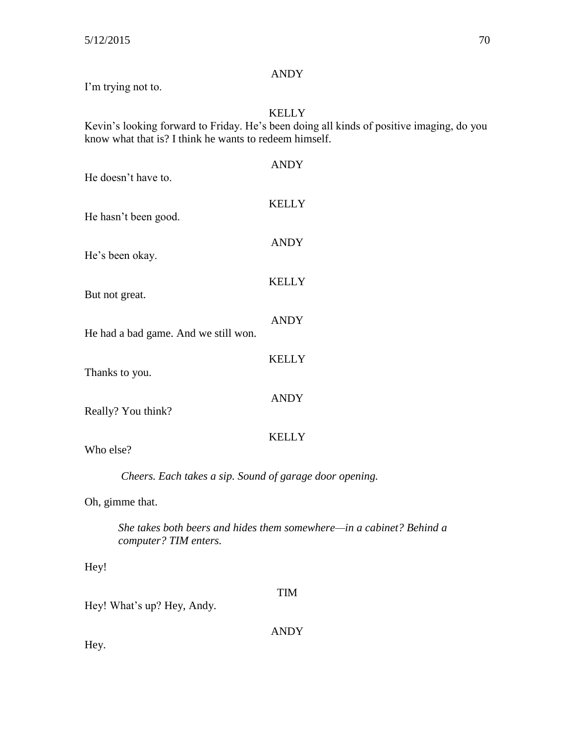ANDY

I'm trying not to.

KELLY

Kevin's looking forward to Friday. He's been doing all kinds of positive imaging, do you know what that is? I think he wants to redeem himself.

ANDY

He doesn't have to.

KELLY

He hasn't been good.

ANDY

He's been okay.

KELLY

But not great.

ANDY

He had a bad game. And we still won.

KELLY

Thanks to you.

ANDY

Really? You think?

KELLY

Who else?

*Cheers. Each takes a sip. Sound of garage door opening.*

Oh, gimme that.

*She takes both beers and hides them somewhere—in a cabinet? Behind a computer? TIM enters.*

Hey!

TIM

Hey! What's up? Hey, Andy.

ANDY

Hey.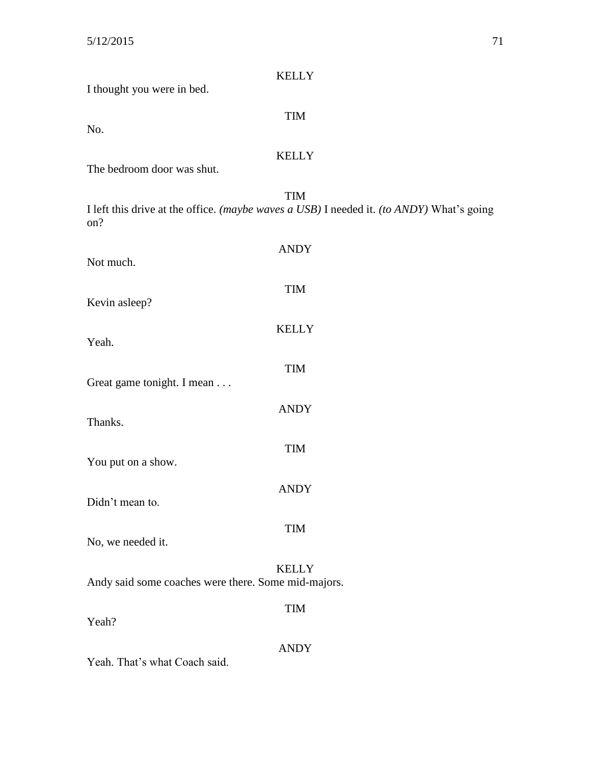KELLY
I thought you were in bed.

TIM
No.

KELLY
The bedroom door was shut.

TIM
I left this drive at the office. *(maybe waves a USB)* I needed it. *(to ANDY)* What's going on?

ANDY
Not much.

TIM
Kevin asleep?

KELLY
Yeah.

TIM
Great game tonight. I mean . . .

ANDY
Thanks.

TIM
You put on a show.

ANDY
Didn't mean to.

TIM
No, we needed it.

KELLY
Andy said some coaches were there. Some mid-majors.

TIM
Yeah?

ANDY
Yeah. That's what Coach said.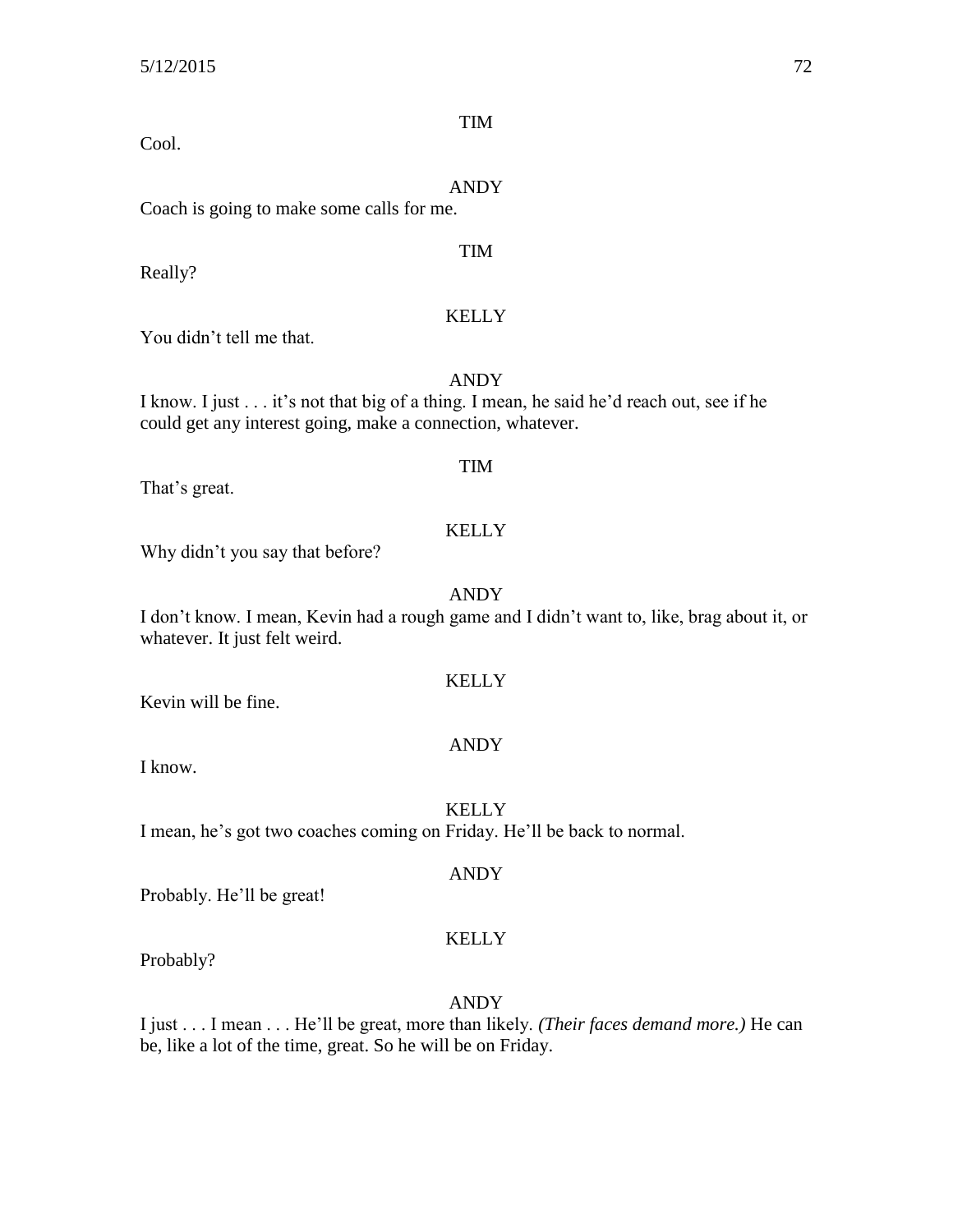TIM

Cool.

ANDY

Coach is going to make some calls for me.

TIM

Really?

KELLY

You didn't tell me that.

ANDY

I know. I just . . . it's not that big of a thing. I mean, he said he'd reach out, see if he could get any interest going, make a connection, whatever.

TIM

That's great.

KELLY

Why didn't you say that before?

ANDY

I don't know. I mean, Kevin had a rough game and I didn't want to, like, brag about it, or whatever. It just felt weird.

KELLY

Kevin will be fine.

ANDY

I know.

KELLY

I mean, he's got two coaches coming on Friday. He'll be back to normal.

ANDY

Probably. He'll be great!

KELLY

Probably?

ANDY

I just . . . I mean . . . He'll be great, more than likely. *(Their faces demand more.)* He can be, like a lot of the time, great. So he will be on Friday.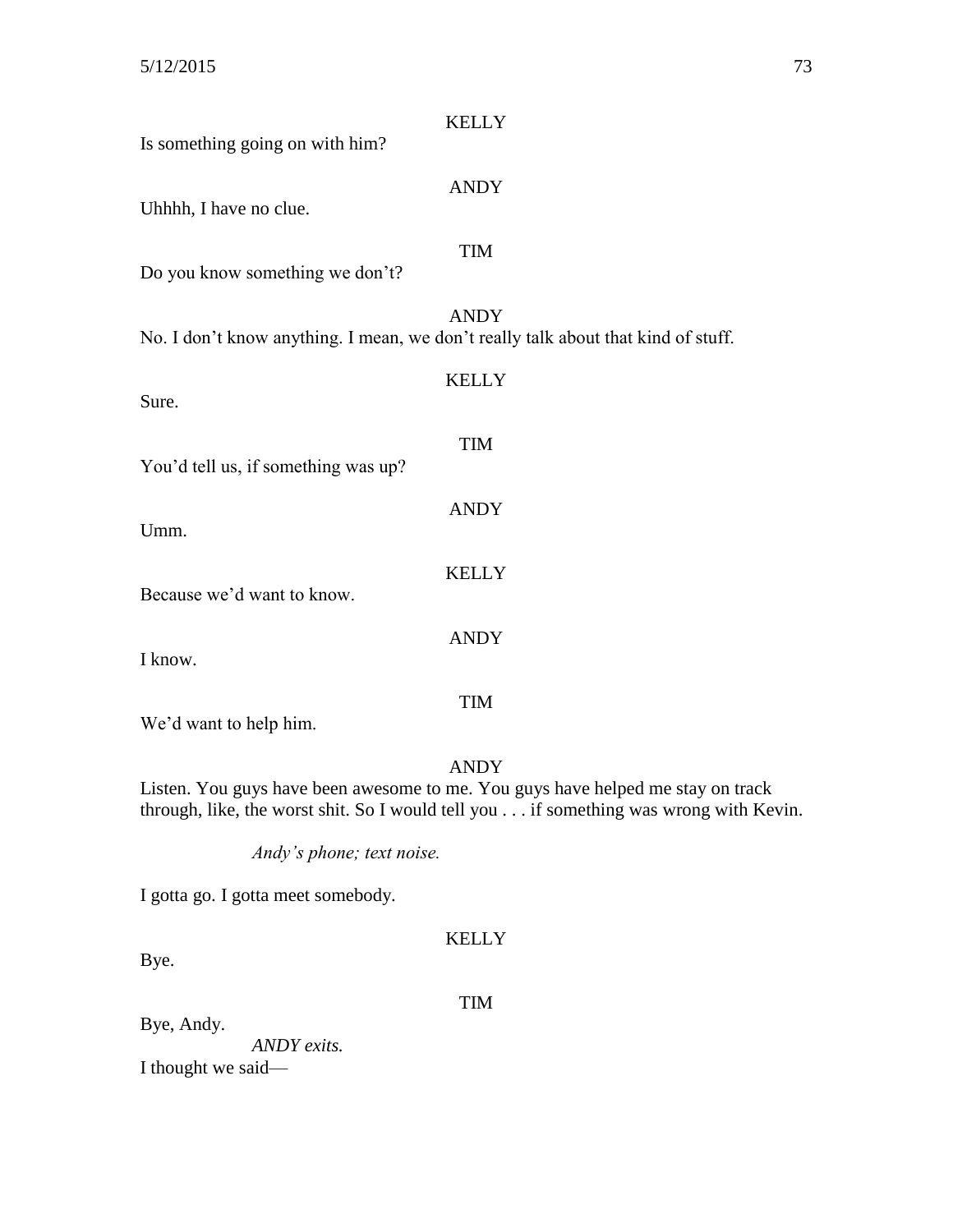KELLY

Is something going on with him?

ANDY

Uhhhh, I have no clue.

TIM

Do you know something we don't?

ANDY

No. I don't know anything. I mean, we don't really talk about that kind of stuff.

KELLY

Sure.

TIM

You'd tell us, if something was up?

ANDY

Umm.

KELLY

Because we'd want to know.

ANDY

I know.

TIM

We'd want to help him.

ANDY

Listen. You guys have been awesome to me. You guys have helped me stay on track through, like, the worst shit. So I would tell you . . . if something was wrong with Kevin.

*Andy's phone; text noise.*

I gotta go. I gotta meet somebody.

KELLY

Bye.

TIM

Bye, Andy.

*ANDY exits.*

I thought we said—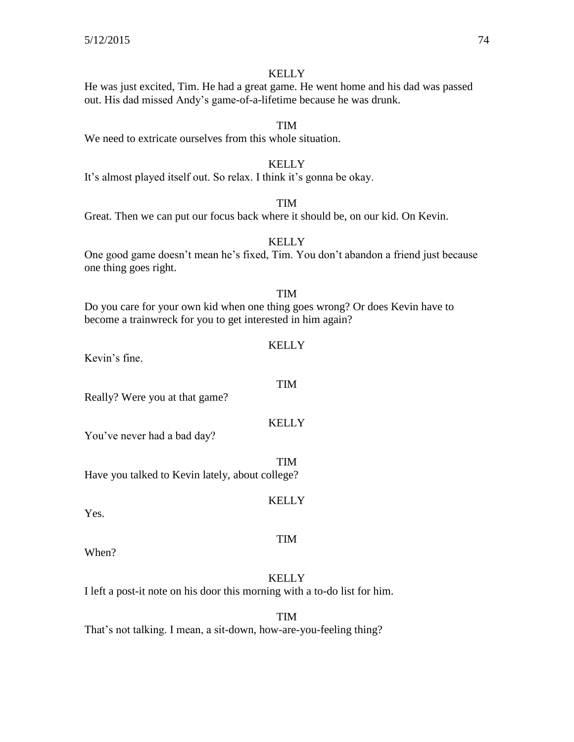KELLY

He was just excited, Tim. He had a great game. He went home and his dad was passed out. His dad missed Andy's game-of-a-lifetime because he was drunk.

TIM

We need to extricate ourselves from this whole situation.

KELLY

It's almost played itself out. So relax. I think it's gonna be okay.

TIM

Great. Then we can put our focus back where it should be, on our kid. On Kevin.

KELLY

One good game doesn't mean he's fixed, Tim. You don't abandon a friend just because one thing goes right.

TIM

Do you care for your own kid when one thing goes wrong? Or does Kevin have to become a trainwreck for you to get interested in him again?

KELLY

Kevin's fine.

TIM

Really? Were you at that game?

KELLY

You've never had a bad day?

TIM

Have you talked to Kevin lately, about college?

KELLY

Yes.

TIM

When?

KELLY

I left a post-it note on his door this morning with a to-do list for him.

TIM

That's not talking. I mean, a sit-down, how-are-you-feeling thing?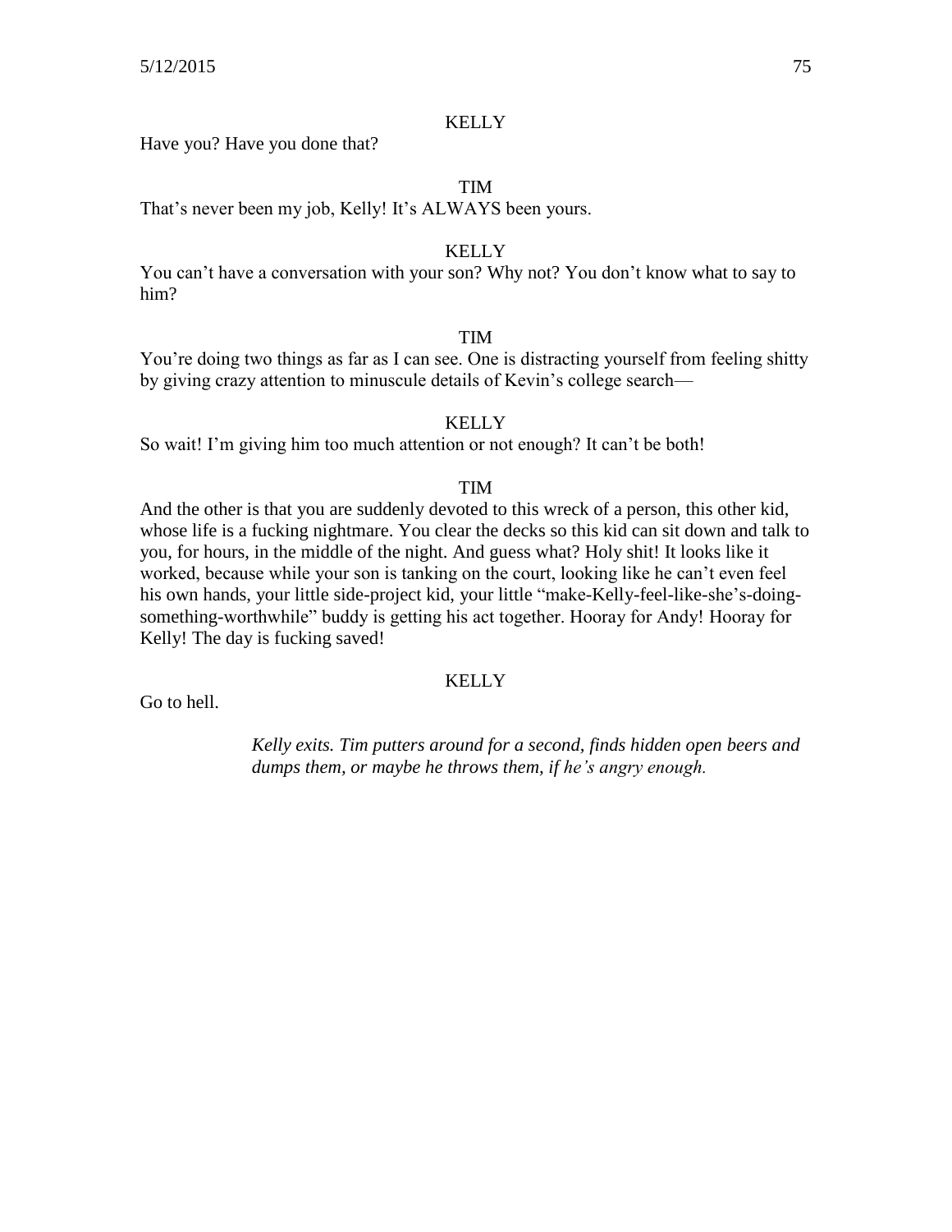KELLY

Have you? Have you done that?

TIM

That's never been my job, Kelly! It's ALWAYS been yours.

KELLY

You can't have a conversation with your son? Why not? You don't know what to say to him?

TIM

You're doing two things as far as I can see. One is distracting yourself from feeling shitty by giving crazy attention to minuscule details of Kevin's college search—

KELLY

So wait! I'm giving him too much attention or not enough? It can't be both!

TIM

And the other is that you are suddenly devoted to this wreck of a person, this other kid, whose life is a fucking nightmare. You clear the decks so this kid can sit down and talk to you, for hours, in the middle of the night. And guess what? Holy shit! It looks like it worked, because while your son is tanking on the court, looking like he can't even feel his own hands, your little side-project kid, your little "make-Kelly-feel-like-she's-doing-something-worthwhile" buddy is getting his act together. Hooray for Andy! Hooray for Kelly! The day is fucking saved!

KELLY

Go to hell.

*Kelly exits. Tim putters around for a second, finds hidden open beers and dumps them, or maybe he throws them, if he's angry enough.*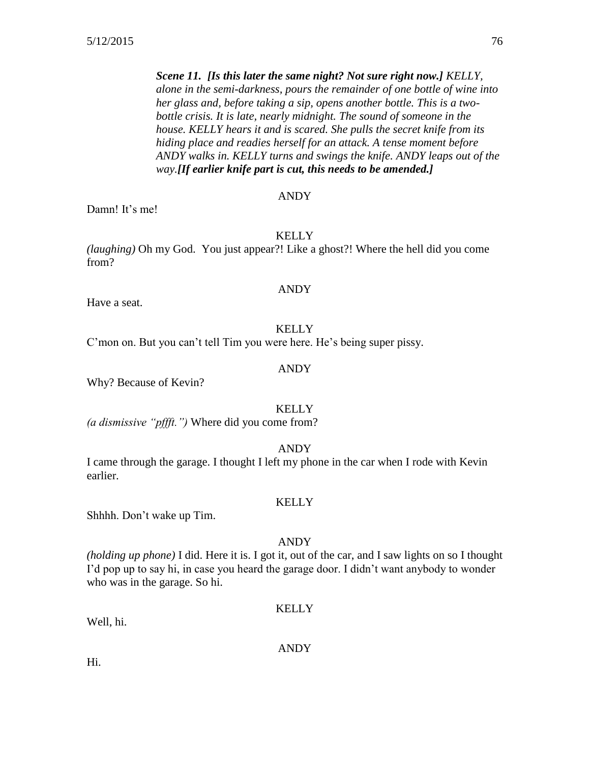***Scene 11. [Is this later the same night? Not sure right now.]*** *KELLY, alone in the semi-darkness, pours the remainder of one bottle of wine into her glass and, before taking a sip, opens another bottle. This is a two-bottle crisis. It is late, nearly midnight. The sound of someone in the house. KELLY hears it and is scared. She pulls the secret knife from its hiding place and readies herself for an attack. A tense moment before ANDY walks in. KELLY turns and swings the knife. ANDY leaps out of the way.****[If earlier knife part is cut, this needs to be amended.]***

ANDY

Damn! It's me!

KELLY

*(laughing)* Oh my God. You just appear?! Like a ghost?! Where the hell did you come from?

ANDY

Have a seat.

KELLY

C'mon on. But you can't tell Tim you were here. He's being super pissy.

ANDY

Why? Because of Kevin?

KELLY

*(a dismissive "pffft.")* Where did you come from?

ANDY

I came through the garage. I thought I left my phone in the car when I rode with Kevin earlier.

KELLY

Shhhh. Don't wake up Tim.

ANDY

*(holding up phone)* I did. Here it is. I got it, out of the car, and I saw lights on so I thought I'd pop up to say hi, in case you heard the garage door. I didn't want anybody to wonder who was in the garage. So hi.

KELLY

Well, hi.

ANDY

Hi.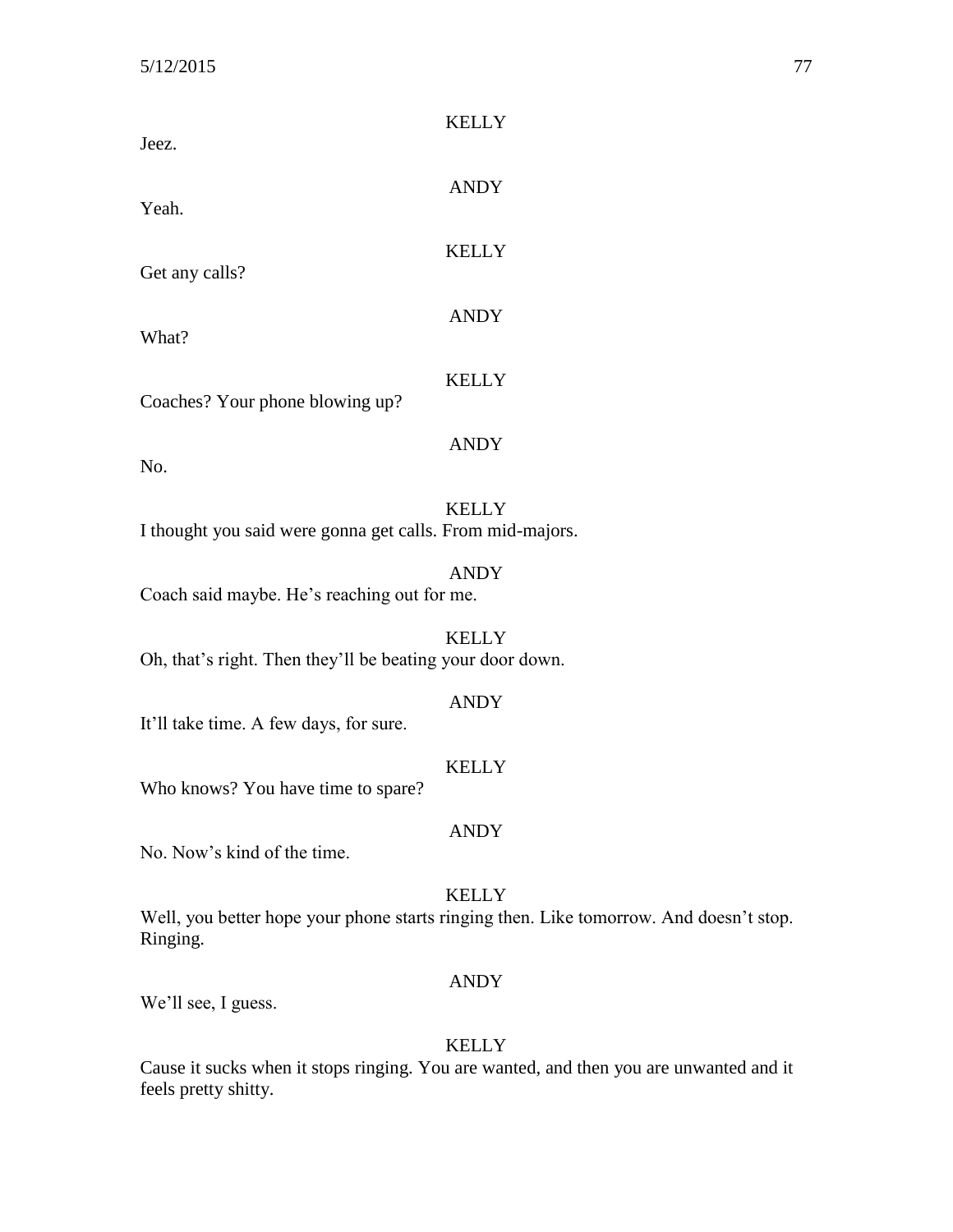KELLY

Jeez.

ANDY

Yeah.

KELLY

Get any calls?

ANDY

What?

KELLY

Coaches? Your phone blowing up?

ANDY

No.

KELLY

I thought you said were gonna get calls. From mid-majors.

ANDY

Coach said maybe. He's reaching out for me.

KELLY

Oh, that's right. Then they'll be beating your door down.

ANDY

It'll take time. A few days, for sure.

KELLY

Who knows? You have time to spare?

ANDY

No. Now's kind of the time.

KELLY

Well, you better hope your phone starts ringing then. Like tomorrow. And doesn't stop. Ringing.

ANDY

We'll see, I guess.

KELLY

Cause it sucks when it stops ringing. You are wanted, and then you are unwanted and it feels pretty shitty.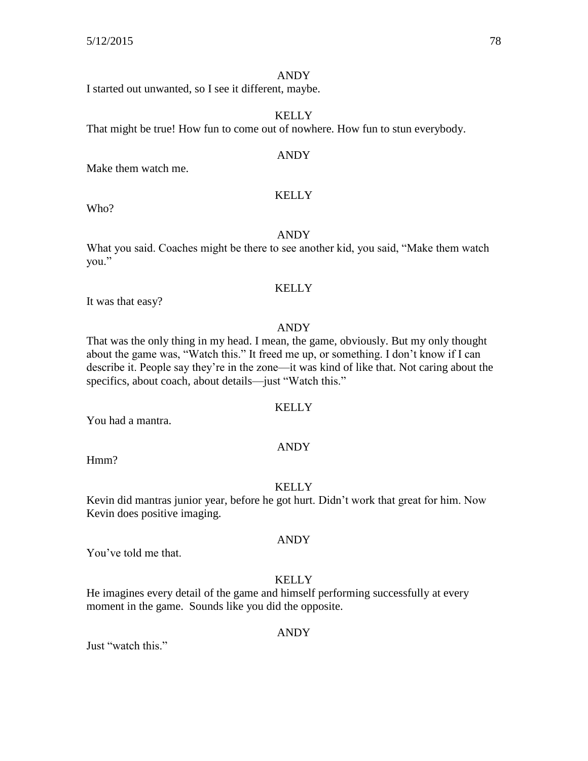ANDY

I started out unwanted, so I see it different, maybe.

KELLY

That might be true! How fun to come out of nowhere. How fun to stun everybody.

ANDY

Make them watch me.

KELLY

Who?

ANDY

What you said. Coaches might be there to see another kid, you said, "Make them watch you."

KELLY

It was that easy?

ANDY

That was the only thing in my head. I mean, the game, obviously. But my only thought about the game was, "Watch this." It freed me up, or something. I don't know if I can describe it. People say they're in the zone—it was kind of like that. Not caring about the specifics, about coach, about details—just "Watch this."

KELLY

You had a mantra.

ANDY

Hmm?

KELLY

Kevin did mantras junior year, before he got hurt. Didn't work that great for him. Now Kevin does positive imaging.

ANDY

You've told me that.

KELLY

He imagines every detail of the game and himself performing successfully at every moment in the game. Sounds like you did the opposite.

ANDY

Just "watch this."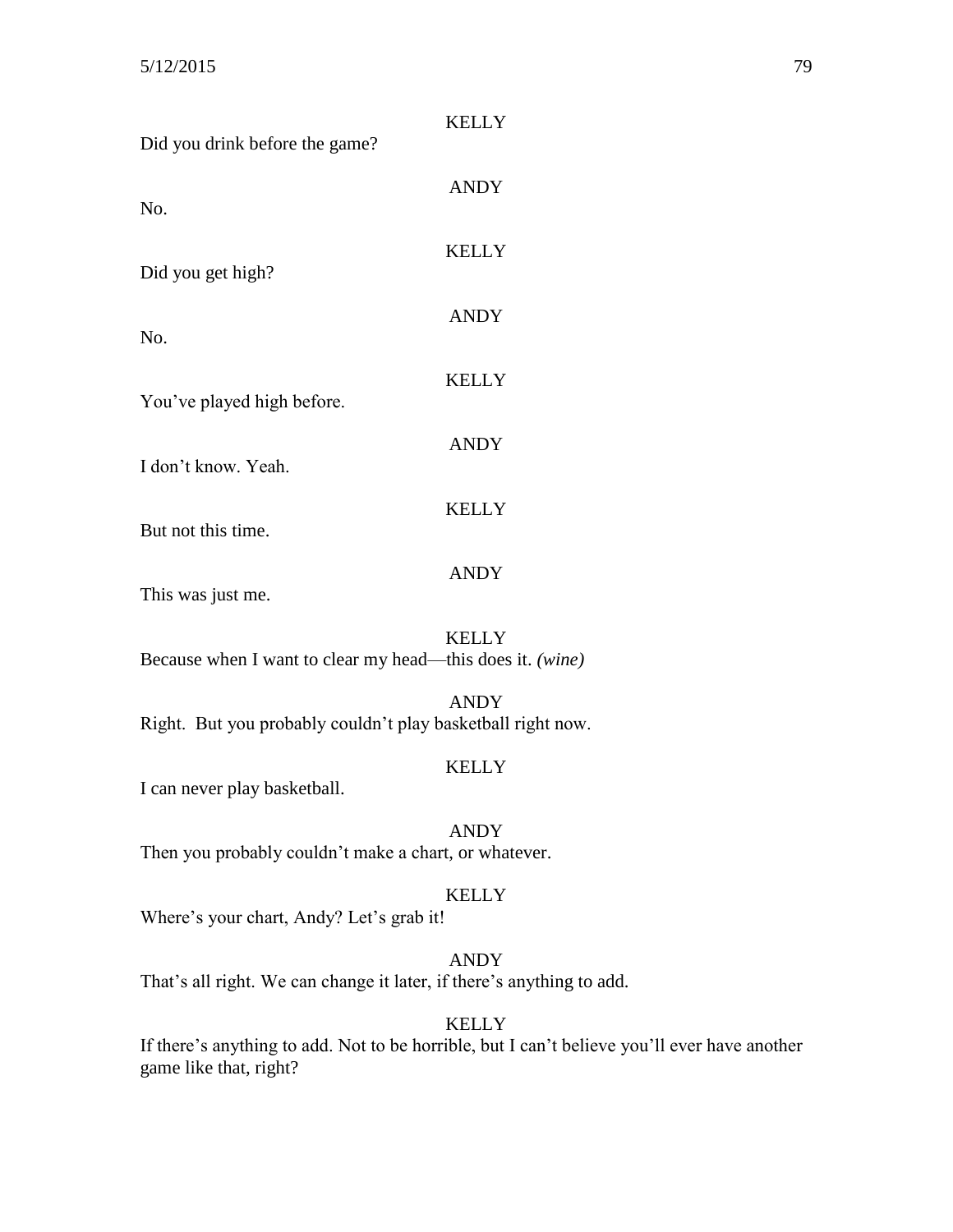KELLY

Did you drink before the game?

ANDY

No.

KELLY

Did you get high?

ANDY

No.

KELLY

You've played high before.

ANDY

I don't know. Yeah.

KELLY

But not this time.

ANDY

This was just me.

KELLY

Because when I want to clear my head—this does it. *(wine)*

ANDY

Right. But you probably couldn't play basketball right now.

KELLY

I can never play basketball.

ANDY

Then you probably couldn't make a chart, or whatever.

KELLY

Where's your chart, Andy? Let's grab it!

ANDY

That's all right. We can change it later, if there's anything to add.

KELLY

If there's anything to add. Not to be horrible, but I can't believe you'll ever have another game like that, right?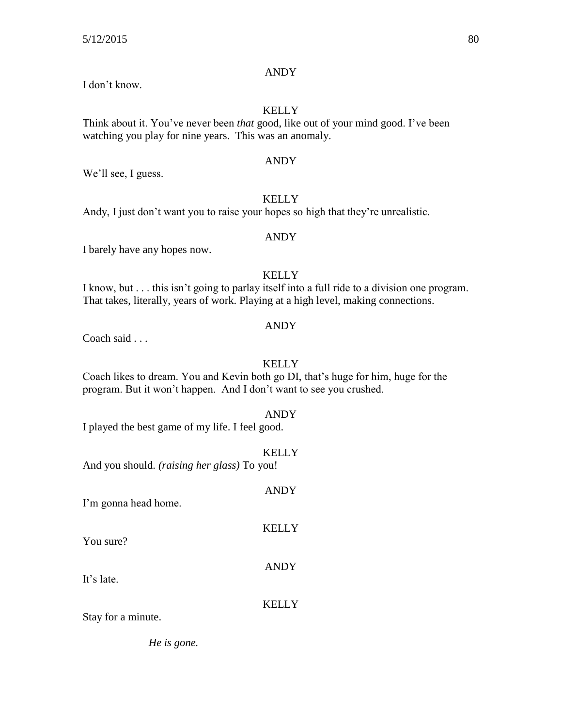ANDY

I don't know.

KELLY

Think about it. You've never been *that* good, like out of your mind good. I've been watching you play for nine years.  This was an anomaly.

ANDY

We'll see, I guess.

KELLY

Andy, I just don't want you to raise your hopes so high that they're unrealistic.

ANDY

I barely have any hopes now.

KELLY

I know, but . . . this isn't going to parlay itself into a full ride to a division one program. That takes, literally, years of work. Playing at a high level, making connections.

ANDY

Coach said . . .

KELLY

Coach likes to dream. You and Kevin both go DI, that's huge for him, huge for the program. But it won't happen.  And I don't want to see you crushed.

ANDY

I played the best game of my life. I feel good.

KELLY

And you should. *(raising her glass)* To you!

ANDY

I'm gonna head home.

KELLY

You sure?

ANDY

It's late.

KELLY

Stay for a minute.

*He is gone.*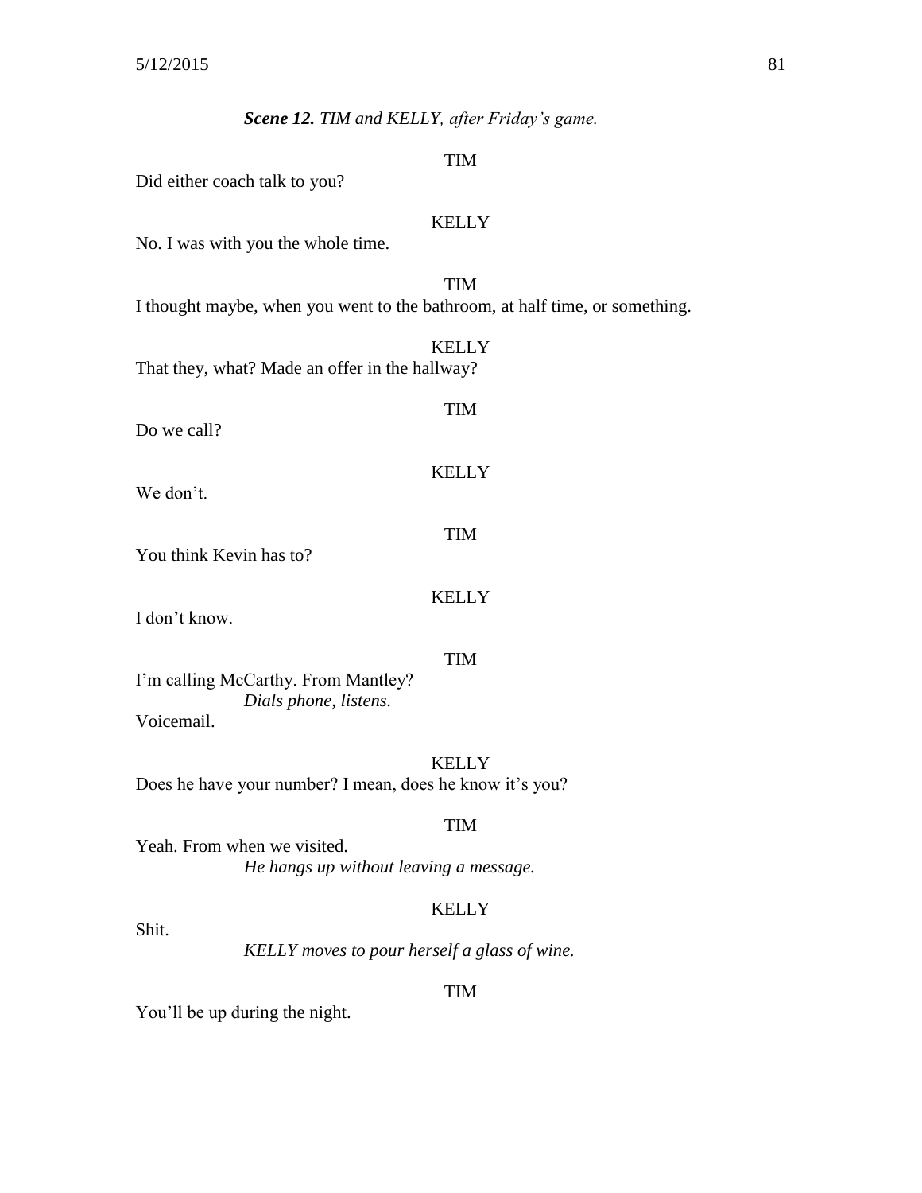***Scene 12.*** *TIM and KELLY, after Friday's game.*

TIM

Did either coach talk to you?

KELLY

No. I was with you the whole time.

TIM

I thought maybe, when you went to the bathroom, at half time, or something.

KELLY

That they, what? Made an offer in the hallway?

TIM

Do we call?

KELLY

We don't.

TIM

You think Kevin has to?

KELLY

I don't know.

TIM

I'm calling McCarthy. From Mantley?

*Dials phone, listens.*

Voicemail.

KELLY

Does he have your number? I mean, does he know it's you?

TIM

Yeah. From when we visited.

*He hangs up without leaving a message.*

KELLY

Shit.

*KELLY moves to pour herself a glass of wine.*

TIM

You'll be up during the night.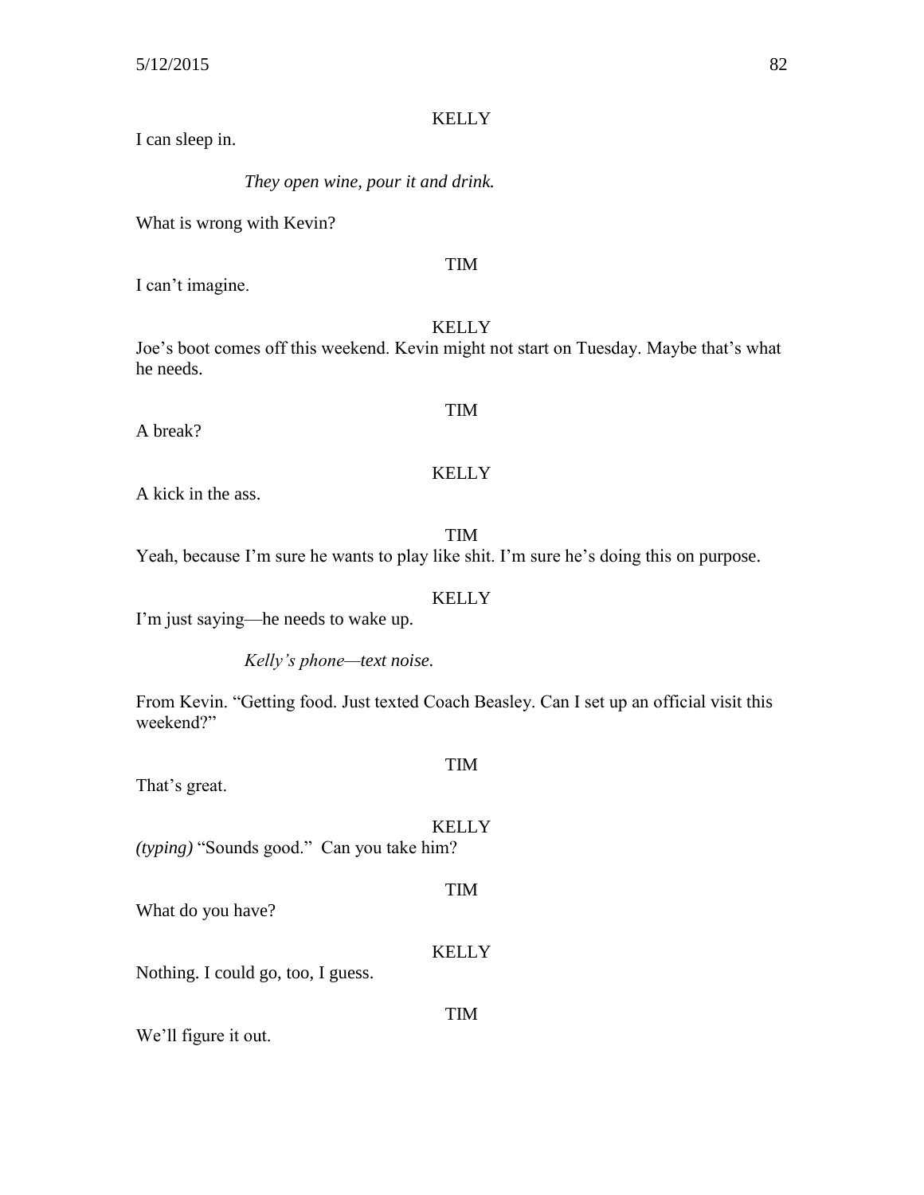KELLY

I can sleep in.

*They open wine, pour it and drink.*

What is wrong with Kevin?

TIM

I can't imagine.

KELLY

Joe's boot comes off this weekend. Kevin might not start on Tuesday. Maybe that's what he needs.

TIM

A break?

KELLY

A kick in the ass.

TIM

Yeah, because I'm sure he wants to play like shit. I'm sure he's doing this on purpose.

KELLY

I'm just saying—he needs to wake up.

*Kelly's phone—text noise.*

From Kevin. "Getting food. Just texted Coach Beasley. Can I set up an official visit this weekend?"

TIM

That's great.

KELLY

*(typing)* "Sounds good." Can you take him?

TIM

What do you have?

KELLY

Nothing. I could go, too, I guess.

TIM

We'll figure it out.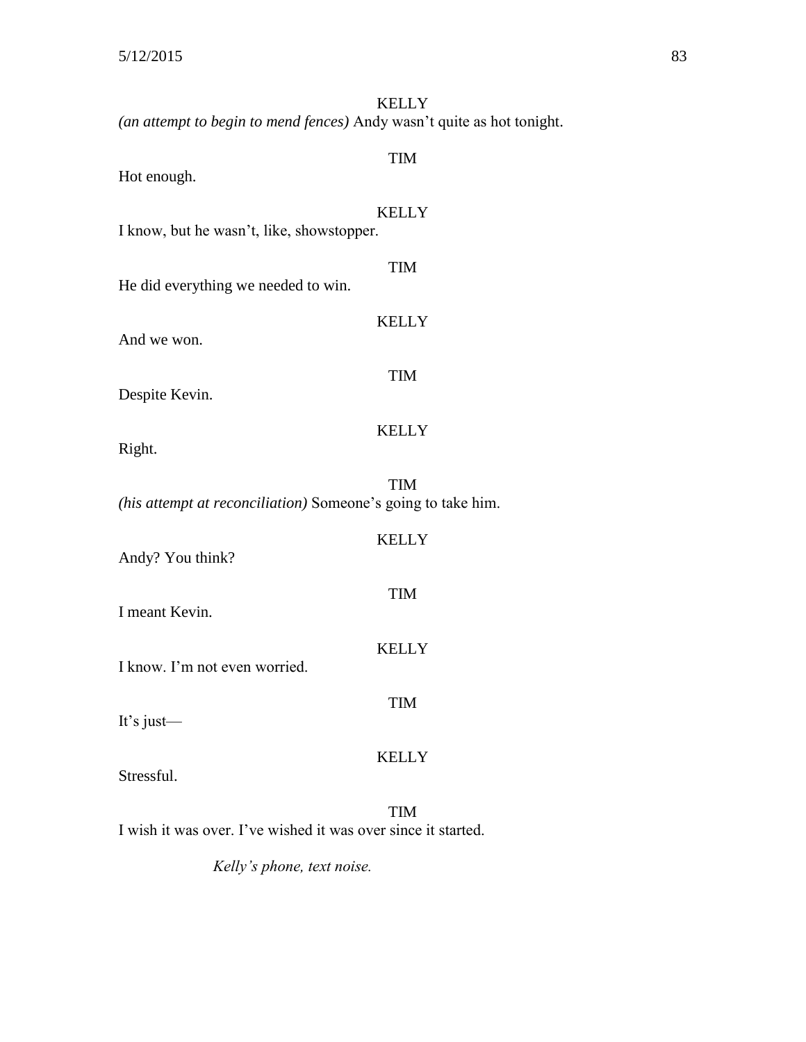KELLY

*(an attempt to begin to mend fences)* Andy wasn't quite as hot tonight.

TIM

Hot enough.

KELLY

I know, but he wasn't, like, showstopper.

TIM

He did everything we needed to win.

KELLY

And we won.

TIM

Despite Kevin.

KELLY

Right.

TIM

*(his attempt at reconciliation)* Someone's going to take him.

KELLY

Andy? You think?

TIM

I meant Kevin.

KELLY

I know. I'm not even worried.

TIM

It's just—

KELLY

Stressful.

TIM

I wish it was over. I've wished it was over since it started.

*Kelly's phone, text noise.*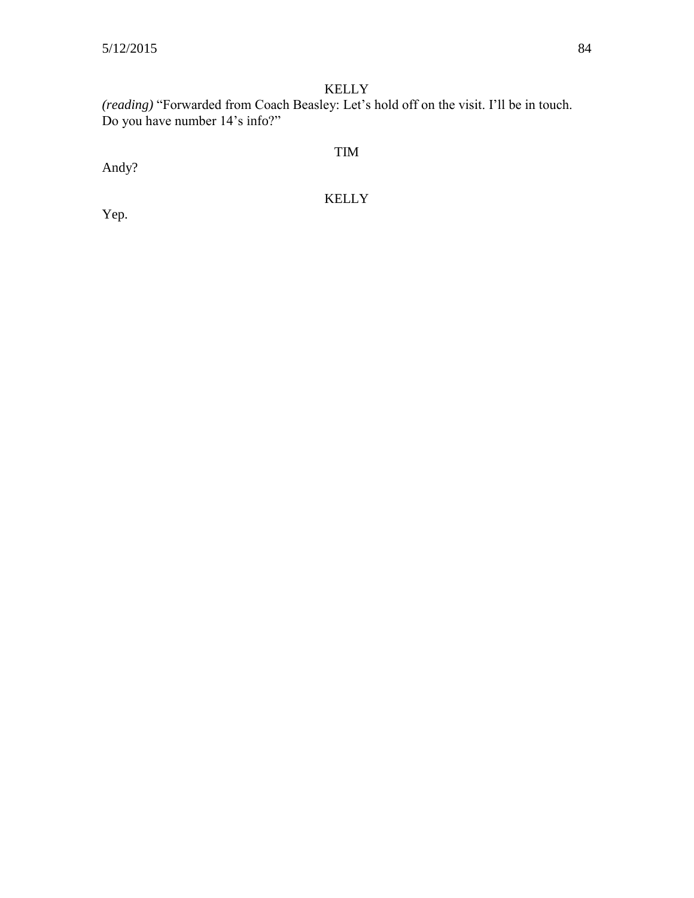KELLY

*(reading)* "Forwarded from Coach Beasley: Let's hold off on the visit. I'll be in touch. Do you have number 14's info?"

TIM

Andy?

KELLY

Yep.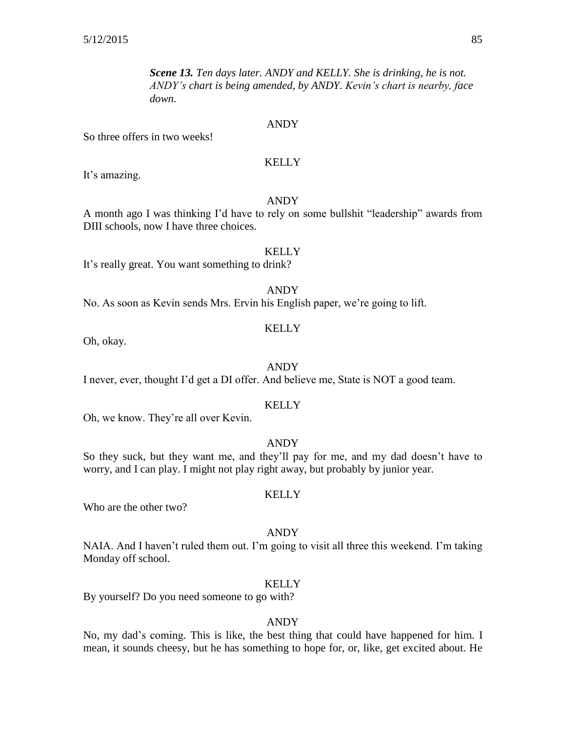***Scene 13.*** *Ten days later. ANDY and KELLY. She is drinking, he is not. ANDY's chart is being amended, by ANDY. Kevin's chart is nearby, face down.*

ANDY

So three offers in two weeks!

KELLY

It's amazing.

ANDY

A month ago I was thinking I'd have to rely on some bullshit "leadership" awards from DIII schools, now I have three choices.

KELLY

It's really great. You want something to drink?

ANDY

No. As soon as Kevin sends Mrs. Ervin his English paper, we're going to lift.

KELLY

Oh, okay.

ANDY

I never, ever, thought I'd get a DI offer. And believe me, State is NOT a good team.

KELLY

Oh, we know. They're all over Kevin.

ANDY

So they suck, but they want me, and they'll pay for me, and my dad doesn't have to worry, and I can play. I might not play right away, but probably by junior year.

KELLY

Who are the other two?

ANDY

NAIA. And I haven't ruled them out. I'm going to visit all three this weekend. I'm taking Monday off school.

KELLY

By yourself? Do you need someone to go with?

ANDY

No, my dad's coming. This is like, the best thing that could have happened for him. I mean, it sounds cheesy, but he has something to hope for, or, like, get excited about. He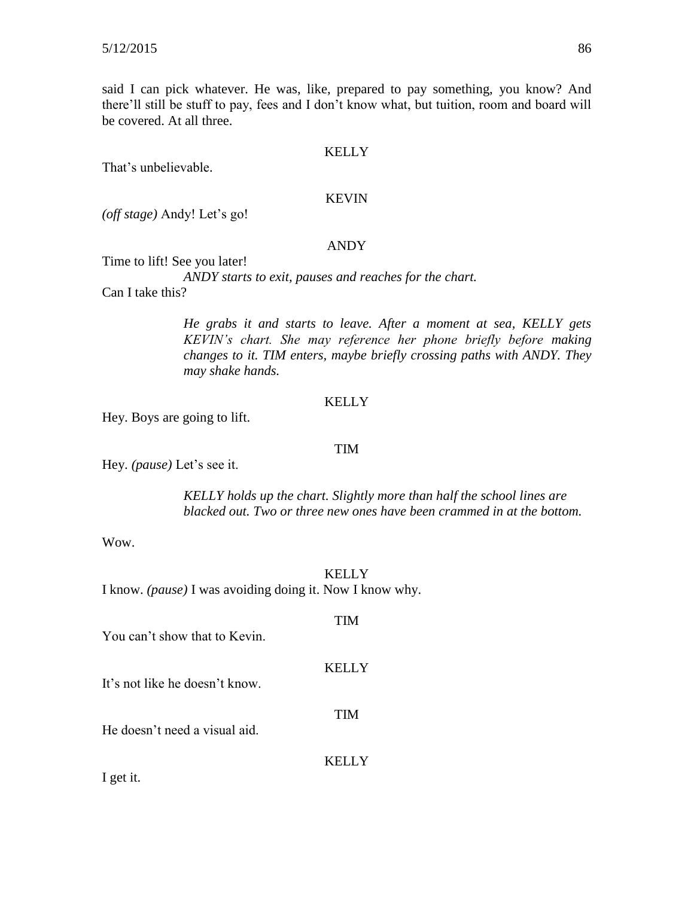said I can pick whatever. He was, like, prepared to pay something, you know? And there'll still be stuff to pay, fees and I don't know what, but tuition, room and board will be covered. At all three.

KELLY

That's unbelievable.

KEVIN

*(off stage)* Andy! Let's go!

ANDY

Time to lift! See you later!

*ANDY starts to exit, pauses and reaches for the chart.*

Can I take this?

*He grabs it and starts to leave. After a moment at sea, KELLY gets KEVIN's chart. She may reference her phone briefly before making changes to it. TIM enters, maybe briefly crossing paths with ANDY. They may shake hands.*

KELLY

Hey. Boys are going to lift.

TIM

Hey. *(pause)* Let's see it.

*KELLY holds up the chart. Slightly more than half the school lines are blacked out. Two or three new ones have been crammed in at the bottom.*

Wow.

KELLY

I know. *(pause)* I was avoiding doing it. Now I know why.

TIM

You can't show that to Kevin.

KELLY

It's not like he doesn't know.

TIM

He doesn't need a visual aid.

KELLY

I get it.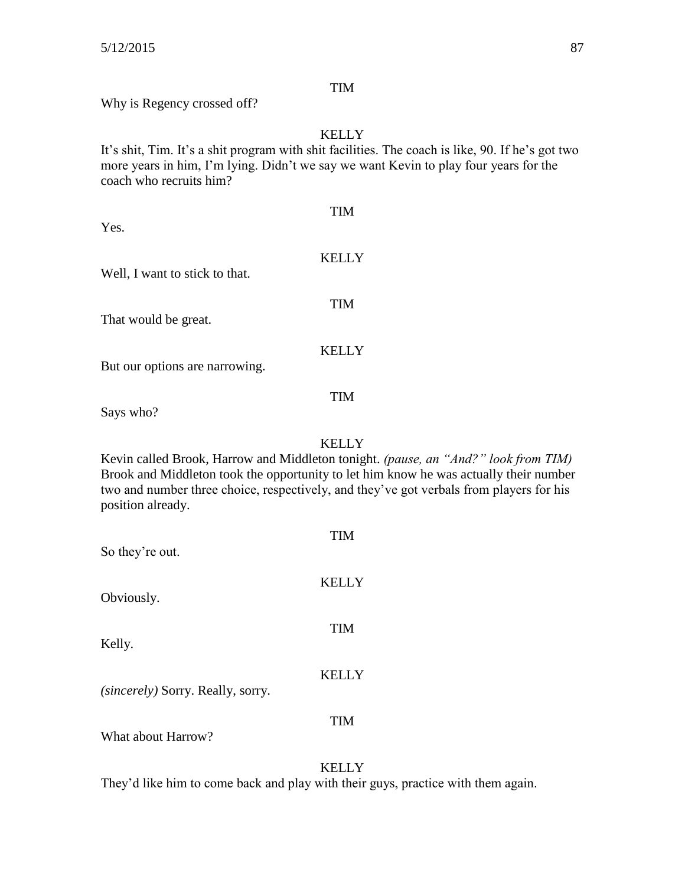TIM

Why is Regency crossed off?

KELLY

It's shit, Tim. It's a shit program with shit facilities. The coach is like, 90. If he's got two more years in him, I'm lying. Didn't we say we want Kevin to play four years for the coach who recruits him?

TIM

Yes.

KELLY

Well, I want to stick to that.

TIM

That would be great.

KELLY

But our options are narrowing.

TIM

Says who?

KELLY

Kevin called Brook, Harrow and Middleton tonight. *(pause, an "And?" look from TIM)* Brook and Middleton took the opportunity to let him know he was actually their number two and number three choice, respectively, and they've got verbals from players for his position already.

TIM

So they're out.

KELLY

Obviously.

TIM

Kelly.

KELLY

*(sincerely)* Sorry. Really, sorry.

TIM

What about Harrow?

KELLY

They'd like him to come back and play with their guys, practice with them again.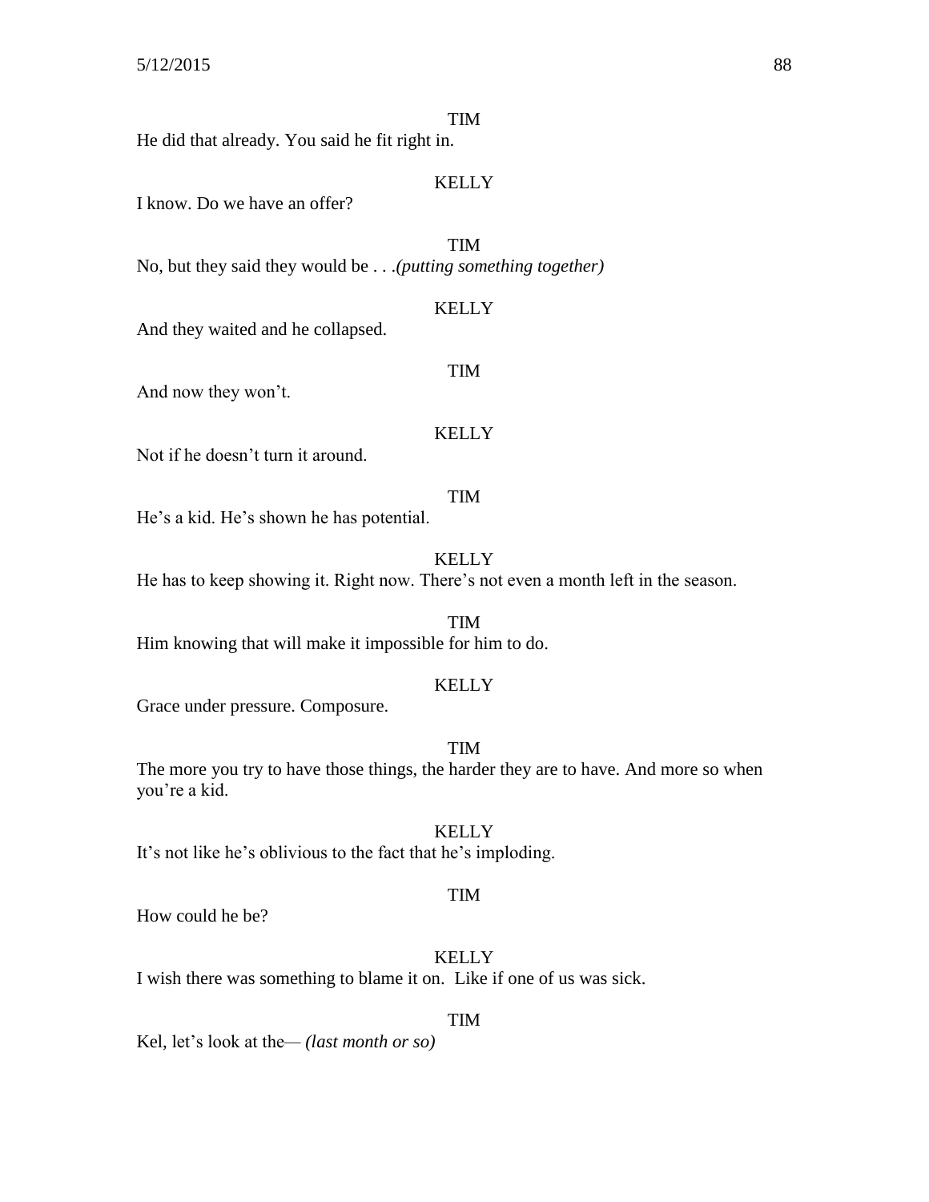TIM

He did that already. You said he fit right in.

KELLY

I know. Do we have an offer?

TIM

No, but they said they would be . . .*(putting something together)*

KELLY

And they waited and he collapsed.

TIM

And now they won't.

KELLY

Not if he doesn't turn it around.

TIM

He's a kid. He's shown he has potential.

KELLY

He has to keep showing it. Right now. There's not even a month left in the season.

TIM

Him knowing that will make it impossible for him to do.

KELLY

Grace under pressure. Composure.

TIM

The more you try to have those things, the harder they are to have. And more so when you're a kid.

KELLY

It's not like he's oblivious to the fact that he's imploding.

TIM

How could he be?

KELLY

I wish there was something to blame it on. Like if one of us was sick.

TIM

Kel, let's look at the— *(last month or so)*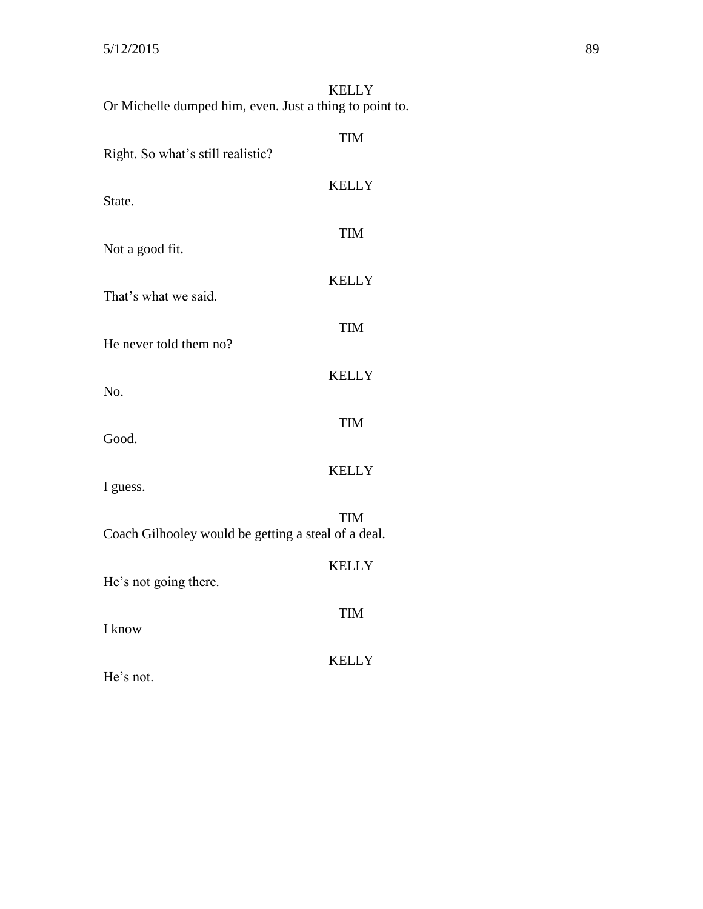KELLY

Or Michelle dumped him, even. Just a thing to point to.

TIM

Right. So what's still realistic?

KELLY

State.

TIM

Not a good fit.

KELLY

That's what we said.

TIM

He never told them no?

KELLY

No.

TIM

Good.

KELLY

I guess.

TIM

Coach Gilhooley would be getting a steal of a deal.

KELLY

He's not going there.

TIM

I know

KELLY

He's not.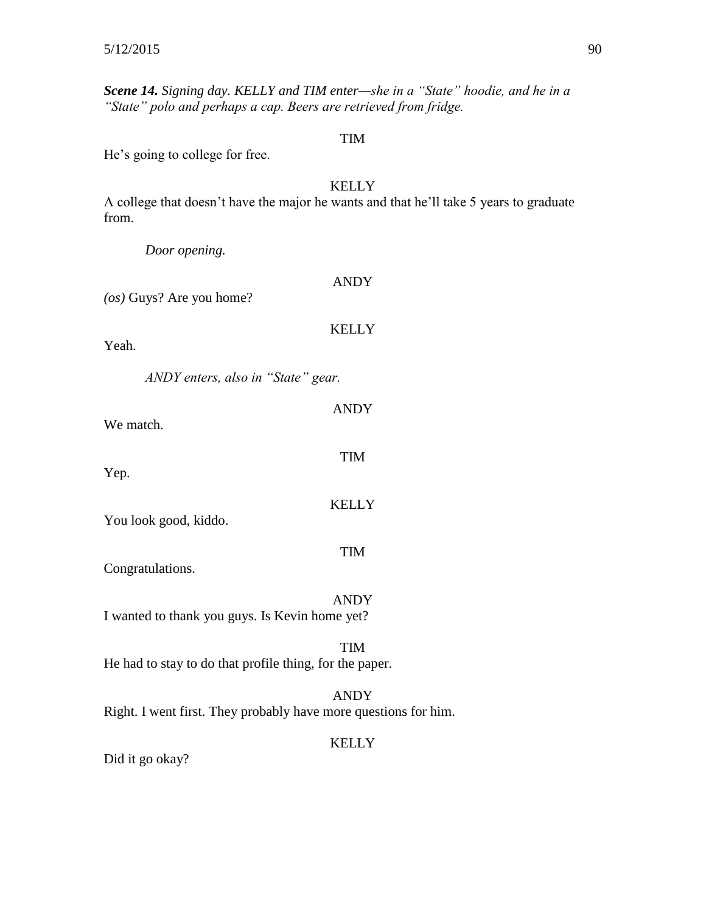***Scene 14.*** *Signing day. KELLY and TIM enter—she in a "State" hoodie, and he in a "State" polo and perhaps a cap. Beers are retrieved from fridge.*

TIM

He's going to college for free.

KELLY

A college that doesn't have the major he wants and that he'll take 5 years to graduate from.

*Door opening.*

ANDY

*(os)* Guys? Are you home?

KELLY

Yeah.

*ANDY enters, also in "State" gear.*

ANDY

We match.

TIM

Yep.

KELLY

You look good, kiddo.

TIM

Congratulations.

ANDY

I wanted to thank you guys. Is Kevin home yet?

TIM

He had to stay to do that profile thing, for the paper.

ANDY

Right. I went first. They probably have more questions for him.

KELLY

Did it go okay?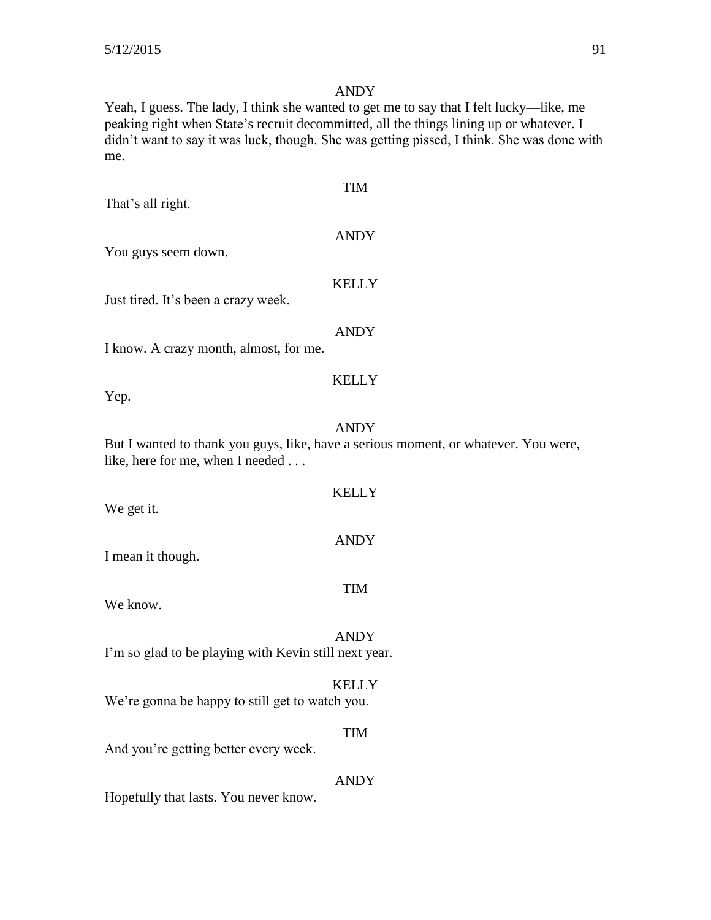ANDY

Yeah, I guess. The lady, I think she wanted to get me to say that I felt lucky—like, me peaking right when State's recruit decommitted, all the things lining up or whatever. I didn't want to say it was luck, though. She was getting pissed, I think. She was done with me.

TIM

That's all right.

ANDY

You guys seem down.

KELLY

Just tired. It's been a crazy week.

ANDY

I know. A crazy month, almost, for me.

KELLY

Yep.

ANDY

But I wanted to thank you guys, like, have a serious moment, or whatever. You were, like, here for me, when I needed . . .

KELLY

We get it.

ANDY

I mean it though.

TIM

We know.

ANDY

I'm so glad to be playing with Kevin still next year.

KELLY

We're gonna be happy to still get to watch you.

TIM

And you're getting better every week.

ANDY

Hopefully that lasts. You never know.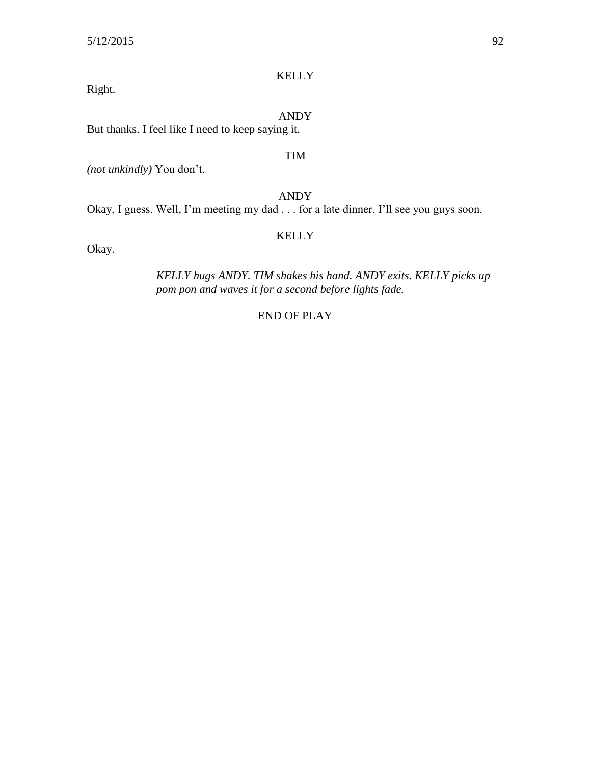KELLY

Right.

ANDY

But thanks. I feel like I need to keep saying it.

TIM

*(not unkindly)* You don't.

ANDY

Okay, I guess. Well, I'm meeting my dad . . . for a late dinner. I'll see you guys soon.

KELLY

Okay.

*KELLY hugs ANDY. TIM shakes his hand. ANDY exits. KELLY picks up pom pon and waves it for a second before lights fade.*

END OF PLAY